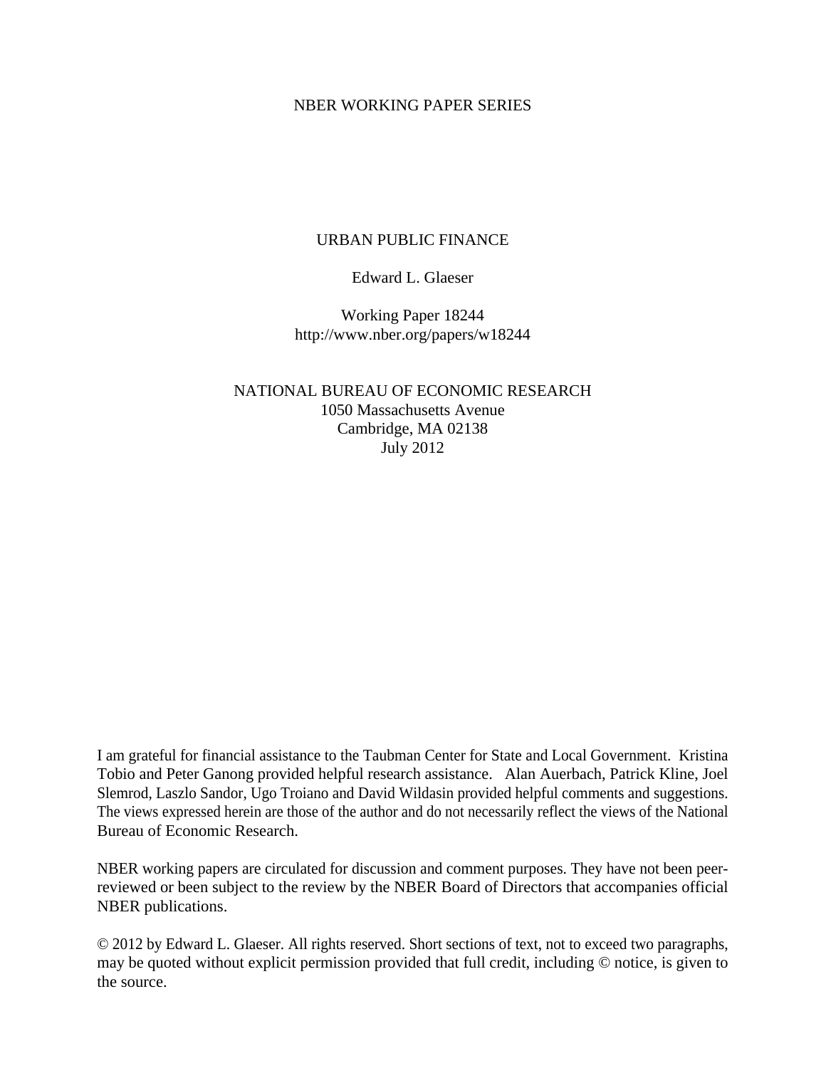NBER WORKING PAPER SERIES

# URBAN PUBLIC FINANCE

Edward L. Glaeser

Working Paper 18244
http://www.nber.org/papers/w18244

NATIONAL BUREAU OF ECONOMIC RESEARCH
1050 Massachusetts Avenue
Cambridge, MA 02138
July 2012

I am grateful for financial assistance to the Taubman Center for State and Local Government. Kristina Tobio and Peter Ganong provided helpful research assistance. Alan Auerbach, Patrick Kline, Joel Slemrod, Laszlo Sandor, Ugo Troiano and David Wildasin provided helpful comments and suggestions. The views expressed herein are those of the author and do not necessarily reflect the views of the National Bureau of Economic Research.

NBER working papers are circulated for discussion and comment purposes. They have not been peer-reviewed or been subject to the review by the NBER Board of Directors that accompanies official NBER publications.

© 2012 by Edward L. Glaeser. All rights reserved. Short sections of text, not to exceed two paragraphs, may be quoted without explicit permission provided that full credit, including © notice, is given to the source.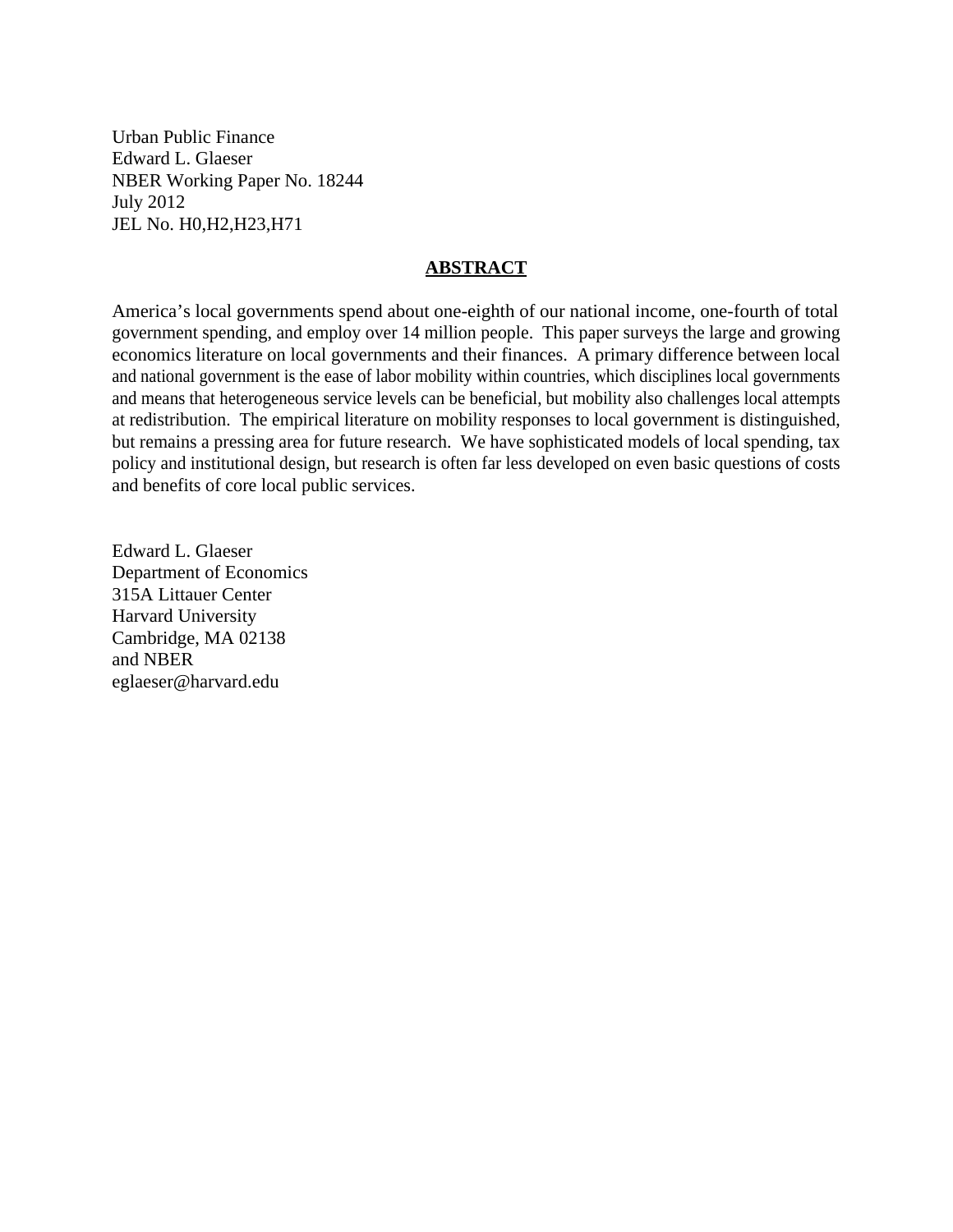Urban Public Finance
Edward L. Glaeser
NBER Working Paper No. 18244
July 2012
JEL No. H0,H2,H23,H71

## ABSTRACT

America's local governments spend about one-eighth of our national income, one-fourth of total government spending, and employ over 14 million people. This paper surveys the large and growing economics literature on local governments and their finances. A primary difference between local and national government is the ease of labor mobility within countries, which disciplines local governments and means that heterogeneous service levels can be beneficial, but mobility also challenges local attempts at redistribution. The empirical literature on mobility responses to local government is distinguished, but remains a pressing area for future research. We have sophisticated models of local spending, tax policy and institutional design, but research is often far less developed on even basic questions of costs and benefits of core local public services.

Edward L. Glaeser
Department of Economics
315A Littauer Center
Harvard University
Cambridge, MA 02138
and NBER
eglaeser@harvard.edu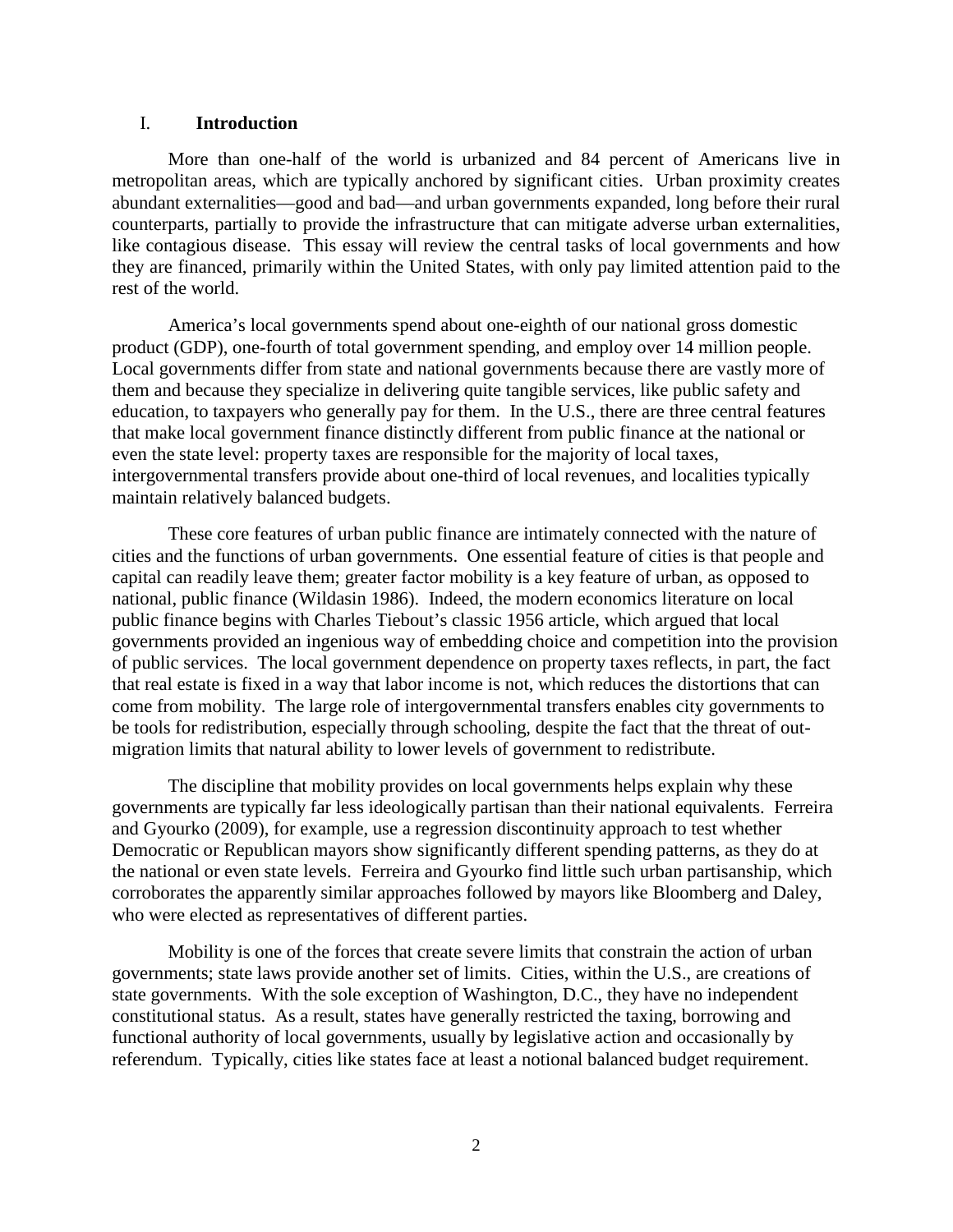## I. **Introduction**

More than one-half of the world is urbanized and 84 percent of Americans live in metropolitan areas, which are typically anchored by significant cities. Urban proximity creates abundant externalities—good and bad—and urban governments expanded, long before their rural counterparts, partially to provide the infrastructure that can mitigate adverse urban externalities, like contagious disease. This essay will review the central tasks of local governments and how they are financed, primarily within the United States, with only pay limited attention paid to the rest of the world.

America's local governments spend about one-eighth of our national gross domestic product (GDP), one-fourth of total government spending, and employ over 14 million people. Local governments differ from state and national governments because there are vastly more of them and because they specialize in delivering quite tangible services, like public safety and education, to taxpayers who generally pay for them. In the U.S., there are three central features that make local government finance distinctly different from public finance at the national or even the state level: property taxes are responsible for the majority of local taxes, intergovernmental transfers provide about one-third of local revenues, and localities typically maintain relatively balanced budgets.

These core features of urban public finance are intimately connected with the nature of cities and the functions of urban governments. One essential feature of cities is that people and capital can readily leave them; greater factor mobility is a key feature of urban, as opposed to national, public finance (Wildasin 1986). Indeed, the modern economics literature on local public finance begins with Charles Tiebout's classic 1956 article, which argued that local governments provided an ingenious way of embedding choice and competition into the provision of public services. The local government dependence on property taxes reflects, in part, the fact that real estate is fixed in a way that labor income is not, which reduces the distortions that can come from mobility. The large role of intergovernmental transfers enables city governments to be tools for redistribution, especially through schooling, despite the fact that the threat of out-migration limits that natural ability to lower levels of government to redistribute.

The discipline that mobility provides on local governments helps explain why these governments are typically far less ideologically partisan than their national equivalents. Ferreira and Gyourko (2009), for example, use a regression discontinuity approach to test whether Democratic or Republican mayors show significantly different spending patterns, as they do at the national or even state levels. Ferreira and Gyourko find little such urban partisanship, which corroborates the apparently similar approaches followed by mayors like Bloomberg and Daley, who were elected as representatives of different parties.

Mobility is one of the forces that create severe limits that constrain the action of urban governments; state laws provide another set of limits. Cities, within the U.S., are creations of state governments. With the sole exception of Washington, D.C., they have no independent constitutional status. As a result, states have generally restricted the taxing, borrowing and functional authority of local governments, usually by legislative action and occasionally by referendum. Typically, cities like states face at least a notional balanced budget requirement.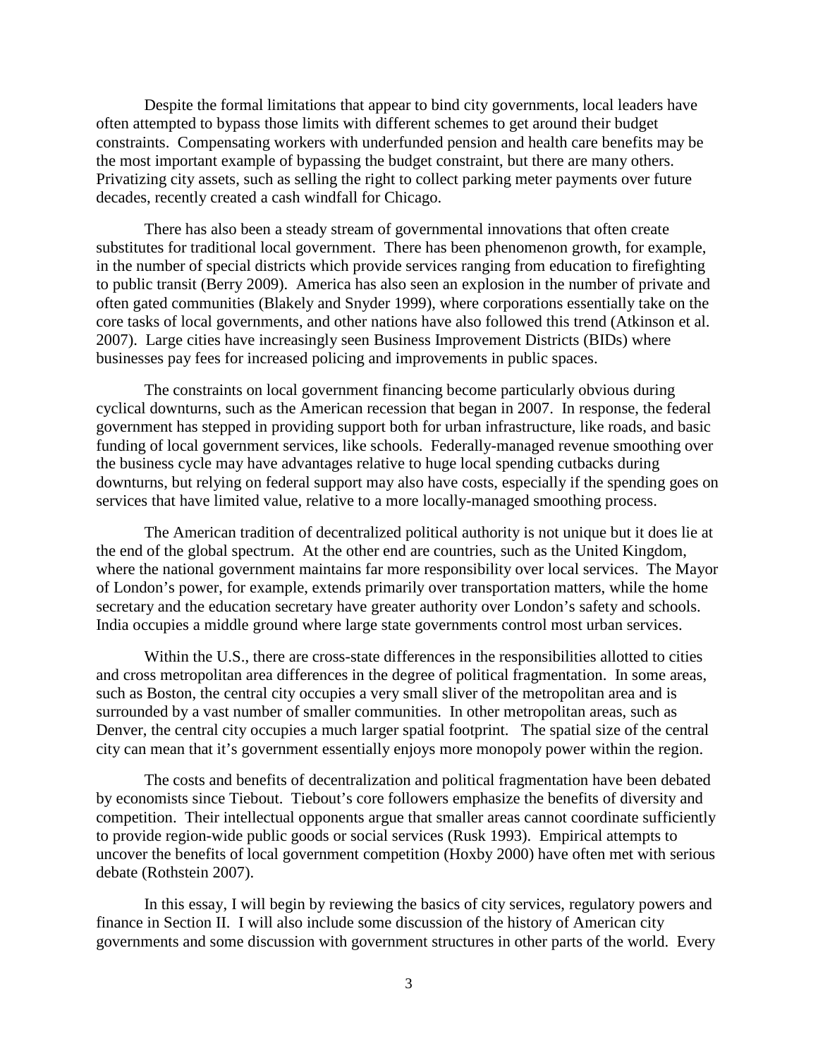Despite the formal limitations that appear to bind city governments, local leaders have often attempted to bypass those limits with different schemes to get around their budget constraints. Compensating workers with underfunded pension and health care benefits may be the most important example of bypassing the budget constraint, but there are many others. Privatizing city assets, such as selling the right to collect parking meter payments over future decades, recently created a cash windfall for Chicago.

There has also been a steady stream of governmental innovations that often create substitutes for traditional local government. There has been phenomenon growth, for example, in the number of special districts which provide services ranging from education to firefighting to public transit (Berry 2009). America has also seen an explosion in the number of private and often gated communities (Blakely and Snyder 1999), where corporations essentially take on the core tasks of local governments, and other nations have also followed this trend (Atkinson et al. 2007). Large cities have increasingly seen Business Improvement Districts (BIDs) where businesses pay fees for increased policing and improvements in public spaces.

The constraints on local government financing become particularly obvious during cyclical downturns, such as the American recession that began in 2007. In response, the federal government has stepped in providing support both for urban infrastructure, like roads, and basic funding of local government services, like schools. Federally-managed revenue smoothing over the business cycle may have advantages relative to huge local spending cutbacks during downturns, but relying on federal support may also have costs, especially if the spending goes on services that have limited value, relative to a more locally-managed smoothing process.

The American tradition of decentralized political authority is not unique but it does lie at the end of the global spectrum. At the other end are countries, such as the United Kingdom, where the national government maintains far more responsibility over local services. The Mayor of London's power, for example, extends primarily over transportation matters, while the home secretary and the education secretary have greater authority over London's safety and schools. India occupies a middle ground where large state governments control most urban services.

Within the U.S., there are cross-state differences in the responsibilities allotted to cities and cross metropolitan area differences in the degree of political fragmentation. In some areas, such as Boston, the central city occupies a very small sliver of the metropolitan area and is surrounded by a vast number of smaller communities. In other metropolitan areas, such as Denver, the central city occupies a much larger spatial footprint. The spatial size of the central city can mean that it's government essentially enjoys more monopoly power within the region.

The costs and benefits of decentralization and political fragmentation have been debated by economists since Tiebout. Tiebout's core followers emphasize the benefits of diversity and competition. Their intellectual opponents argue that smaller areas cannot coordinate sufficiently to provide region-wide public goods or social services (Rusk 1993). Empirical attempts to uncover the benefits of local government competition (Hoxby 2000) have often met with serious debate (Rothstein 2007).

In this essay, I will begin by reviewing the basics of city services, regulatory powers and finance in Section II. I will also include some discussion of the history of American city governments and some discussion with government structures in other parts of the world. Every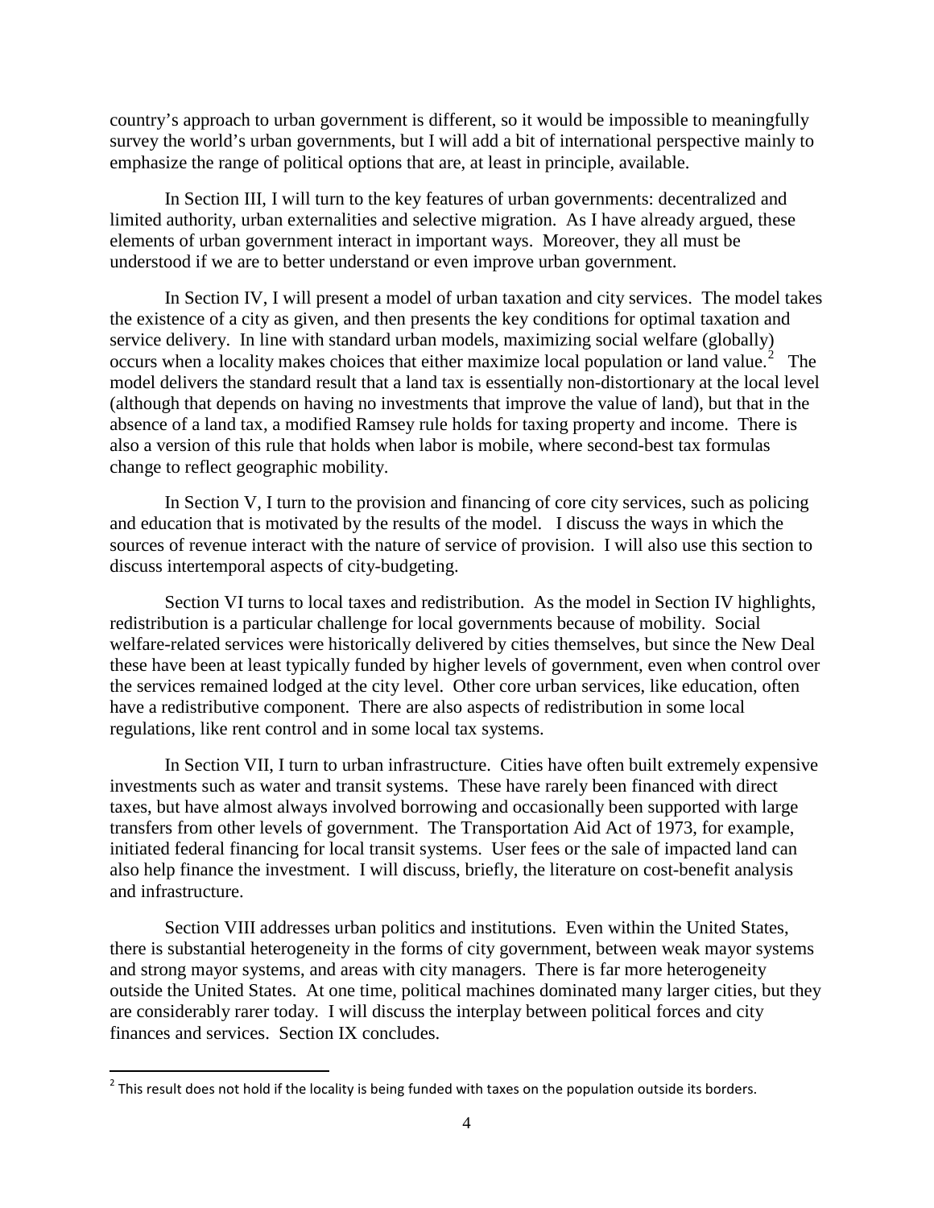country's approach to urban government is different, so it would be impossible to meaningfully survey the world's urban governments, but I will add a bit of international perspective mainly to emphasize the range of political options that are, at least in principle, available.

In Section III, I will turn to the key features of urban governments: decentralized and limited authority, urban externalities and selective migration. As I have already argued, these elements of urban government interact in important ways. Moreover, they all must be understood if we are to better understand or even improve urban government.

In Section IV, I will present a model of urban taxation and city services. The model takes the existence of a city as given, and then presents the key conditions for optimal taxation and service delivery. In line with standard urban models, maximizing social welfare (globally) occurs when a locality makes choices that either maximize local population or land value.[2] The model delivers the standard result that a land tax is essentially non-distortionary at the local level (although that depends on having no investments that improve the value of land), but that in the absence of a land tax, a modified Ramsey rule holds for taxing property and income. There is also a version of this rule that holds when labor is mobile, where second-best tax formulas change to reflect geographic mobility.

In Section V, I turn to the provision and financing of core city services, such as policing and education that is motivated by the results of the model. I discuss the ways in which the sources of revenue interact with the nature of service of provision. I will also use this section to discuss intertemporal aspects of city-budgeting.

Section VI turns to local taxes and redistribution. As the model in Section IV highlights, redistribution is a particular challenge for local governments because of mobility. Social welfare-related services were historically delivered by cities themselves, but since the New Deal these have been at least typically funded by higher levels of government, even when control over the services remained lodged at the city level. Other core urban services, like education, often have a redistributive component. There are also aspects of redistribution in some local regulations, like rent control and in some local tax systems.

In Section VII, I turn to urban infrastructure. Cities have often built extremely expensive investments such as water and transit systems. These have rarely been financed with direct taxes, but have almost always involved borrowing and occasionally been supported with large transfers from other levels of government. The Transportation Aid Act of 1973, for example, initiated federal financing for local transit systems. User fees or the sale of impacted land can also help finance the investment. I will discuss, briefly, the literature on cost-benefit analysis and infrastructure.

Section VIII addresses urban politics and institutions. Even within the United States, there is substantial heterogeneity in the forms of city government, between weak mayor systems and strong mayor systems, and areas with city managers. There is far more heterogeneity outside the United States. At one time, political machines dominated many larger cities, but they are considerably rarer today. I will discuss the interplay between political forces and city finances and services. Section IX concludes.

[2] This result does not hold if the locality is being funded with taxes on the population outside its borders.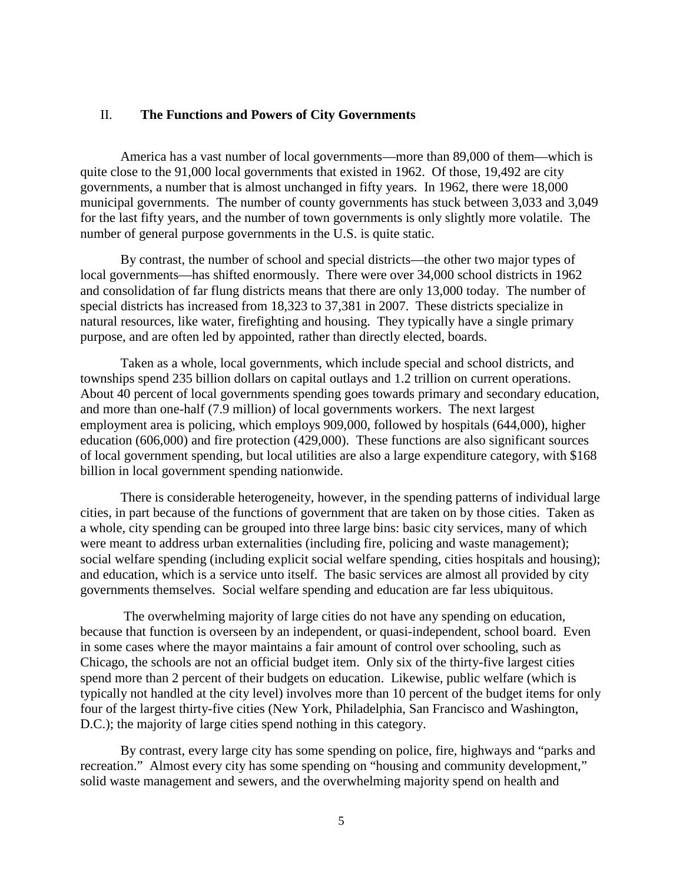## II. The Functions and Powers of City Governments

America has a vast number of local governments—more than 89,000 of them—which is quite close to the 91,000 local governments that existed in 1962. Of those, 19,492 are city governments, a number that is almost unchanged in fifty years. In 1962, there were 18,000 municipal governments. The number of county governments has stuck between 3,033 and 3,049 for the last fifty years, and the number of town governments is only slightly more volatile. The number of general purpose governments in the U.S. is quite static.

By contrast, the number of school and special districts—the other two major types of local governments—has shifted enormously. There were over 34,000 school districts in 1962 and consolidation of far flung districts means that there are only 13,000 today. The number of special districts has increased from 18,323 to 37,381 in 2007. These districts specialize in natural resources, like water, firefighting and housing. They typically have a single primary purpose, and are often led by appointed, rather than directly elected, boards.

Taken as a whole, local governments, which include special and school districts, and townships spend 235 billion dollars on capital outlays and 1.2 trillion on current operations. About 40 percent of local governments spending goes towards primary and secondary education, and more than one-half (7.9 million) of local governments workers. The next largest employment area is policing, which employs 909,000, followed by hospitals (644,000), higher education (606,000) and fire protection (429,000). These functions are also significant sources of local government spending, but local utilities are also a large expenditure category, with $168 billion in local government spending nationwide.

There is considerable heterogeneity, however, in the spending patterns of individual large cities, in part because of the functions of government that are taken on by those cities. Taken as a whole, city spending can be grouped into three large bins: basic city services, many of which were meant to address urban externalities (including fire, policing and waste management); social welfare spending (including explicit social welfare spending, cities hospitals and housing); and education, which is a service unto itself. The basic services are almost all provided by city governments themselves. Social welfare spending and education are far less ubiquitous.

The overwhelming majority of large cities do not have any spending on education, because that function is overseen by an independent, or quasi-independent, school board. Even in some cases where the mayor maintains a fair amount of control over schooling, such as Chicago, the schools are not an official budget item. Only six of the thirty-five largest cities spend more than 2 percent of their budgets on education. Likewise, public welfare (which is typically not handled at the city level) involves more than 10 percent of the budget items for only four of the largest thirty-five cities (New York, Philadelphia, San Francisco and Washington, D.C.); the majority of large cities spend nothing in this category.

By contrast, every large city has some spending on police, fire, highways and "parks and recreation." Almost every city has some spending on "housing and community development," solid waste management and sewers, and the overwhelming majority spend on health and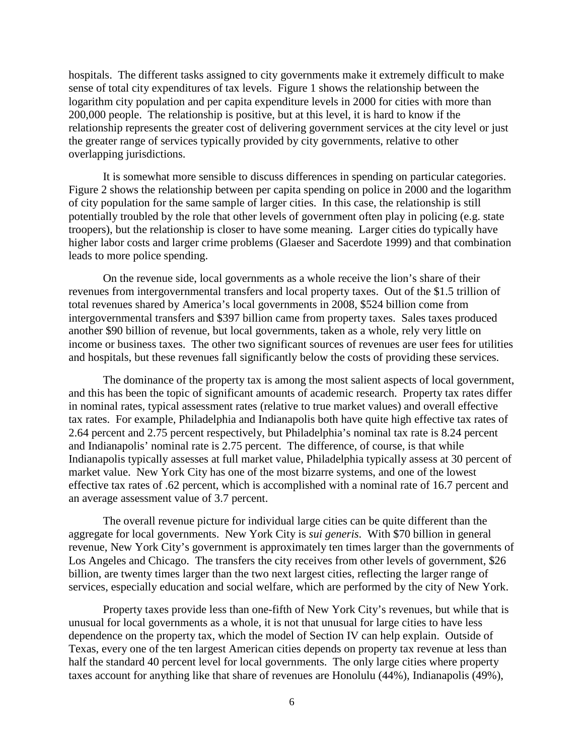hospitals. The different tasks assigned to city governments make it extremely difficult to make sense of total city expenditures of tax levels. Figure 1 shows the relationship between the logarithm city population and per capita expenditure levels in 2000 for cities with more than 200,000 people. The relationship is positive, but at this level, it is hard to know if the relationship represents the greater cost of delivering government services at the city level or just the greater range of services typically provided by city governments, relative to other overlapping jurisdictions.

It is somewhat more sensible to discuss differences in spending on particular categories. Figure 2 shows the relationship between per capita spending on police in 2000 and the logarithm of city population for the same sample of larger cities. In this case, the relationship is still potentially troubled by the role that other levels of government often play in policing (e.g. state troopers), but the relationship is closer to have some meaning. Larger cities do typically have higher labor costs and larger crime problems (Glaeser and Sacerdote 1999) and that combination leads to more police spending.

On the revenue side, local governments as a whole receive the lion's share of their revenues from intergovernmental transfers and local property taxes. Out of the $1.5 trillion of total revenues shared by America's local governments in 2008, $524 billion come from intergovernmental transfers and $397 billion came from property taxes. Sales taxes produced another $90 billion of revenue, but local governments, taken as a whole, rely very little on income or business taxes. The other two significant sources of revenues are user fees for utilities and hospitals, but these revenues fall significantly below the costs of providing these services.

The dominance of the property tax is among the most salient aspects of local government, and this has been the topic of significant amounts of academic research. Property tax rates differ in nominal rates, typical assessment rates (relative to true market values) and overall effective tax rates. For example, Philadelphia and Indianapolis both have quite high effective tax rates of 2.64 percent and 2.75 percent respectively, but Philadelphia's nominal tax rate is 8.24 percent and Indianapolis' nominal rate is 2.75 percent. The difference, of course, is that while Indianapolis typically assesses at full market value, Philadelphia typically assess at 30 percent of market value. New York City has one of the most bizarre systems, and one of the lowest effective tax rates of .62 percent, which is accomplished with a nominal rate of 16.7 percent and an average assessment value of 3.7 percent.

The overall revenue picture for individual large cities can be quite different than the aggregate for local governments. New York City is *sui generis*. With $70 billion in general revenue, New York City's government is approximately ten times larger than the governments of Los Angeles and Chicago. The transfers the city receives from other levels of government, $26 billion, are twenty times larger than the two next largest cities, reflecting the larger range of services, especially education and social welfare, which are performed by the city of New York.

Property taxes provide less than one-fifth of New York City's revenues, but while that is unusual for local governments as a whole, it is not that unusual for large cities to have less dependence on the property tax, which the model of Section IV can help explain. Outside of Texas, every one of the ten largest American cities depends on property tax revenue at less than half the standard 40 percent level for local governments. The only large cities where property taxes account for anything like that share of revenues are Honolulu (44%), Indianapolis (49%),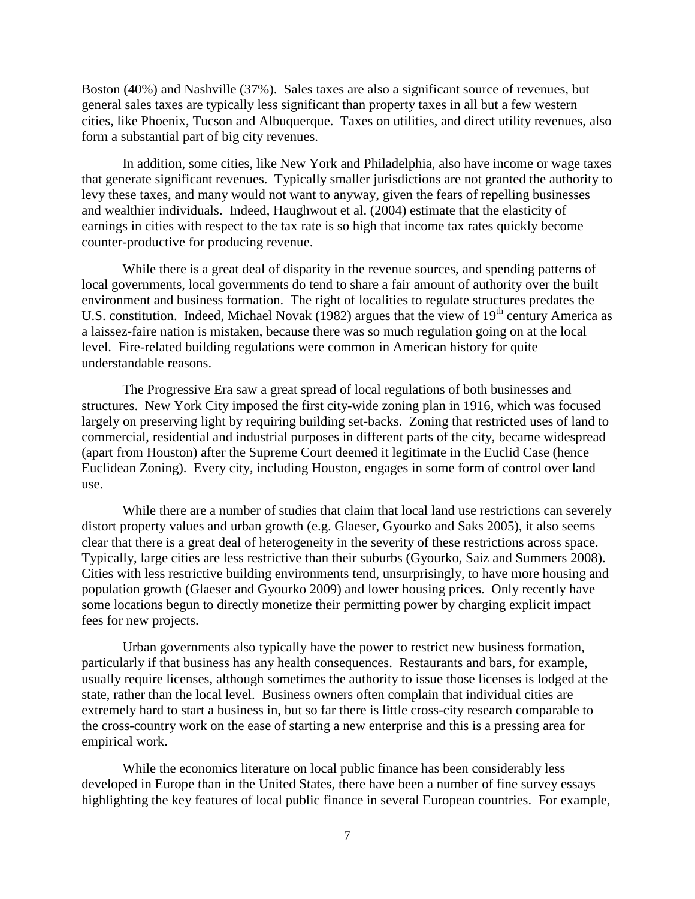Boston (40%) and Nashville (37%). Sales taxes are also a significant source of revenues, but general sales taxes are typically less significant than property taxes in all but a few western cities, like Phoenix, Tucson and Albuquerque. Taxes on utilities, and direct utility revenues, also form a substantial part of big city revenues.

In addition, some cities, like New York and Philadelphia, also have income or wage taxes that generate significant revenues. Typically smaller jurisdictions are not granted the authority to levy these taxes, and many would not want to anyway, given the fears of repelling businesses and wealthier individuals. Indeed, Haughwout et al. (2004) estimate that the elasticity of earnings in cities with respect to the tax rate is so high that income tax rates quickly become counter-productive for producing revenue.

While there is a great deal of disparity in the revenue sources, and spending patterns of local governments, local governments do tend to share a fair amount of authority over the built environment and business formation. The right of localities to regulate structures predates the U.S. constitution. Indeed, Michael Novak (1982) argues that the view of 19th century America as a laissez-faire nation is mistaken, because there was so much regulation going on at the local level. Fire-related building regulations were common in American history for quite understandable reasons.

The Progressive Era saw a great spread of local regulations of both businesses and structures. New York City imposed the first city-wide zoning plan in 1916, which was focused largely on preserving light by requiring building set-backs. Zoning that restricted uses of land to commercial, residential and industrial purposes in different parts of the city, became widespread (apart from Houston) after the Supreme Court deemed it legitimate in the Euclid Case (hence Euclidean Zoning). Every city, including Houston, engages in some form of control over land use.

While there are a number of studies that claim that local land use restrictions can severely distort property values and urban growth (e.g. Glaeser, Gyourko and Saks 2005), it also seems clear that there is a great deal of heterogeneity in the severity of these restrictions across space. Typically, large cities are less restrictive than their suburbs (Gyourko, Saiz and Summers 2008). Cities with less restrictive building environments tend, unsurprisingly, to have more housing and population growth (Glaeser and Gyourko 2009) and lower housing prices. Only recently have some locations begun to directly monetize their permitting power by charging explicit impact fees for new projects.

Urban governments also typically have the power to restrict new business formation, particularly if that business has any health consequences. Restaurants and bars, for example, usually require licenses, although sometimes the authority to issue those licenses is lodged at the state, rather than the local level. Business owners often complain that individual cities are extremely hard to start a business in, but so far there is little cross-city research comparable to the cross-country work on the ease of starting a new enterprise and this is a pressing area for empirical work.

While the economics literature on local public finance has been considerably less developed in Europe than in the United States, there have been a number of fine survey essays highlighting the key features of local public finance in several European countries. For example,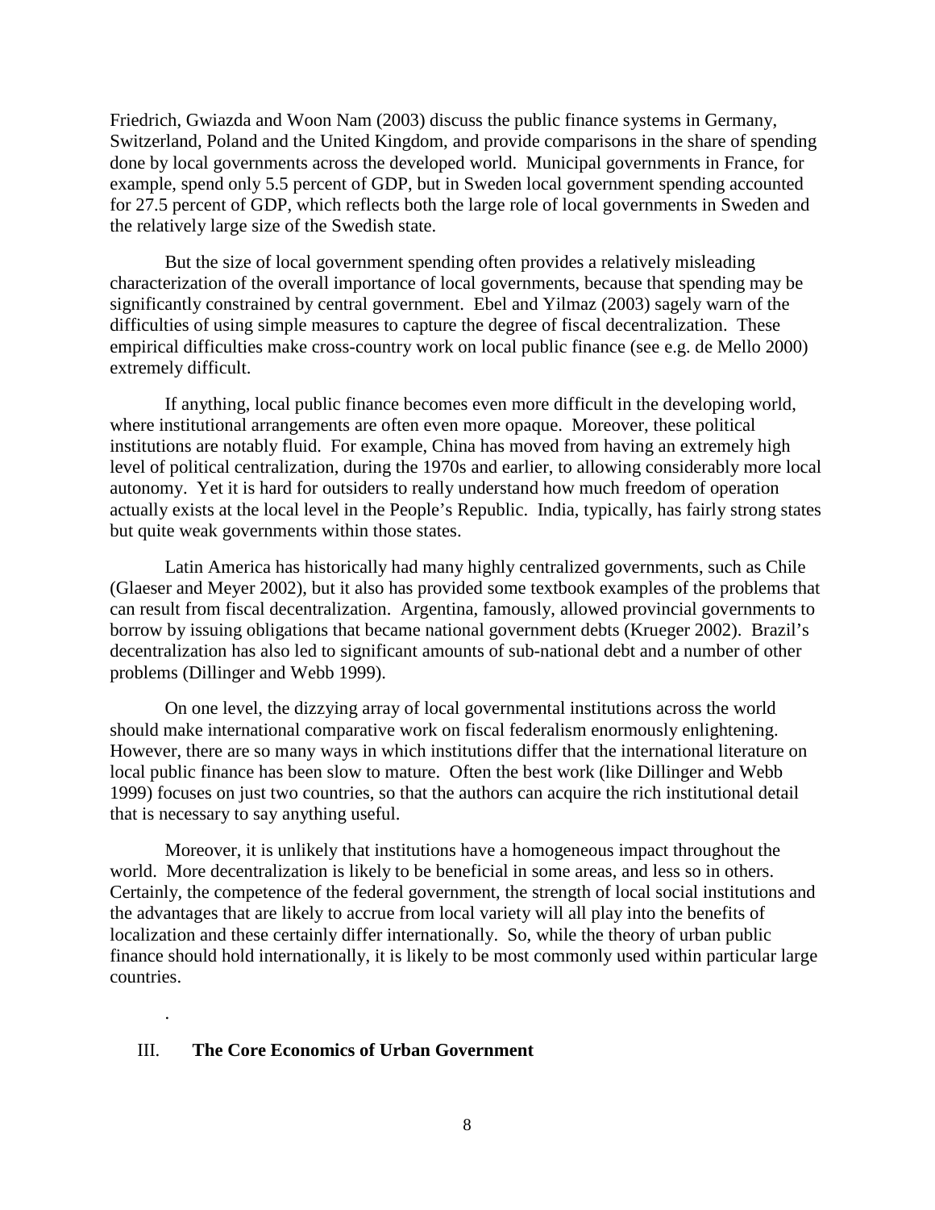Friedrich, Gwiazda and Woon Nam (2003) discuss the public finance systems in Germany, Switzerland, Poland and the United Kingdom, and provide comparisons in the share of spending done by local governments across the developed world. Municipal governments in France, for example, spend only 5.5 percent of GDP, but in Sweden local government spending accounted for 27.5 percent of GDP, which reflects both the large role of local governments in Sweden and the relatively large size of the Swedish state.

But the size of local government spending often provides a relatively misleading characterization of the overall importance of local governments, because that spending may be significantly constrained by central government. Ebel and Yilmaz (2003) sagely warn of the difficulties of using simple measures to capture the degree of fiscal decentralization. These empirical difficulties make cross-country work on local public finance (see e.g. de Mello 2000) extremely difficult.

If anything, local public finance becomes even more difficult in the developing world, where institutional arrangements are often even more opaque. Moreover, these political institutions are notably fluid. For example, China has moved from having an extremely high level of political centralization, during the 1970s and earlier, to allowing considerably more local autonomy. Yet it is hard for outsiders to really understand how much freedom of operation actually exists at the local level in the People's Republic. India, typically, has fairly strong states but quite weak governments within those states.

Latin America has historically had many highly centralized governments, such as Chile (Glaeser and Meyer 2002), but it also has provided some textbook examples of the problems that can result from fiscal decentralization. Argentina, famously, allowed provincial governments to borrow by issuing obligations that became national government debts (Krueger 2002). Brazil's decentralization has also led to significant amounts of sub-national debt and a number of other problems (Dillinger and Webb 1999).

On one level, the dizzying array of local governmental institutions across the world should make international comparative work on fiscal federalism enormously enlightening. However, there are so many ways in which institutions differ that the international literature on local public finance has been slow to mature. Often the best work (like Dillinger and Webb 1999) focuses on just two countries, so that the authors can acquire the rich institutional detail that is necessary to say anything useful.

Moreover, it is unlikely that institutions have a homogeneous impact throughout the world. More decentralization is likely to be beneficial in some areas, and less so in others. Certainly, the competence of the federal government, the strength of local social institutions and the advantages that are likely to accrue from local variety will all play into the benefits of localization and these certainly differ internationally. So, while the theory of urban public finance should hold internationally, it is likely to be most commonly used within particular large countries.

.

## III. The Core Economics of Urban Government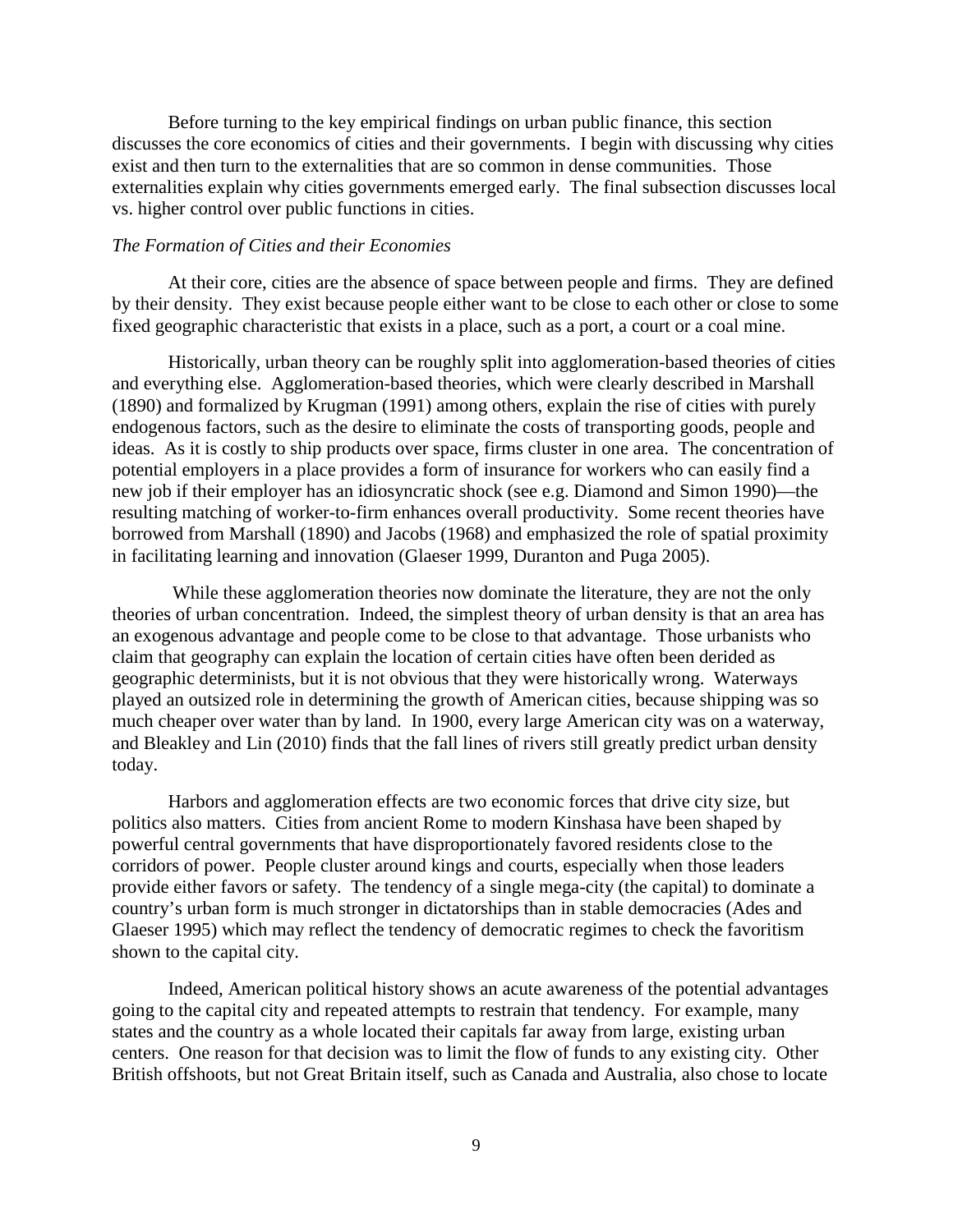Before turning to the key empirical findings on urban public finance, this section discusses the core economics of cities and their governments. I begin with discussing why cities exist and then turn to the externalities that are so common in dense communities. Those externalities explain why cities governments emerged early. The final subsection discusses local vs. higher control over public functions in cities.

### *The Formation of Cities and their Economies*

At their core, cities are the absence of space between people and firms. They are defined by their density. They exist because people either want to be close to each other or close to some fixed geographic characteristic that exists in a place, such as a port, a court or a coal mine.

Historically, urban theory can be roughly split into agglomeration-based theories of cities and everything else. Agglomeration-based theories, which were clearly described in Marshall (1890) and formalized by Krugman (1991) among others, explain the rise of cities with purely endogenous factors, such as the desire to eliminate the costs of transporting goods, people and ideas. As it is costly to ship products over space, firms cluster in one area. The concentration of potential employers in a place provides a form of insurance for workers who can easily find a new job if their employer has an idiosyncratic shock (see e.g. Diamond and Simon 1990)—the resulting matching of worker-to-firm enhances overall productivity. Some recent theories have borrowed from Marshall (1890) and Jacobs (1968) and emphasized the role of spatial proximity in facilitating learning and innovation (Glaeser 1999, Duranton and Puga 2005).

While these agglomeration theories now dominate the literature, they are not the only theories of urban concentration. Indeed, the simplest theory of urban density is that an area has an exogenous advantage and people come to be close to that advantage. Those urbanists who claim that geography can explain the location of certain cities have often been derided as geographic determinists, but it is not obvious that they were historically wrong. Waterways played an outsized role in determining the growth of American cities, because shipping was so much cheaper over water than by land. In 1900, every large American city was on a waterway, and Bleakley and Lin (2010) finds that the fall lines of rivers still greatly predict urban density today.

Harbors and agglomeration effects are two economic forces that drive city size, but politics also matters. Cities from ancient Rome to modern Kinshasa have been shaped by powerful central governments that have disproportionately favored residents close to the corridors of power. People cluster around kings and courts, especially when those leaders provide either favors or safety. The tendency of a single mega-city (the capital) to dominate a country's urban form is much stronger in dictatorships than in stable democracies (Ades and Glaeser 1995) which may reflect the tendency of democratic regimes to check the favoritism shown to the capital city.

Indeed, American political history shows an acute awareness of the potential advantages going to the capital city and repeated attempts to restrain that tendency. For example, many states and the country as a whole located their capitals far away from large, existing urban centers. One reason for that decision was to limit the flow of funds to any existing city. Other British offshoots, but not Great Britain itself, such as Canada and Australia, also chose to locate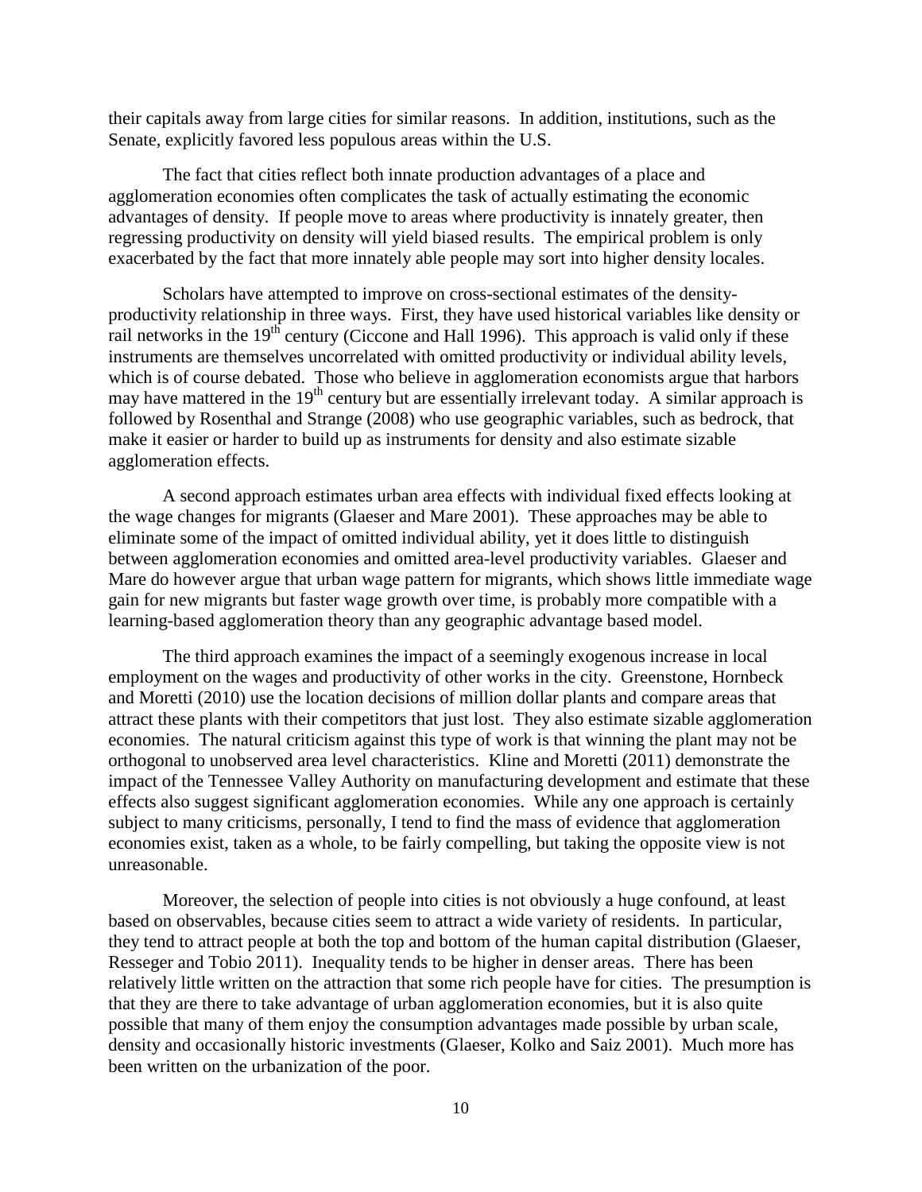their capitals away from large cities for similar reasons. In addition, institutions, such as the Senate, explicitly favored less populous areas within the U.S.

The fact that cities reflect both innate production advantages of a place and agglomeration economies often complicates the task of actually estimating the economic advantages of density. If people move to areas where productivity is innately greater, then regressing productivity on density will yield biased results. The empirical problem is only exacerbated by the fact that more innately able people may sort into higher density locales.

Scholars have attempted to improve on cross-sectional estimates of the density-productivity relationship in three ways. First, they have used historical variables like density or rail networks in the 19th century (Ciccone and Hall 1996). This approach is valid only if these instruments are themselves uncorrelated with omitted productivity or individual ability levels, which is of course debated. Those who believe in agglomeration economists argue that harbors may have mattered in the 19th century but are essentially irrelevant today. A similar approach is followed by Rosenthal and Strange (2008) who use geographic variables, such as bedrock, that make it easier or harder to build up as instruments for density and also estimate sizable agglomeration effects.

A second approach estimates urban area effects with individual fixed effects looking at the wage changes for migrants (Glaeser and Mare 2001). These approaches may be able to eliminate some of the impact of omitted individual ability, yet it does little to distinguish between agglomeration economies and omitted area-level productivity variables. Glaeser and Mare do however argue that urban wage pattern for migrants, which shows little immediate wage gain for new migrants but faster wage growth over time, is probably more compatible with a learning-based agglomeration theory than any geographic advantage based model.

The third approach examines the impact of a seemingly exogenous increase in local employment on the wages and productivity of other works in the city. Greenstone, Hornbeck and Moretti (2010) use the location decisions of million dollar plants and compare areas that attract these plants with their competitors that just lost. They also estimate sizable agglomeration economies. The natural criticism against this type of work is that winning the plant may not be orthogonal to unobserved area level characteristics. Kline and Moretti (2011) demonstrate the impact of the Tennessee Valley Authority on manufacturing development and estimate that these effects also suggest significant agglomeration economies. While any one approach is certainly subject to many criticisms, personally, I tend to find the mass of evidence that agglomeration economies exist, taken as a whole, to be fairly compelling, but taking the opposite view is not unreasonable.

Moreover, the selection of people into cities is not obviously a huge confound, at least based on observables, because cities seem to attract a wide variety of residents. In particular, they tend to attract people at both the top and bottom of the human capital distribution (Glaeser, Resseger and Tobio 2011). Inequality tends to be higher in denser areas. There has been relatively little written on the attraction that some rich people have for cities. The presumption is that they are there to take advantage of urban agglomeration economies, but it is also quite possible that many of them enjoy the consumption advantages made possible by urban scale, density and occasionally historic investments (Glaeser, Kolko and Saiz 2001). Much more has been written on the urbanization of the poor.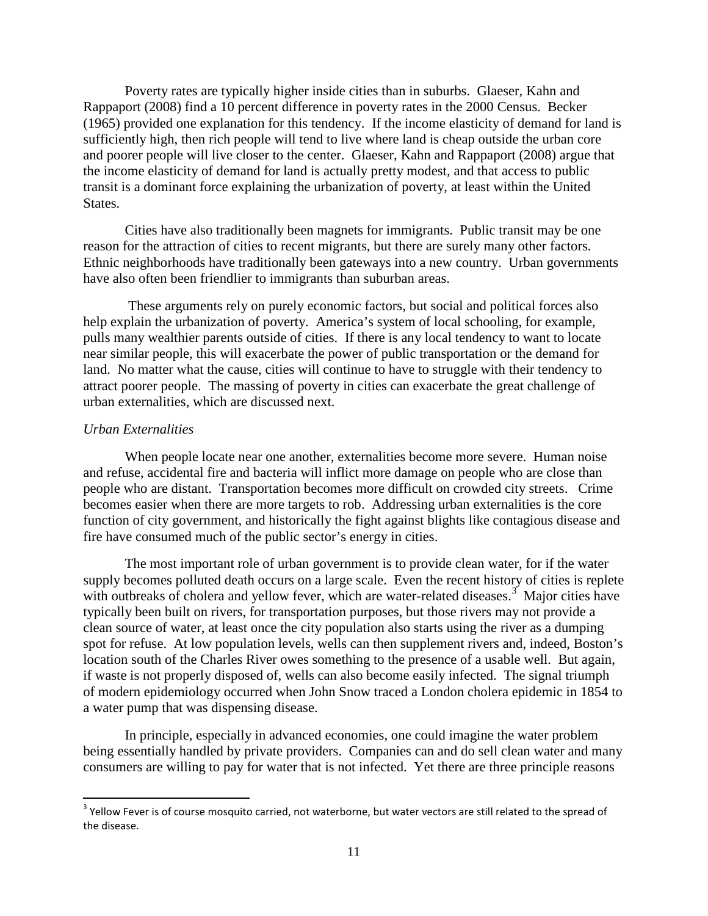Poverty rates are typically higher inside cities than in suburbs. Glaeser, Kahn and Rappaport (2008) find a 10 percent difference in poverty rates in the 2000 Census. Becker (1965) provided one explanation for this tendency. If the income elasticity of demand for land is sufficiently high, then rich people will tend to live where land is cheap outside the urban core and poorer people will live closer to the center. Glaeser, Kahn and Rappaport (2008) argue that the income elasticity of demand for land is actually pretty modest, and that access to public transit is a dominant force explaining the urbanization of poverty, at least within the United States.

Cities have also traditionally been magnets for immigrants. Public transit may be one reason for the attraction of cities to recent migrants, but there are surely many other factors. Ethnic neighborhoods have traditionally been gateways into a new country. Urban governments have also often been friendlier to immigrants than suburban areas.

These arguments rely on purely economic factors, but social and political forces also help explain the urbanization of poverty. America's system of local schooling, for example, pulls many wealthier parents outside of cities. If there is any local tendency to want to locate near similar people, this will exacerbate the power of public transportation or the demand for land. No matter what the cause, cities will continue to have to struggle with their tendency to attract poorer people. The massing of poverty in cities can exacerbate the great challenge of urban externalities, which are discussed next.

*Urban Externalities*

When people locate near one another, externalities become more severe. Human noise and refuse, accidental fire and bacteria will inflict more damage on people who are close than people who are distant. Transportation becomes more difficult on crowded city streets. Crime becomes easier when there are more targets to rob. Addressing urban externalities is the core function of city government, and historically the fight against blights like contagious disease and fire have consumed much of the public sector's energy in cities.

The most important role of urban government is to provide clean water, for if the water supply becomes polluted death occurs on a large scale. Even the recent history of cities is replete with outbreaks of cholera and yellow fever, which are water-related diseases.[3] Major cities have typically been built on rivers, for transportation purposes, but those rivers may not provide a clean source of water, at least once the city population also starts using the river as a dumping spot for refuse. At low population levels, wells can then supplement rivers and, indeed, Boston's location south of the Charles River owes something to the presence of a usable well. But again, if waste is not properly disposed of, wells can also become easily infected. The signal triumph of modern epidemiology occurred when John Snow traced a London cholera epidemic in 1854 to a water pump that was dispensing disease.

In principle, especially in advanced economies, one could imagine the water problem being essentially handled by private providers. Companies can and do sell clean water and many consumers are willing to pay for water that is not infected. Yet there are three principle reasons

[3] Yellow Fever is of course mosquito carried, not waterborne, but water vectors are still related to the spread of the disease.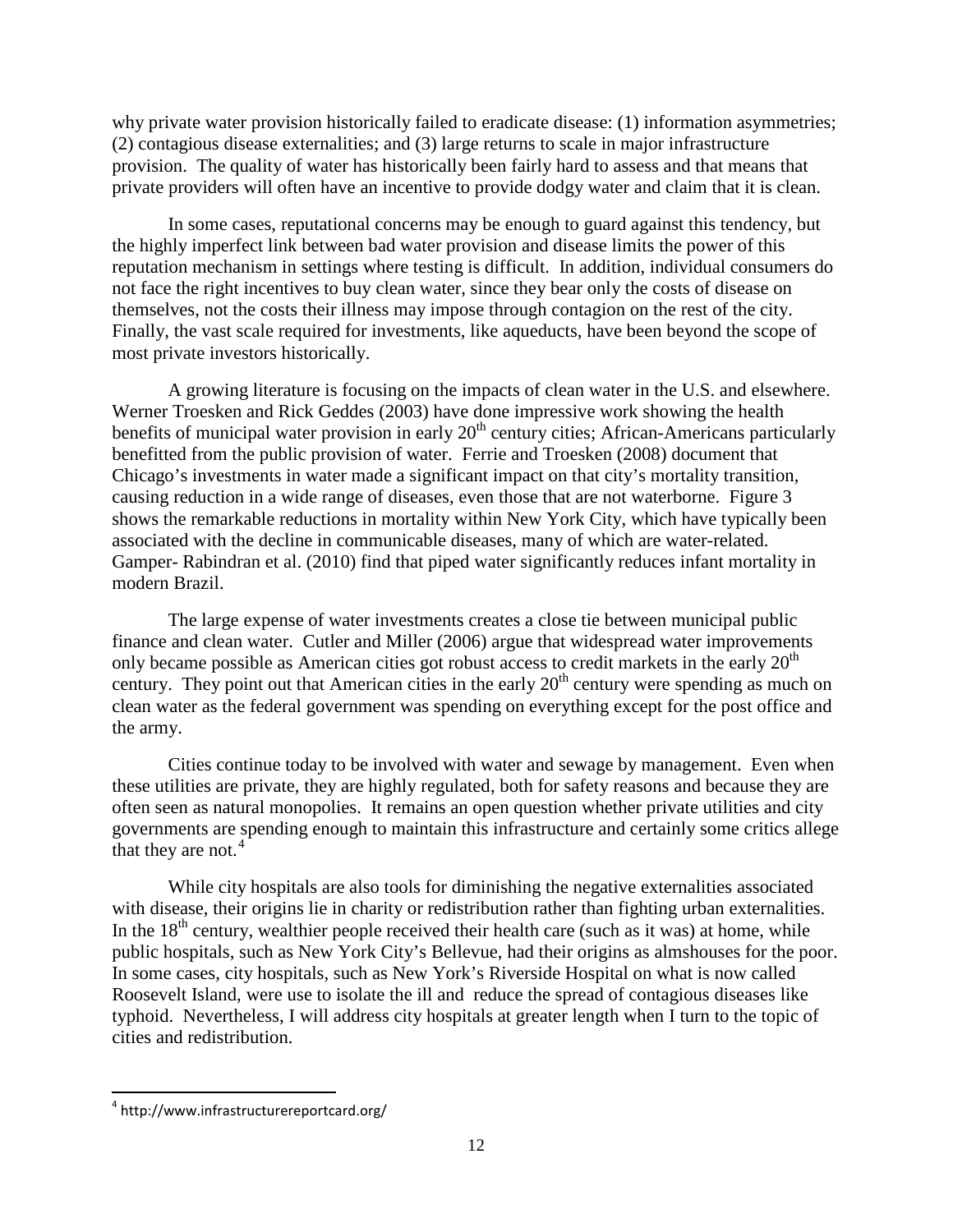why private water provision historically failed to eradicate disease: (1) information asymmetries; (2) contagious disease externalities; and (3) large returns to scale in major infrastructure provision. The quality of water has historically been fairly hard to assess and that means that private providers will often have an incentive to provide dodgy water and claim that it is clean.

In some cases, reputational concerns may be enough to guard against this tendency, but the highly imperfect link between bad water provision and disease limits the power of this reputation mechanism in settings where testing is difficult. In addition, individual consumers do not face the right incentives to buy clean water, since they bear only the costs of disease on themselves, not the costs their illness may impose through contagion on the rest of the city. Finally, the vast scale required for investments, like aqueducts, have been beyond the scope of most private investors historically.

A growing literature is focusing on the impacts of clean water in the U.S. and elsewhere. Werner Troesken and Rick Geddes (2003) have done impressive work showing the health benefits of municipal water provision in early 20th century cities; African-Americans particularly benefitted from the public provision of water. Ferrie and Troesken (2008) document that Chicago's investments in water made a significant impact on that city's mortality transition, causing reduction in a wide range of diseases, even those that are not waterborne. Figure 3 shows the remarkable reductions in mortality within New York City, which have typically been associated with the decline in communicable diseases, many of which are water-related. Gamper- Rabindran et al. (2010) find that piped water significantly reduces infant mortality in modern Brazil.

The large expense of water investments creates a close tie between municipal public finance and clean water. Cutler and Miller (2006) argue that widespread water improvements only became possible as American cities got robust access to credit markets in the early 20th century. They point out that American cities in the early 20th century were spending as much on clean water as the federal government was spending on everything except for the post office and the army.

Cities continue today to be involved with water and sewage by management. Even when these utilities are private, they are highly regulated, both for safety reasons and because they are often seen as natural monopolies. It remains an open question whether private utilities and city governments are spending enough to maintain this infrastructure and certainly some critics allege that they are not.[4]

While city hospitals are also tools for diminishing the negative externalities associated with disease, their origins lie in charity or redistribution rather than fighting urban externalities. In the 18th century, wealthier people received their health care (such as it was) at home, while public hospitals, such as New York City's Bellevue, had their origins as almshouses for the poor. In some cases, city hospitals, such as New York's Riverside Hospital on what is now called Roosevelt Island, were use to isolate the ill and reduce the spread of contagious diseases like typhoid. Nevertheless, I will address city hospitals at greater length when I turn to the topic of cities and redistribution.

[4] http://www.infrastructurereportcard.org/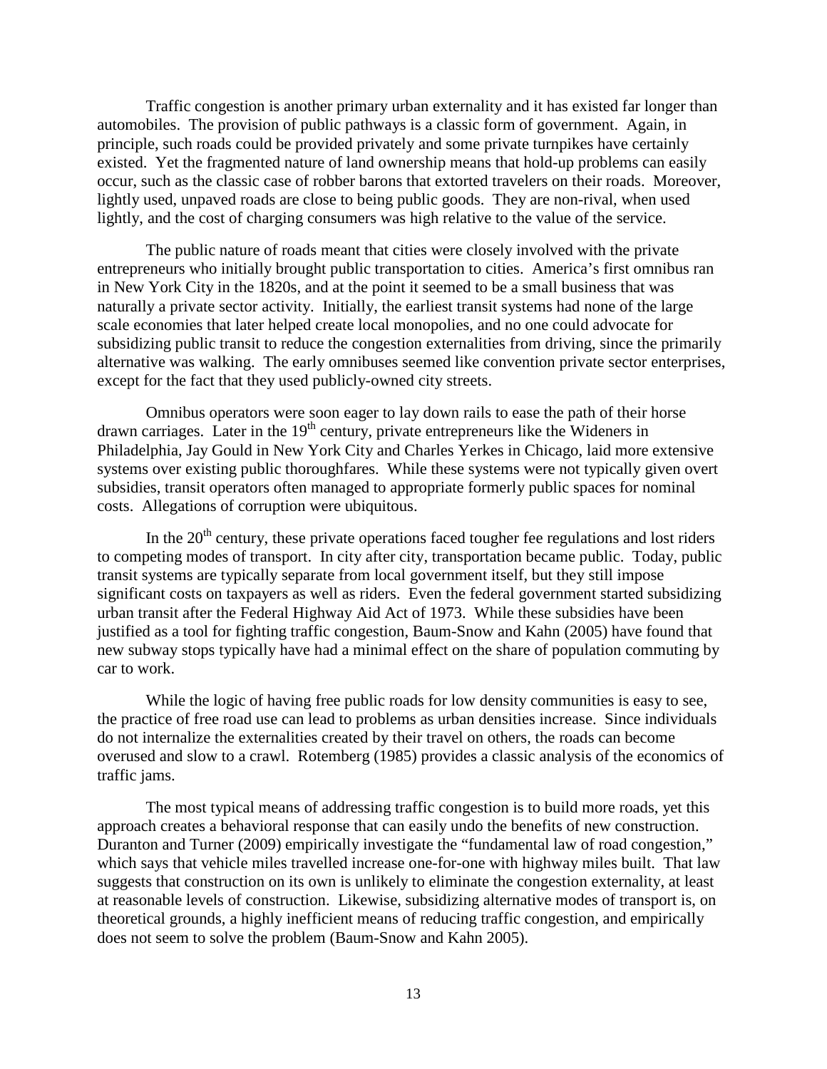Traffic congestion is another primary urban externality and it has existed far longer than automobiles. The provision of public pathways is a classic form of government. Again, in principle, such roads could be provided privately and some private turnpikes have certainly existed. Yet the fragmented nature of land ownership means that hold-up problems can easily occur, such as the classic case of robber barons that extorted travelers on their roads. Moreover, lightly used, unpaved roads are close to being public goods. They are non-rival, when used lightly, and the cost of charging consumers was high relative to the value of the service.

The public nature of roads meant that cities were closely involved with the private entrepreneurs who initially brought public transportation to cities. America's first omnibus ran in New York City in the 1820s, and at the point it seemed to be a small business that was naturally a private sector activity. Initially, the earliest transit systems had none of the large scale economies that later helped create local monopolies, and no one could advocate for subsidizing public transit to reduce the congestion externalities from driving, since the primarily alternative was walking. The early omnibuses seemed like convention private sector enterprises, except for the fact that they used publicly-owned city streets.

Omnibus operators were soon eager to lay down rails to ease the path of their horse drawn carriages. Later in the 19th century, private entrepreneurs like the Wideners in Philadelphia, Jay Gould in New York City and Charles Yerkes in Chicago, laid more extensive systems over existing public thoroughfares. While these systems were not typically given overt subsidies, transit operators often managed to appropriate formerly public spaces for nominal costs. Allegations of corruption were ubiquitous.

In the 20th century, these private operations faced tougher fee regulations and lost riders to competing modes of transport. In city after city, transportation became public. Today, public transit systems are typically separate from local government itself, but they still impose significant costs on taxpayers as well as riders. Even the federal government started subsidizing urban transit after the Federal Highway Aid Act of 1973. While these subsidies have been justified as a tool for fighting traffic congestion, Baum-Snow and Kahn (2005) have found that new subway stops typically have had a minimal effect on the share of population commuting by car to work.

While the logic of having free public roads for low density communities is easy to see, the practice of free road use can lead to problems as urban densities increase. Since individuals do not internalize the externalities created by their travel on others, the roads can become overused and slow to a crawl. Rotemberg (1985) provides a classic analysis of the economics of traffic jams.

The most typical means of addressing traffic congestion is to build more roads, yet this approach creates a behavioral response that can easily undo the benefits of new construction. Duranton and Turner (2009) empirically investigate the "fundamental law of road congestion," which says that vehicle miles travelled increase one-for-one with highway miles built. That law suggests that construction on its own is unlikely to eliminate the congestion externality, at least at reasonable levels of construction. Likewise, subsidizing alternative modes of transport is, on theoretical grounds, a highly inefficient means of reducing traffic congestion, and empirically does not seem to solve the problem (Baum-Snow and Kahn 2005).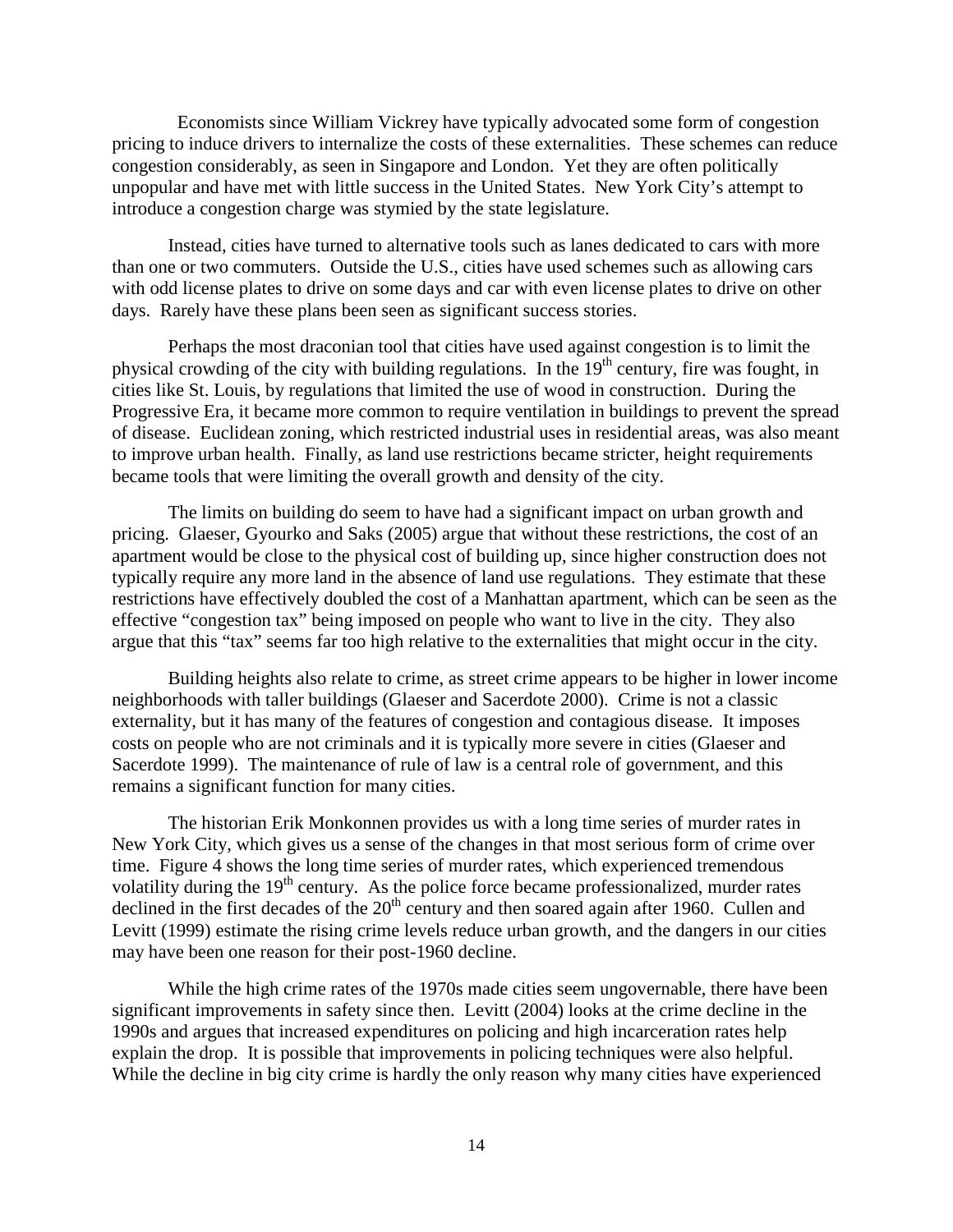Economists since William Vickrey have typically advocated some form of congestion pricing to induce drivers to internalize the costs of these externalities. These schemes can reduce congestion considerably, as seen in Singapore and London. Yet they are often politically unpopular and have met with little success in the United States. New York City's attempt to introduce a congestion charge was stymied by the state legislature.

Instead, cities have turned to alternative tools such as lanes dedicated to cars with more than one or two commuters. Outside the U.S., cities have used schemes such as allowing cars with odd license plates to drive on some days and car with even license plates to drive on other days. Rarely have these plans been seen as significant success stories.

Perhaps the most draconian tool that cities have used against congestion is to limit the physical crowding of the city with building regulations. In the 19th century, fire was fought, in cities like St. Louis, by regulations that limited the use of wood in construction. During the Progressive Era, it became more common to require ventilation in buildings to prevent the spread of disease. Euclidean zoning, which restricted industrial uses in residential areas, was also meant to improve urban health. Finally, as land use restrictions became stricter, height requirements became tools that were limiting the overall growth and density of the city.

The limits on building do seem to have had a significant impact on urban growth and pricing. Glaeser, Gyourko and Saks (2005) argue that without these restrictions, the cost of an apartment would be close to the physical cost of building up, since higher construction does not typically require any more land in the absence of land use regulations. They estimate that these restrictions have effectively doubled the cost of a Manhattan apartment, which can be seen as the effective "congestion tax" being imposed on people who want to live in the city. They also argue that this "tax" seems far too high relative to the externalities that might occur in the city.

Building heights also relate to crime, as street crime appears to be higher in lower income neighborhoods with taller buildings (Glaeser and Sacerdote 2000). Crime is not a classic externality, but it has many of the features of congestion and contagious disease. It imposes costs on people who are not criminals and it is typically more severe in cities (Glaeser and Sacerdote 1999). The maintenance of rule of law is a central role of government, and this remains a significant function for many cities.

The historian Erik Monkonnen provides us with a long time series of murder rates in New York City, which gives us a sense of the changes in that most serious form of crime over time. Figure 4 shows the long time series of murder rates, which experienced tremendous volatility during the 19th century. As the police force became professionalized, murder rates declined in the first decades of the 20th century and then soared again after 1960. Cullen and Levitt (1999) estimate the rising crime levels reduce urban growth, and the dangers in our cities may have been one reason for their post-1960 decline.

While the high crime rates of the 1970s made cities seem ungovernable, there have been significant improvements in safety since then. Levitt (2004) looks at the crime decline in the 1990s and argues that increased expenditures on policing and high incarceration rates help explain the drop. It is possible that improvements in policing techniques were also helpful. While the decline in big city crime is hardly the only reason why many cities have experienced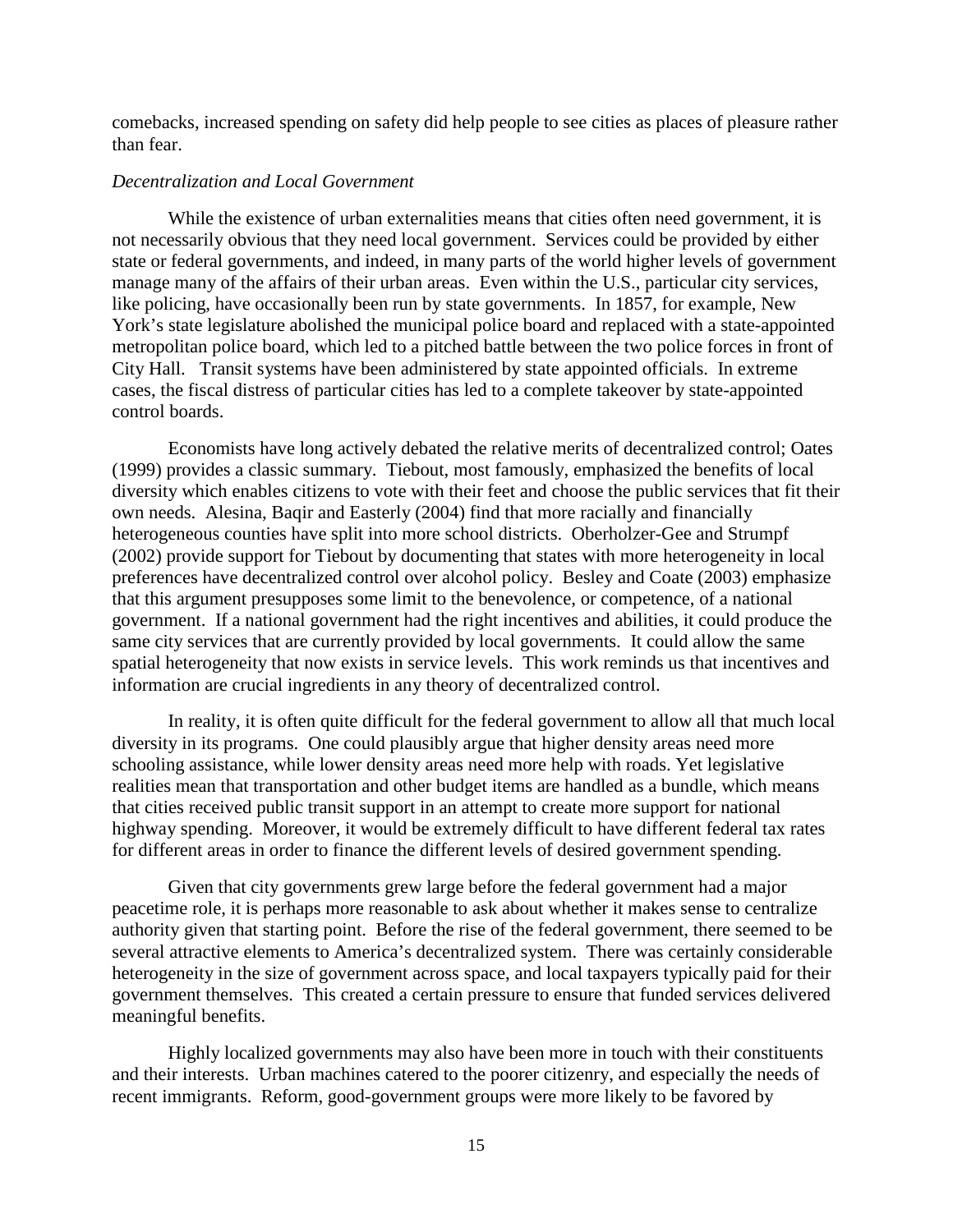comebacks, increased spending on safety did help people to see cities as places of pleasure rather than fear.

*Decentralization and Local Government*

While the existence of urban externalities means that cities often need government, it is not necessarily obvious that they need local government. Services could be provided by either state or federal governments, and indeed, in many parts of the world higher levels of government manage many of the affairs of their urban areas. Even within the U.S., particular city services, like policing, have occasionally been run by state governments. In 1857, for example, New York's state legislature abolished the municipal police board and replaced with a state-appointed metropolitan police board, which led to a pitched battle between the two police forces in front of City Hall. Transit systems have been administered by state appointed officials. In extreme cases, the fiscal distress of particular cities has led to a complete takeover by state-appointed control boards.

Economists have long actively debated the relative merits of decentralized control; Oates (1999) provides a classic summary. Tiebout, most famously, emphasized the benefits of local diversity which enables citizens to vote with their feet and choose the public services that fit their own needs. Alesina, Baqir and Easterly (2004) find that more racially and financially heterogeneous counties have split into more school districts. Oberholzer-Gee and Strumpf (2002) provide support for Tiebout by documenting that states with more heterogeneity in local preferences have decentralized control over alcohol policy. Besley and Coate (2003) emphasize that this argument presupposes some limit to the benevolence, or competence, of a national government. If a national government had the right incentives and abilities, it could produce the same city services that are currently provided by local governments. It could allow the same spatial heterogeneity that now exists in service levels. This work reminds us that incentives and information are crucial ingredients in any theory of decentralized control.

In reality, it is often quite difficult for the federal government to allow all that much local diversity in its programs. One could plausibly argue that higher density areas need more schooling assistance, while lower density areas need more help with roads. Yet legislative realities mean that transportation and other budget items are handled as a bundle, which means that cities received public transit support in an attempt to create more support for national highway spending. Moreover, it would be extremely difficult to have different federal tax rates for different areas in order to finance the different levels of desired government spending.

Given that city governments grew large before the federal government had a major peacetime role, it is perhaps more reasonable to ask about whether it makes sense to centralize authority given that starting point. Before the rise of the federal government, there seemed to be several attractive elements to America's decentralized system. There was certainly considerable heterogeneity in the size of government across space, and local taxpayers typically paid for their government themselves. This created a certain pressure to ensure that funded services delivered meaningful benefits.

Highly localized governments may also have been more in touch with their constituents and their interests. Urban machines catered to the poorer citizenry, and especially the needs of recent immigrants. Reform, good-government groups were more likely to be favored by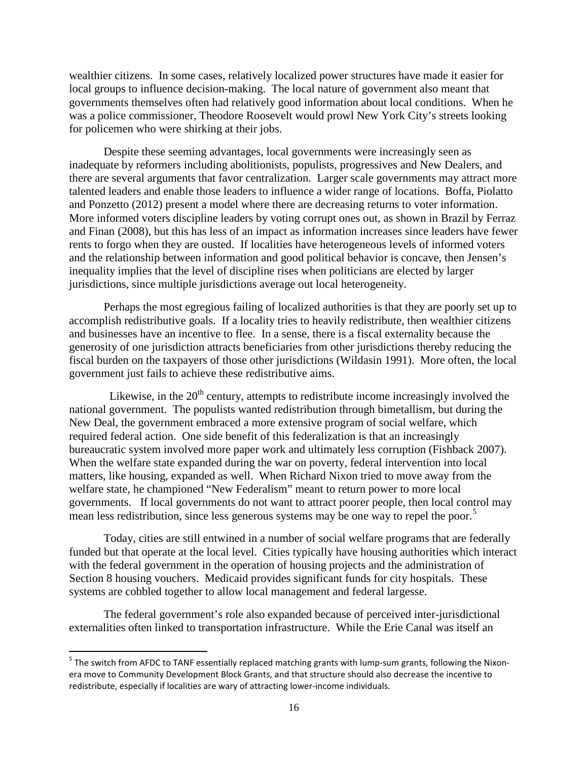wealthier citizens. In some cases, relatively localized power structures have made it easier for local groups to influence decision-making. The local nature of government also meant that governments themselves often had relatively good information about local conditions. When he was a police commissioner, Theodore Roosevelt would prowl New York City's streets looking for policemen who were shirking at their jobs.

Despite these seeming advantages, local governments were increasingly seen as inadequate by reformers including abolitionists, populists, progressives and New Dealers, and there are several arguments that favor centralization. Larger scale governments may attract more talented leaders and enable those leaders to influence a wider range of locations. Boffa, Piolatto and Ponzetto (2012) present a model where there are decreasing returns to voter information. More informed voters discipline leaders by voting corrupt ones out, as shown in Brazil by Ferraz and Finan (2008), but this has less of an impact as information increases since leaders have fewer rents to forgo when they are ousted. If localities have heterogeneous levels of informed voters and the relationship between information and good political behavior is concave, then Jensen's inequality implies that the level of discipline rises when politicians are elected by larger jurisdictions, since multiple jurisdictions average out local heterogeneity.

Perhaps the most egregious failing of localized authorities is that they are poorly set up to accomplish redistributive goals. If a locality tries to heavily redistribute, then wealthier citizens and businesses have an incentive to flee. In a sense, there is a fiscal externality because the generosity of one jurisdiction attracts beneficiaries from other jurisdictions thereby reducing the fiscal burden on the taxpayers of those other jurisdictions (Wildasin 1991). More often, the local government just fails to achieve these redistributive aims.

Likewise, in the 20th century, attempts to redistribute income increasingly involved the national government. The populists wanted redistribution through bimetallism, but during the New Deal, the government embraced a more extensive program of social welfare, which required federal action. One side benefit of this federalization is that an increasingly bureaucratic system involved more paper work and ultimately less corruption (Fishback 2007). When the welfare state expanded during the war on poverty, federal intervention into local matters, like housing, expanded as well. When Richard Nixon tried to move away from the welfare state, he championed "New Federalism" meant to return power to more local governments. If local governments do not want to attract poorer people, then local control may mean less redistribution, since less generous systems may be one way to repel the poor.[5]

Today, cities are still entwined in a number of social welfare programs that are federally funded but that operate at the local level. Cities typically have housing authorities which interact with the federal government in the operation of housing projects and the administration of Section 8 housing vouchers. Medicaid provides significant funds for city hospitals. These systems are cobbled together to allow local management and federal largesse.

The federal government's role also expanded because of perceived inter-jurisdictional externalities often linked to transportation infrastructure. While the Erie Canal was itself an

[5] The switch from AFDC to TANF essentially replaced matching grants with lump-sum grants, following the Nixon-era move to Community Development Block Grants, and that structure should also decrease the incentive to redistribute, especially if localities are wary of attracting lower-income individuals.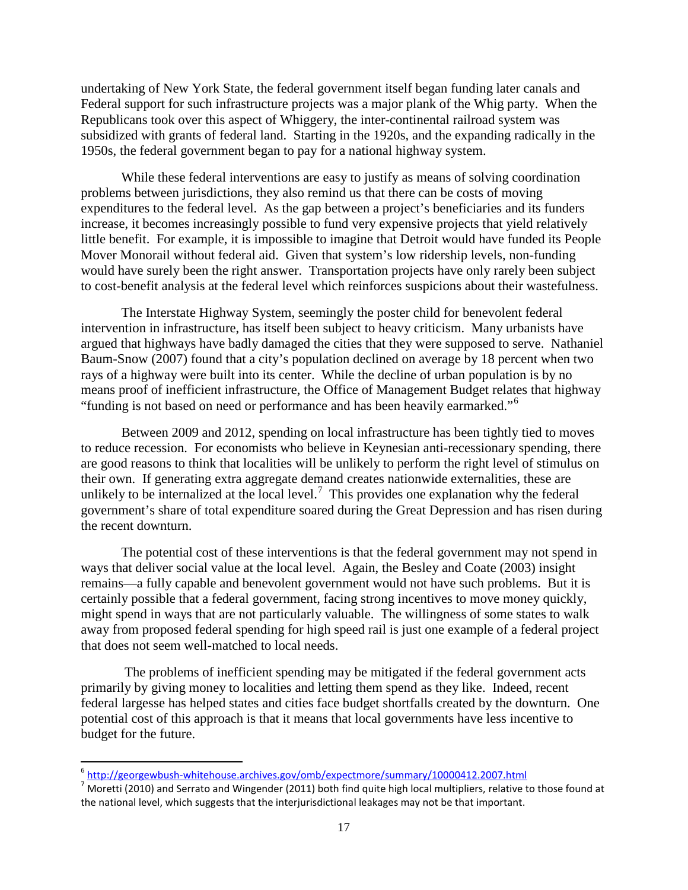undertaking of New York State, the federal government itself began funding later canals and Federal support for such infrastructure projects was a major plank of the Whig party. When the Republicans took over this aspect of Whiggery, the inter-continental railroad system was subsidized with grants of federal land. Starting in the 1920s, and the expanding radically in the 1950s, the federal government began to pay for a national highway system.

While these federal interventions are easy to justify as means of solving coordination problems between jurisdictions, they also remind us that there can be costs of moving expenditures to the federal level. As the gap between a project's beneficiaries and its funders increase, it becomes increasingly possible to fund very expensive projects that yield relatively little benefit. For example, it is impossible to imagine that Detroit would have funded its People Mover Monorail without federal aid. Given that system's low ridership levels, non-funding would have surely been the right answer. Transportation projects have only rarely been subject to cost-benefit analysis at the federal level which reinforces suspicions about their wastefulness.

The Interstate Highway System, seemingly the poster child for benevolent federal intervention in infrastructure, has itself been subject to heavy criticism. Many urbanists have argued that highways have badly damaged the cities that they were supposed to serve. Nathaniel Baum-Snow (2007) found that a city's population declined on average by 18 percent when two rays of a highway were built into its center. While the decline of urban population is by no means proof of inefficient infrastructure, the Office of Management Budget relates that highway "funding is not based on need or performance and has been heavily earmarked."[6]

Between 2009 and 2012, spending on local infrastructure has been tightly tied to moves to reduce recession. For economists who believe in Keynesian anti-recessionary spending, there are good reasons to think that localities will be unlikely to perform the right level of stimulus on their own. If generating extra aggregate demand creates nationwide externalities, these are unlikely to be internalized at the local level.[7] This provides one explanation why the federal government's share of total expenditure soared during the Great Depression and has risen during the recent downturn.

The potential cost of these interventions is that the federal government may not spend in ways that deliver social value at the local level. Again, the Besley and Coate (2003) insight remains—a fully capable and benevolent government would not have such problems. But it is certainly possible that a federal government, facing strong incentives to move money quickly, might spend in ways that are not particularly valuable. The willingness of some states to walk away from proposed federal spending for high speed rail is just one example of a federal project that does not seem well-matched to local needs.

The problems of inefficient spending may be mitigated if the federal government acts primarily by giving money to localities and letting them spend as they like. Indeed, recent federal largesse has helped states and cities face budget shortfalls created by the downturn. One potential cost of this approach is that it means that local governments have less incentive to budget for the future.

---

[6] http://georgewbush-whitehouse.archives.gov/omb/expectmore/summary/10000412.2007.html

[7] Moretti (2010) and Serrato and Wingender (2011) both find quite high local multipliers, relative to those found at the national level, which suggests that the interjurisdictional leakages may not be that important.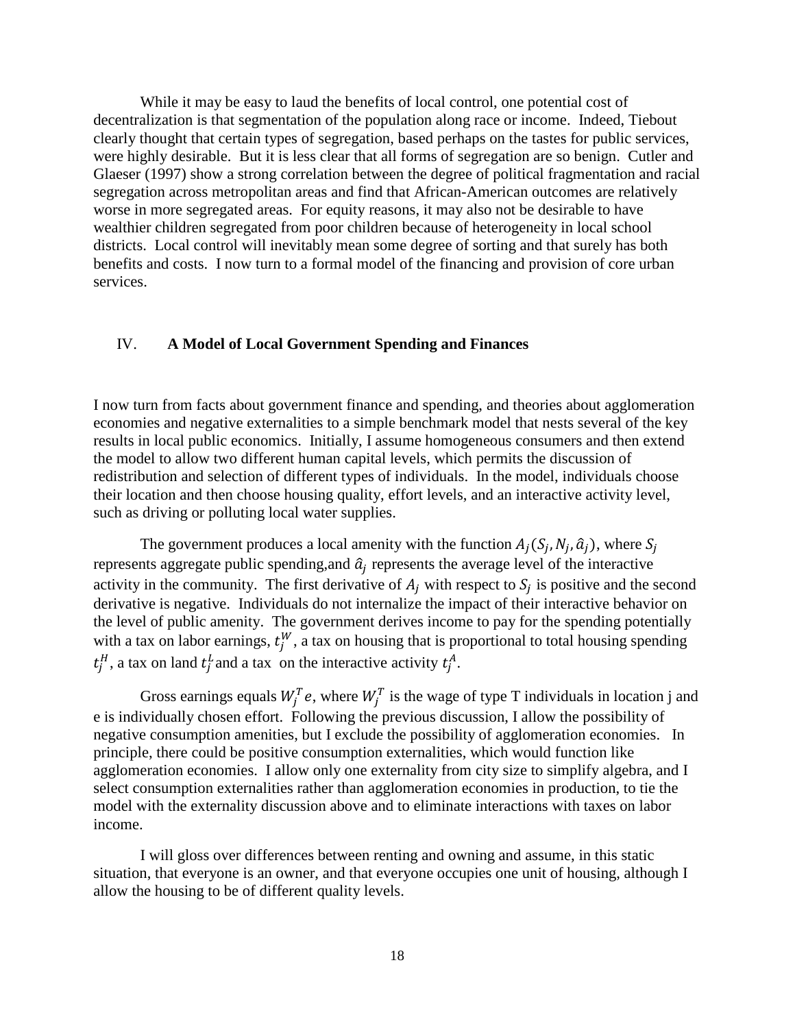While it may be easy to laud the benefits of local control, one potential cost of decentralization is that segmentation of the population along race or income. Indeed, Tiebout clearly thought that certain types of segregation, based perhaps on the tastes for public services, were highly desirable. But it is less clear that all forms of segregation are so benign. Cutler and Glaeser (1997) show a strong correlation between the degree of political fragmentation and racial segregation across metropolitan areas and find that African-American outcomes are relatively worse in more segregated areas. For equity reasons, it may also not be desirable to have wealthier children segregated from poor children because of heterogeneity in local school districts. Local control will inevitably mean some degree of sorting and that surely has both benefits and costs. I now turn to a formal model of the financing and provision of core urban services.

## IV. **A Model of Local Government Spending and Finances**

I now turn from facts about government finance and spending, and theories about agglomeration economies and negative externalities to a simple benchmark model that nests several of the key results in local public economics. Initially, I assume homogeneous consumers and then extend the model to allow two different human capital levels, which permits the discussion of redistribution and selection of different types of individuals. In the model, individuals choose their location and then choose housing quality, effort levels, and an interactive activity level, such as driving or polluting local water supplies.

The government produces a local amenity with the function $A_j(S_j, N_j, \hat{a}_j)$, where $S_j$ represents aggregate public spending,and $\hat{a}_j$ represents the average level of the interactive activity in the community. The first derivative of $A_j$ with respect to $S_j$ is positive and the second derivative is negative. Individuals do not internalize the impact of their interactive behavior on the level of public amenity. The government derives income to pay for the spending potentially with a tax on labor earnings, $t_j^W$, a tax on housing that is proportional to total housing spending $t_j^H$, a tax on land $t_j^L$ and a tax on the interactive activity $t_j^A$.

Gross earnings equals $W_j^T e$, where $W_j^T$ is the wage of type T individuals in location j and e is individually chosen effort. Following the previous discussion, I allow the possibility of negative consumption amenities, but I exclude the possibility of agglomeration economies. In principle, there could be positive consumption externalities, which would function like agglomeration economies. I allow only one externality from city size to simplify algebra, and I select consumption externalities rather than agglomeration economies in production, to tie the model with the externality discussion above and to eliminate interactions with taxes on labor income.

I will gloss over differences between renting and owning and assume, in this static situation, that everyone is an owner, and that everyone occupies one unit of housing, although I allow the housing to be of different quality levels.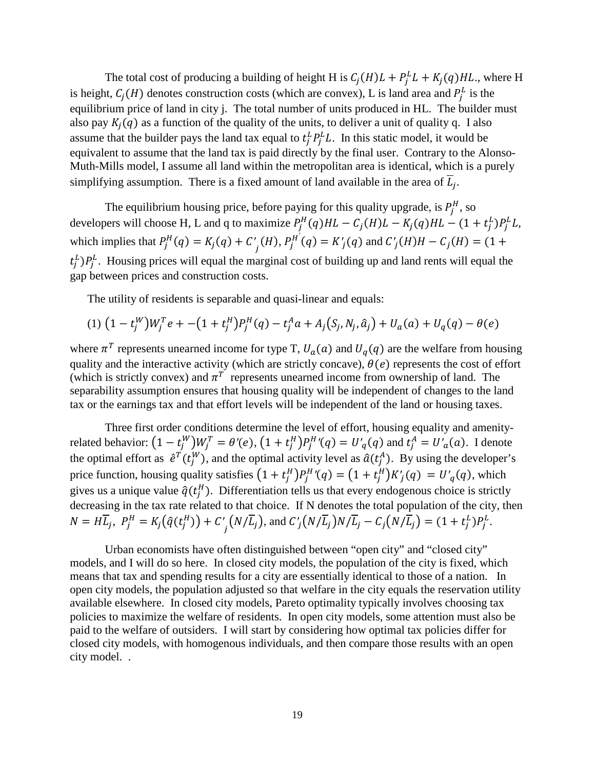The total cost of producing a building of height H is $C_j(H)L + P_j^L L + K_j(q)HL$., where H is height, $C_j(H)$ denotes construction costs (which are convex), L is land area and $P_j^L$ is the equilibrium price of land in city j. The total number of units produced in HL. The builder must also pay $K_j(q)$ as a function of the quality of the units, to deliver a unit of quality q. I also assume that the builder pays the land tax equal to $t_j^L P_j^L L$. In this static model, it would be equivalent to assume that the land tax is paid directly by the final user. Contrary to the Alonso-Muth-Mills model, I assume all land within the metropolitan area is identical, which is a purely simplifying assumption. There is a fixed amount of land available in the area of $\overline{L}_j$.

The equilibrium housing price, before paying for this quality upgrade, is $P_j^H$, so developers will choose H, L and q to maximize $P_j^H(q)HL - C_j(H)L - K_j(q)HL - (1 + t_j^L)P_j^L L$, which implies that $P_j^H(q) = K_j(q) + C'_j(H)$, $P_j^{H'}(q) = K'_j(q)$ and $C'_j(H)H - C_j(H) = (1 + t_j^L)P_j^L$. Housing prices will equal the marginal cost of building up and land rents will equal the gap between prices and construction costs.

The utility of residents is separable and quasi-linear and equals:

$$(1)\ \left(1 - t_j^W\right)W_j^T e + -\left(1 + t_j^H\right)P_j^H(q) - t_j^A a + A_j\left(S_j, N_j, \hat{a}_j\right) + U_a(a) + U_q(q) - \theta(e)$$

where $\pi^T$ represents unearned income for type T, $U_a(a)$ and $U_q(q)$ are the welfare from housing quality and the interactive activity (which are strictly concave), $\theta(e)$ represents the cost of effort (which is strictly convex) and $\pi^T$ represents unearned income from ownership of land. The separability assumption ensures that housing quality will be independent of changes to the land tax or the earnings tax and that effort levels will be independent of the land or housing taxes.

Three first order conditions determine the level of effort, housing equality and amenity-related behavior: $\left(1 - t_j^W\right)W_j^T = \theta'(e)$, $\left(1 + t_j^H\right)P_j^H{}'(q) = U'_q(q)$ and $t_j^A = U'_a(a)$. I denote the optimal effort as $\hat{e}^T(t_j^W)$, and the optimal activity level as $\hat{a}(t_j^A)$. By using the developer's price function, housing quality satisfies $\left(1 + t_j^H\right)P_j^H{}'(q) = \left(1 + t_j^H\right)K'_j(q) = U'_q(q)$, which gives us a unique value $\hat{q}(t_j^H)$. Differentiation tells us that every endogenous choice is strictly decreasing in the tax rate related to that choice. If N denotes the total population of the city, then $N = H\overline{L}_j$, $P_j^H = K_j\left(\hat{q}(t_j^H)\right) + C'_j\left(N/\overline{L}_j\right)$, and $C'_j\left(N/\overline{L}_j\right)N/\overline{L}_j - C_j\left(N/\overline{L}_j\right) = (1 + t_j^L)P_j^L$.

Urban economists have often distinguished between "open city" and "closed city" models, and I will do so here. In closed city models, the population of the city is fixed, which means that tax and spending results for a city are essentially identical to those of a nation. In open city models, the population adjusted so that welfare in the city equals the reservation utility available elsewhere. In closed city models, Pareto optimality typically involves choosing tax policies to maximize the welfare of residents. In open city models, some attention must also be paid to the welfare of outsiders. I will start by considering how optimal tax policies differ for closed city models, with homogenous individuals, and then compare those results with an open city model. .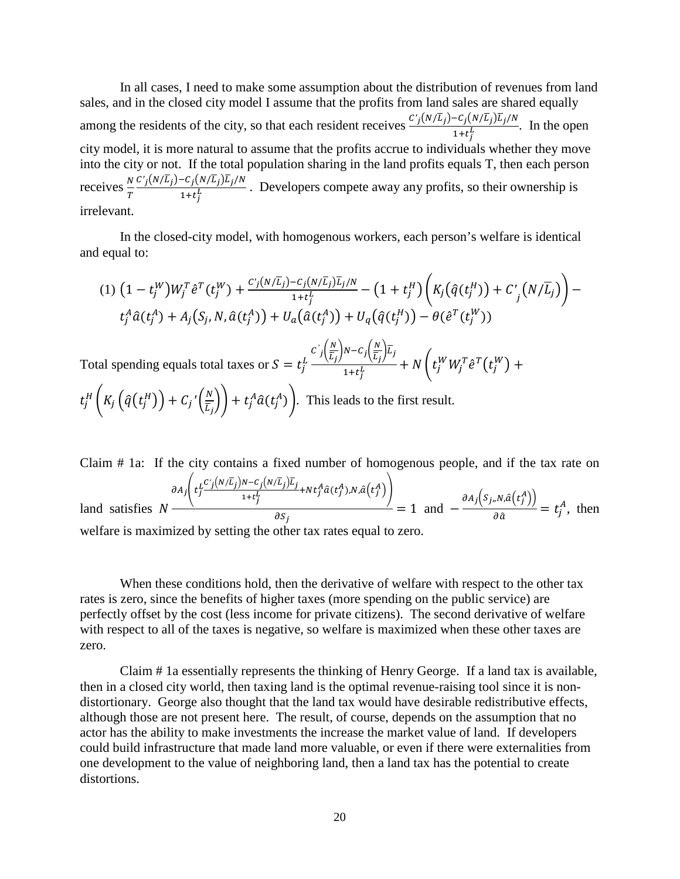In all cases, I need to make some assumption about the distribution of revenues from land sales, and in the closed city model I assume that the profits from land sales are shared equally among the residents of the city, so that each resident receives $\frac{C'_j(N/\overline{L}_j)-C_j(N/\overline{L}_j)\overline{L}_j/N}{1+t_j^L}$. In the open city model, it is more natural to assume that the profits accrue to individuals whether they move into the city or not. If the total population sharing in the land profits equals T, then each person receives $\frac{N}{T}\frac{C'_j(N/\overline{L}_j)-C_j(N/\overline{L}_j)\overline{L}_j/N}{1+t_j^L}$ . Developers compete away any profits, so their ownership is irrelevant.

In the closed-city model, with homogenous workers, each person's welfare is identical and equal to:

$$(1)\ \left(1-t_j^W\right)W_j^T\hat{e}^T(t_j^W)+\frac{C'_j(N/\overline{L}_j)-C_j(N/\overline{L}_j)\overline{L}_j/N}{1+t_j^L}-\left(1+t_j^H\right)\left(K_j\left(\hat{q}(t_j^H)\right)+C'_j\left(N/\overline{L}_j\right)\right)-t_j^A\hat{a}(t_j^A)+A_j\left(S_j,N,\hat{a}(t_j^A)\right)+U_a\left(\hat{a}(t_j^A)\right)+U_q\left(\hat{q}(t_j^H)\right)-\theta\left(\hat{e}^T(t_j^W)\right)$$

Total spending equals total taxes or $S=t_j^L\frac{C'_j\left(\frac{N}{\overline{L}_j}\right)N-C_j\left(\frac{N}{\overline{L}_j}\right)\overline{L}_j}{1+t_j^L}+N\left(t_j^W W_j^T\hat{e}^T(t_j^W)+t_j^H\left(K_j\left(\hat{q}(t_j^H)\right)+C_j{'}\left(\frac{N}{\overline{L}_j}\right)\right)+t_j^A\hat{a}(t_j^A)\right)$. This leads to the first result.

Claim # 1a: If the city contains a fixed number of homogenous people, and if the tax rate on land satisfies $N\frac{\partial A_j\left(t_j^L\frac{C'_j(N/\overline{L}_j)N-C_j(N/\overline{L}_j)\overline{L}_j}{1+t_j^L}+Nt_j^A\hat{a}(t_j^A),N,\hat{a}(t_j^A)\right)}{\partial S_j}=1$ and $-\frac{\partial A_j\left(S_j,N,\hat{a}(t_j^A)\right)}{\partial\hat{a}}=t_j^A$, then welfare is maximized by setting the other tax rates equal to zero.

When these conditions hold, then the derivative of welfare with respect to the other tax rates is zero, since the benefits of higher taxes (more spending on the public service) are perfectly offset by the cost (less income for private citizens). The second derivative of welfare with respect to all of the taxes is negative, so welfare is maximized when these other taxes are zero.

Claim # 1a essentially represents the thinking of Henry George. If a land tax is available, then in a closed city world, then taxing land is the optimal revenue-raising tool since it is non-distortionary. George also thought that the land tax would have desirable redistributive effects, although those are not present here. The result, of course, depends on the assumption that no actor has the ability to make investments the increase the market value of land. If developers could build infrastructure that made land more valuable, or even if there were externalities from one development to the value of neighboring land, then a land tax has the potential to create distortions.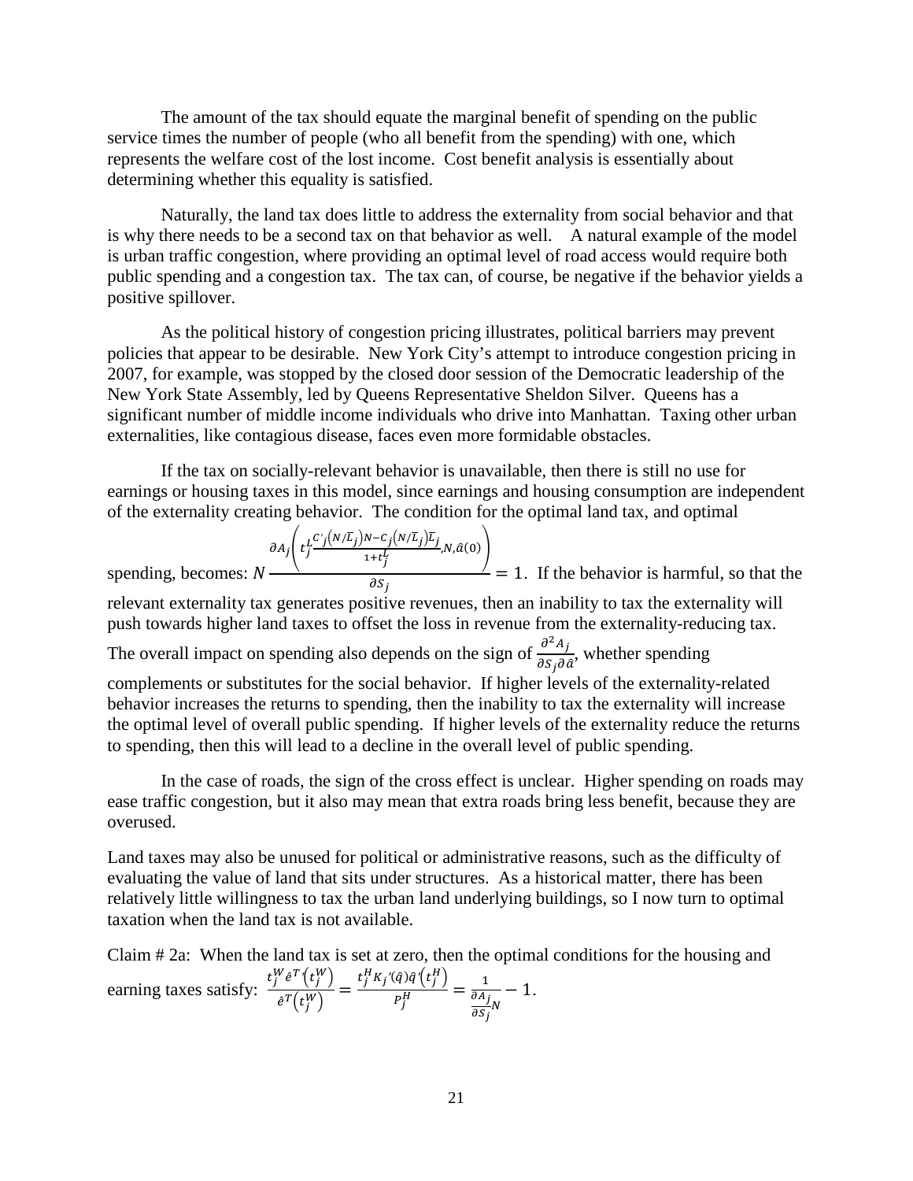The amount of the tax should equate the marginal benefit of spending on the public service times the number of people (who all benefit from the spending) with one, which represents the welfare cost of the lost income. Cost benefit analysis is essentially about determining whether this equality is satisfied.

Naturally, the land tax does little to address the externality from social behavior and that is why there needs to be a second tax on that behavior as well. A natural example of the model is urban traffic congestion, where providing an optimal level of road access would require both public spending and a congestion tax. The tax can, of course, be negative if the behavior yields a positive spillover.

As the political history of congestion pricing illustrates, political barriers may prevent policies that appear to be desirable. New York City's attempt to introduce congestion pricing in 2007, for example, was stopped by the closed door session of the Democratic leadership of the New York State Assembly, led by Queens Representative Sheldon Silver. Queens has a significant number of middle income individuals who drive into Manhattan. Taxing other urban externalities, like contagious disease, faces even more formidable obstacles.

If the tax on socially-relevant behavior is unavailable, then there is still no use for earnings or housing taxes in this model, since earnings and housing consumption are independent of the externality creating behavior. The condition for the optimal land tax, and optimal spending, becomes: $N\frac{\partial A_j\left(t_j^L\frac{C'_j\left(N/\bar{L}_j\right)N-C_j\left(N/\bar{L}_j\right)\bar{L}_j}{1+t_j^L},N,\hat{a}(0)\right)}{\partial S_j}=1$. If the behavior is harmful, so that the relevant externality tax generates positive revenues, then an inability to tax the externality will push towards higher land taxes to offset the loss in revenue from the externality-reducing tax. The overall impact on spending also depends on the sign of $\frac{\partial^2 A_j}{\partial S_j \partial \hat{a}}$, whether spending complements or substitutes for the social behavior. If higher levels of the externality-related behavior increases the returns to spending, then the inability to tax the externality will increase the optimal level of overall public spending. If higher levels of the externality reduce the returns to spending, then this will lead to a decline in the overall level of public spending.

In the case of roads, the sign of the cross effect is unclear. Higher spending on roads may ease traffic congestion, but it also may mean that extra roads bring less benefit, because they are overused.

Land taxes may also be unused for political or administrative reasons, such as the difficulty of evaluating the value of land that sits under structures. As a historical matter, there has been relatively little willingness to tax the urban land underlying buildings, so I now turn to optimal taxation when the land tax is not available.

Claim # 2a: When the land tax is set at zero, then the optimal conditions for the housing and earning taxes satisfy: $\frac{t_j^W \hat{e}^{T\prime}\left(t_j^W\right)}{\hat{e}^T\left(t_j^W\right)}=\frac{t_j^H K_j'(\hat{q})\hat{q}'\left(t_j^H\right)}{P_j^H}=\frac{1}{\frac{\partial A_j}{\partial S_j}N}-1$.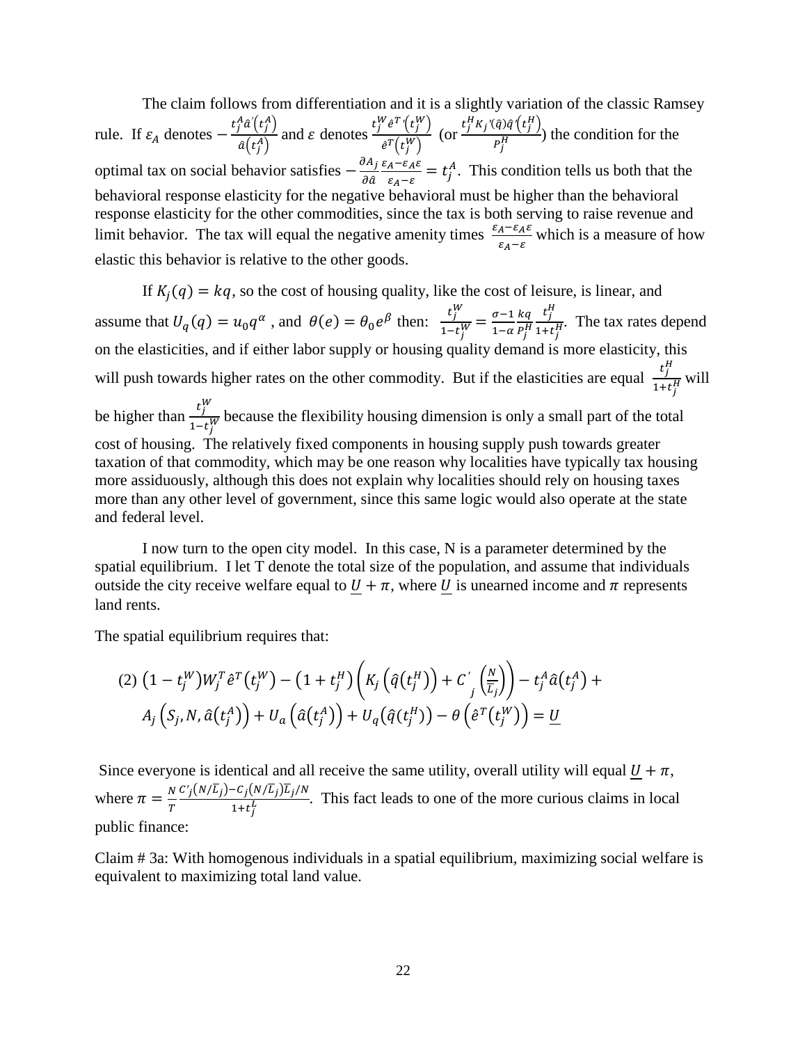The claim follows from differentiation and it is a slightly variation of the classic Ramsey rule. If $\varepsilon_A$ denotes $-\frac{t_j^A \hat{a}'(t_j^A)}{\hat{a}(t_j^A)}$ and $\varepsilon$ denotes $\frac{t_j^W \hat{e}^{T\prime}(t_j^W)}{\hat{e}^T(t_j^W)}$ (or $\frac{t_j^H K_j'(\hat{q})\hat{q}'(t_j^H)}{P_j^H}$) the condition for the optimal tax on social behavior satisfies $-\frac{\partial A_j}{\partial \hat{a}} \frac{\varepsilon_A - \varepsilon_A \varepsilon}{\varepsilon_A - \varepsilon} = t_j^A$. This condition tells us both that the behavioral response elasticity for the negative behavioral must be higher than the behavioral response elasticity for the other commodities, since the tax is both serving to raise revenue and limit behavior. The tax will equal the negative amenity times $\frac{\varepsilon_A - \varepsilon_A \varepsilon}{\varepsilon_A - \varepsilon}$ which is a measure of how elastic this behavior is relative to the other goods.

If $K_j(q) = kq$, so the cost of housing quality, like the cost of leisure, is linear, and assume that $U_q(q) = u_0 q^\alpha$, and $\theta(e) = \theta_0 e^\beta$ then: $\frac{t_j^W}{1-t_j^W} = \frac{\sigma - 1}{1-\alpha} \frac{kq}{P_j^H} \frac{t_j^H}{1+t_j^H}$. The tax rates depend on the elasticities, and if either labor supply or housing quality demand is more elasticity, this will push towards higher rates on the other commodity. But if the elasticities are equal $\frac{t_j^H}{1+t_j^H}$ will be higher than $\frac{t_j^W}{1-t_j^W}$ because the flexibility housing dimension is only a small part of the total cost of housing. The relatively fixed components in housing supply push towards greater taxation of that commodity, which may be one reason why localities have typically tax housing more assiduously, although this does not explain why localities should rely on housing taxes more than any other level of government, since this same logic would also operate at the state and federal level.

I now turn to the open city model. In this case, N is a parameter determined by the spatial equilibrium. I let T denote the total size of the population, and assume that individuals outside the city receive welfare equal to $\underline{U} + \pi$, where $\underline{U}$ is unearned income and $\pi$ represents land rents.

The spatial equilibrium requires that:

$$(2)\ \left(1 - t_j^W\right) W_j^T \hat{e}^T\left(t_j^W\right) - \left(1 + t_j^H\right)\left(K_j\left(\hat{q}\left(t_j^H\right)\right) + C'_j\left(\frac{N}{\bar{L}_j}\right)\right) - t_j^A \hat{a}\left(t_j^A\right) + A_j\left(S_j, N, \hat{a}\left(t_j^A\right)\right) + U_a\left(\hat{a}\left(t_j^A\right)\right) + U_q\left(\hat{q}(t_j^H)\right) - \theta\left(\hat{e}^T\left(t_j^W\right)\right) = \underline{U}$$

Since everyone is identical and all receive the same utility, overall utility will equal $\underline{U} + \pi$, where $\pi = \frac{N}{T} \frac{C'_j(N/\bar{L}_j) - C_j(N/\bar{L}_j)\bar{L}_j/N}{1+t_j^L}$. This fact leads to one of the more curious claims in local public finance:

Claim # 3a: With homogenous individuals in a spatial equilibrium, maximizing social welfare is equivalent to maximizing total land value.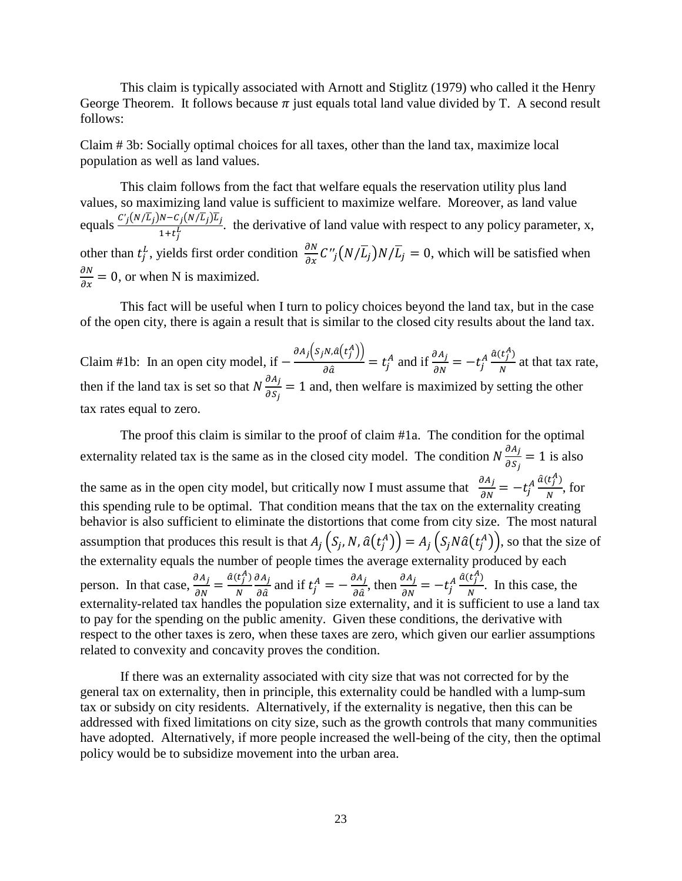This claim is typically associated with Arnott and Stiglitz (1979) who called it the Henry George Theorem. It follows because $\pi$ just equals total land value divided by T. A second result follows:

Claim # 3b: Socially optimal choices for all taxes, other than the land tax, maximize local population as well as land values.

This claim follows from the fact that welfare equals the reservation utility plus land values, so maximizing land value is sufficient to maximize welfare. Moreover, as land value equals $\frac{C'_j(N/\bar{L}_j)N - C_j(N/\bar{L}_j)\bar{L}_j}{1+t_j^L}$. the derivative of land value with respect to any policy parameter, x, other than $t_j^L$, yields first order condition $\frac{\partial N}{\partial x} C''_j(N/\bar{L}_j)N/\bar{L}_j = 0$, which will be satisfied when $\frac{\partial N}{\partial x} = 0$, or when N is maximized.

This fact will be useful when I turn to policy choices beyond the land tax, but in the case of the open city, there is again a result that is similar to the closed city results about the land tax.

Claim #1b: In an open city model, if $-\frac{\partial A_j\left(S_j N, \hat{a}\left(t_j^A\right)\right)}{\partial \hat{a}} = t_j^A$ and if $\frac{\partial A_j}{\partial N} = -t_j^A \frac{\hat{a}(t_j^A)}{N}$ at that tax rate, then if the land tax is set so that $N\frac{\partial A_j}{\partial S_j} = 1$ and, then welfare is maximized by setting the other tax rates equal to zero.

The proof this claim is similar to the proof of claim #1a. The condition for the optimal externality related tax is the same as in the closed city model. The condition $N\frac{\partial A_j}{\partial S_j} = 1$ is also the same as in the open city model, but critically now I must assume that $\frac{\partial A_j}{\partial N} = -t_j^A \frac{\hat{a}(t_j^A)}{N}$, for this spending rule to be optimal. That condition means that the tax on the externality creating behavior is also sufficient to eliminate the distortions that come from city size. The most natural assumption that produces this result is that $A_j\left(S_j, N, \hat{a}\left(t_j^A\right)\right) = A_j\left(S_j N \hat{a}\left(t_j^A\right)\right)$, so that the size of the externality equals the number of people times the average externality produced by each person. In that case, $\frac{\partial A_j}{\partial N} = \frac{\hat{a}(t_j^A)}{N}\frac{\partial A_j}{\partial \hat{a}}$ and if $t_j^A = -\frac{\partial A_j}{\partial \hat{a}}$, then $\frac{\partial A_j}{\partial N} = -t_j^A \frac{\hat{a}(t_j^A)}{N}$. In this case, the externality-related tax handles the population size externality, and it is sufficient to use a land tax to pay for the spending on the public amenity. Given these conditions, the derivative with respect to the other taxes is zero, when these taxes are zero, which given our earlier assumptions related to convexity and concavity proves the condition.

If there was an externality associated with city size that was not corrected for by the general tax on externality, then in principle, this externality could be handled with a lump-sum tax or subsidy on city residents. Alternatively, if the externality is negative, then this can be addressed with fixed limitations on city size, such as the growth controls that many communities have adopted. Alternatively, if more people increased the well-being of the city, then the optimal policy would be to subsidize movement into the urban area.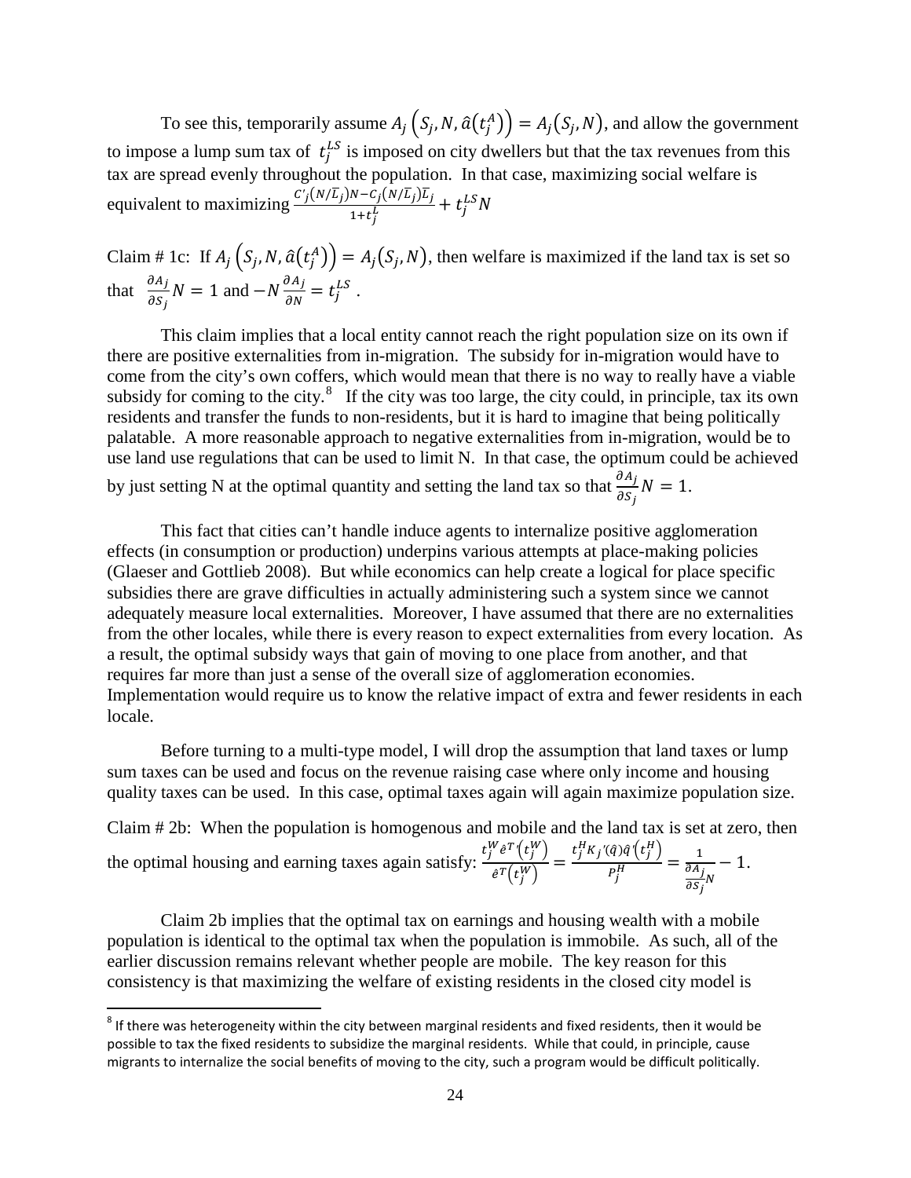To see this, temporarily assume $A_j\left(S_j, N, \hat{a}\left(t_j^A\right)\right) = A_j\left(S_j, N\right)$, and allow the government to impose a lump sum tax of $t_j^{LS}$ is imposed on city dwellers but that the tax revenues from this tax are spread evenly throughout the population. In that case, maximizing social welfare is equivalent to maximizing $\frac{C'_j(N/\bar{L}_j)N - C_j(N/\bar{L}_j)\bar{L}_j}{1+t_j^L} + t_j^{LS}N$

Claim # 1c: If $A_j\left(S_j, N, \hat{a}\left(t_j^A\right)\right) = A_j\left(S_j, N\right)$, then welfare is maximized if the land tax is set so that $\frac{\partial A_j}{\partial S_j}N = 1$ and $-N\frac{\partial A_j}{\partial N} = t_j^{LS}$ .

This claim implies that a local entity cannot reach the right population size on its own if there are positive externalities from in-migration. The subsidy for in-migration would have to come from the city's own coffers, which would mean that there is no way to really have a viable subsidy for coming to the city.[8] If the city was too large, the city could, in principle, tax its own residents and transfer the funds to non-residents, but it is hard to imagine that being politically palatable. A more reasonable approach to negative externalities from in-migration, would be to use land use regulations that can be used to limit N. In that case, the optimum could be achieved by just setting N at the optimal quantity and setting the land tax so that $\frac{\partial A_j}{\partial S_j}N = 1$.

This fact that cities can't handle induce agents to internalize positive agglomeration effects (in consumption or production) underpins various attempts at place-making policies (Glaeser and Gottlieb 2008). But while economics can help create a logical for place specific subsidies there are grave difficulties in actually administering such a system since we cannot adequately measure local externalities. Moreover, I have assumed that there are no externalities from the other locales, while there is every reason to expect externalities from every location. As a result, the optimal subsidy ways that gain of moving to one place from another, and that requires far more than just a sense of the overall size of agglomeration economies. Implementation would require us to know the relative impact of extra and fewer residents in each locale.

Before turning to a multi-type model, I will drop the assumption that land taxes or lump sum taxes can be used and focus on the revenue raising case where only income and housing quality taxes can be used. In this case, optimal taxes again will again maximize population size.

Claim # 2b: When the population is homogenous and mobile and the land tax is set at zero, then the optimal housing and earning taxes again satisfy: $\frac{t_j^W \hat{e}^{T\prime}\left(t_j^W\right)}{\hat{e}^T\left(t_j^W\right)} = \frac{t_j^H K_j{}'(\hat{q})\hat{q}'\left(t_j^H\right)}{P_j^H} = \frac{1}{\frac{\partial A_j}{\partial S_j}N} - 1$.

Claim 2b implies that the optimal tax on earnings and housing wealth with a mobile population is identical to the optimal tax when the population is immobile. As such, all of the earlier discussion remains relevant whether people are mobile. The key reason for this consistency is that maximizing the welfare of existing residents in the closed city model is

[8] If there was heterogeneity within the city between marginal residents and fixed residents, then it would be possible to tax the fixed residents to subsidize the marginal residents. While that could, in principle, cause migrants to internalize the social benefits of moving to the city, such a program would be difficult politically.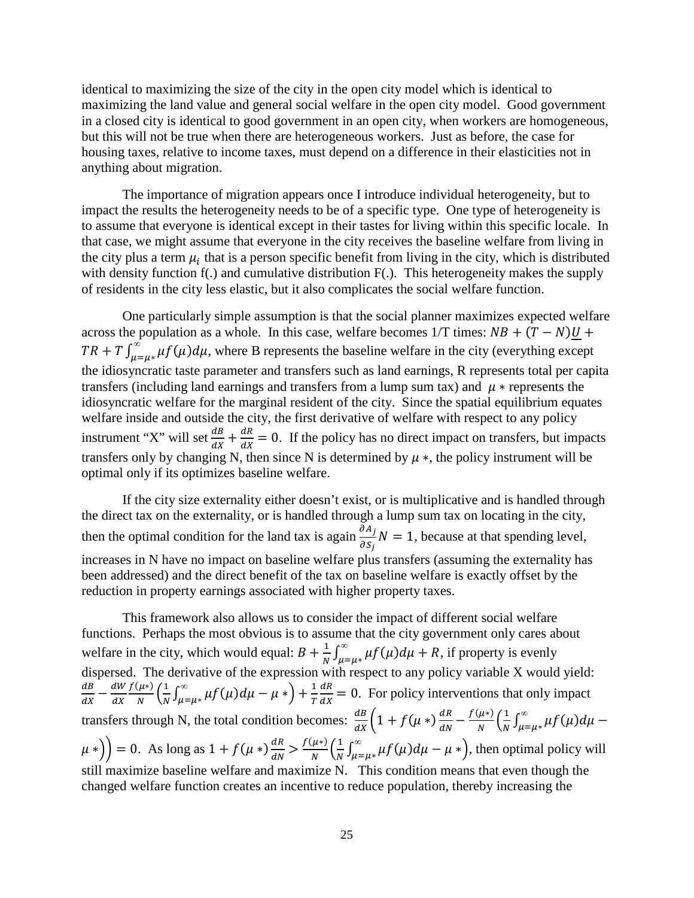identical to maximizing the size of the city in the open city model which is identical to maximizing the land value and general social welfare in the open city model. Good government in a closed city is identical to good government in an open city, when workers are homogeneous, but this will not be true when there are heterogeneous workers. Just as before, the case for housing taxes, relative to income taxes, must depend on a difference in their elasticities not in anything about migration.

The importance of migration appears once I introduce individual heterogeneity, but to impact the results the heterogeneity needs to be of a specific type. One type of heterogeneity is to assume that everyone is identical except in their tastes for living within this specific locale. In that case, we might assume that everyone in the city receives the baseline welfare from living in the city plus a term $\mu_i$ that is a person specific benefit from living in the city, which is distributed with density function f(.) and cumulative distribution F(.). This heterogeneity makes the supply of residents in the city less elastic, but it also complicates the social welfare function.

One particularly simple assumption is that the social planner maximizes expected welfare across the population as a whole. In this case, welfare becomes 1/T times: $NB + (T-N)\underline{U} + TR + T\int_{\mu=\mu*}^{\infty} \mu f(\mu) d\mu$, where B represents the baseline welfare in the city (everything except the idiosyncratic taste parameter and transfers such as land earnings, R represents total per capita transfers (including land earnings and transfers from a lump sum tax) and $\mu*$ represents the idiosyncratic welfare for the marginal resident of the city. Since the spatial equilibrium equates welfare inside and outside the city, the first derivative of welfare with respect to any policy instrument "X" will set $\frac{dB}{dX} + \frac{dR}{dX} = 0$. If the policy has no direct impact on transfers, but impacts transfers only by changing N, then since N is determined by $\mu*$, the policy instrument will be optimal only if its optimizes baseline welfare.

If the city size externality either doesn't exist, or is multiplicative and is handled through the direct tax on the externality, or is handled through a lump sum tax on locating in the city, then the optimal condition for the land tax is again $\frac{\partial A_j}{\partial S_j}N = 1$, because at that spending level, increases in N have no impact on baseline welfare plus transfers (assuming the externality has been addressed) and the direct benefit of the tax on baseline welfare is exactly offset by the reduction in property earnings associated with higher property taxes.

This framework also allows us to consider the impact of different social welfare functions. Perhaps the most obvious is to assume that the city government only cares about welfare in the city, which would equal: $B + \frac{1}{N}\int_{\mu=\mu*}^{\infty} \mu f(\mu) d\mu + R$, if property is evenly dispersed. The derivative of the expression with respect to any policy variable X would yield: $\frac{dB}{dX} - \frac{dW}{dX}\frac{f(\mu*)}{N}\left(\frac{1}{N}\int_{\mu=\mu*}^{\infty} \mu f(\mu) d\mu - \mu*\right) + \frac{1}{T}\frac{dR}{dX} = 0$. For policy interventions that only impact transfers through N, the total condition becomes: $\frac{dB}{dX}\left(1 + f(\mu*)\frac{dR}{dN} - \frac{f(\mu*)}{N}\left(\frac{1}{N}\int_{\mu=\mu*}^{\infty} \mu f(\mu) d\mu - \mu*\right)\right) = 0$. As long as $1 + f(\mu*)\frac{dR}{dN} > \frac{f(\mu*)}{N}\left(\frac{1}{N}\int_{\mu=\mu*}^{\infty} \mu f(\mu) d\mu - \mu*\right)$, then optimal policy will still maximize baseline welfare and maximize N. This condition means that even though the changed welfare function creates an incentive to reduce population, thereby increasing the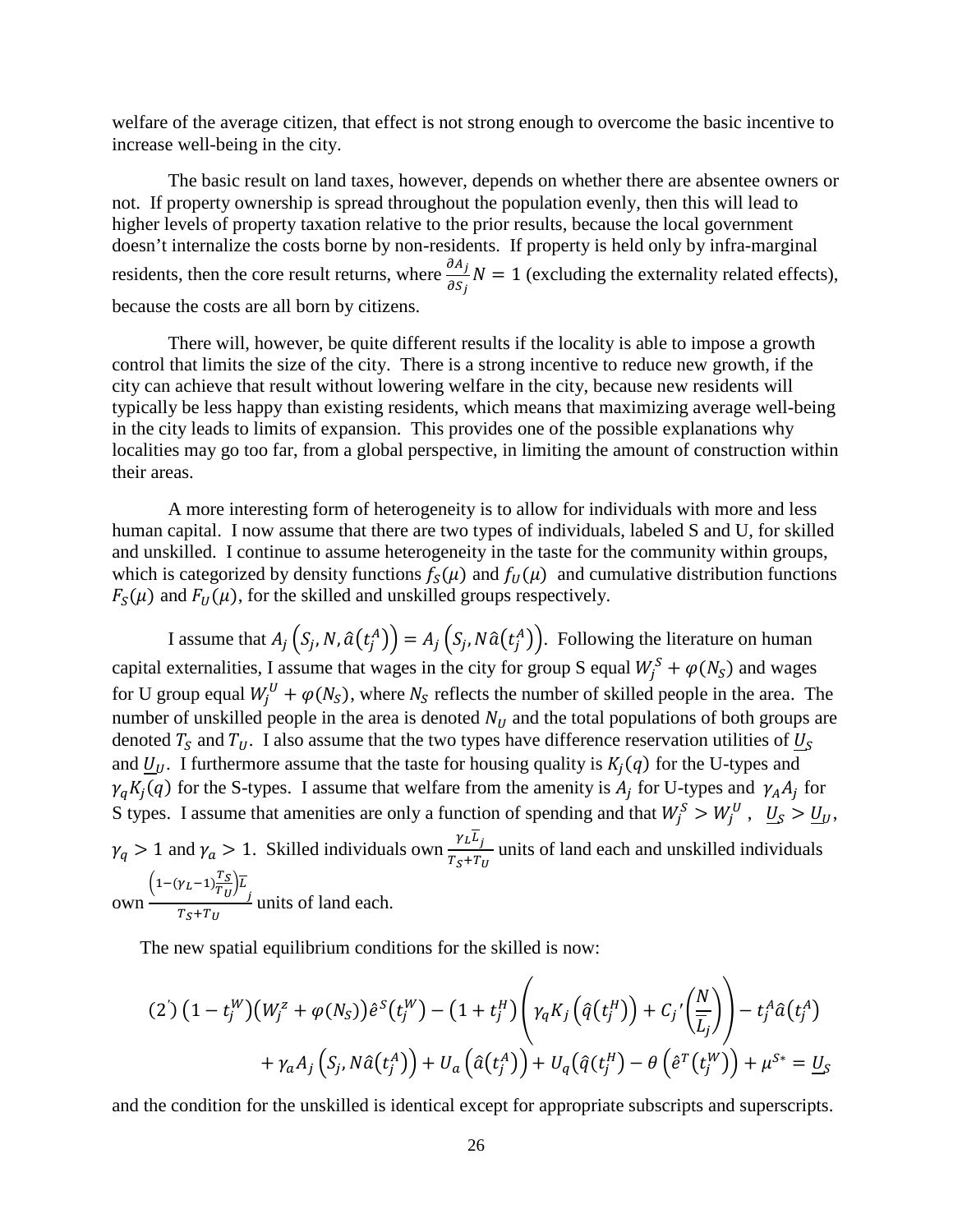welfare of the average citizen, that effect is not strong enough to overcome the basic incentive to increase well-being in the city.

The basic result on land taxes, however, depends on whether there are absentee owners or not. If property ownership is spread throughout the population evenly, then this will lead to higher levels of property taxation relative to the prior results, because the local government doesn't internalize the costs borne by non-residents. If property is held only by infra-marginal residents, then the core result returns, where $\frac{\partial A_j}{\partial S_j} N = 1$ (excluding the externality related effects), because the costs are all born by citizens.

There will, however, be quite different results if the locality is able to impose a growth control that limits the size of the city. There is a strong incentive to reduce new growth, if the city can achieve that result without lowering welfare in the city, because new residents will typically be less happy than existing residents, which means that maximizing average well-being in the city leads to limits of expansion. This provides one of the possible explanations why localities may go too far, from a global perspective, in limiting the amount of construction within their areas.

A more interesting form of heterogeneity is to allow for individuals with more and less human capital. I now assume that there are two types of individuals, labeled S and U, for skilled and unskilled. I continue to assume heterogeneity in the taste for the community within groups, which is categorized by density functions $f_S(\mu)$ and $f_U(\mu)$ and cumulative distribution functions $F_S(\mu)$ and $F_U(\mu)$, for the skilled and unskilled groups respectively.

I assume that $A_j\left(S_j, N, \hat{a}\left(t_j^A\right)\right) = A_j\left(S_j, N\hat{a}\left(t_j^A\right)\right)$. Following the literature on human capital externalities, I assume that wages in the city for group S equal $W_j^S + \varphi(N_S)$ and wages for U group equal $W_j^U + \varphi(N_S)$, where $N_S$ reflects the number of skilled people in the area. The number of unskilled people in the area is denoted $N_U$ and the total populations of both groups are denoted $T_S$ and $T_U$. I also assume that the two types have difference reservation utilities of $\underline{U}_S$ and $\underline{U}_U$. I furthermore assume that the taste for housing quality is $K_j(q)$ for the U-types and $\gamma_q K_j(q)$ for the S-types. I assume that welfare from the amenity is $A_j$ for U-types and $\gamma_A A_j$ for S types. I assume that amenities are only a function of spending and that $W_j^S > W_j^U$, $\underline{U}_S > \underline{U}_U$, $\gamma_q > 1$ and $\gamma_a > 1$. Skilled individuals own $\frac{\gamma_L \overline{L}_j}{T_S + T_U}$ units of land each and unskilled individuals own $\frac{\left(1-(\gamma_L - 1)\frac{T_S}{T_U}\right)\overline{L}_j}{T_S + T_U}$ units of land each.

The new spatial equilibrium conditions for the skilled is now:

$$(2') \left(1 - t_j^W\right)\left(W_j^z + \varphi(N_S)\right)\hat{e}^S\left(t_j^W\right) - \left(1 + t_j^H\right)\left(\gamma_q K_j\left(\hat{q}\left(t_j^H\right)\right) + C_j{}'\left(\frac{N}{\overline{L}_j}\right)\right) - t_j^A \hat{a}\left(t_j^A\right) + \gamma_a A_j\left(S_j, N\hat{a}\left(t_j^A\right)\right) + U_a\left(\hat{a}\left(t_j^A\right)\right) + U_q\left(\hat{q}\left(t_j^H\right) - \theta\left(\hat{e}^T\left(t_j^W\right)\right) + \mu^{S*} = \underline{U}_S\right.$$

and the condition for the unskilled is identical except for appropriate subscripts and superscripts.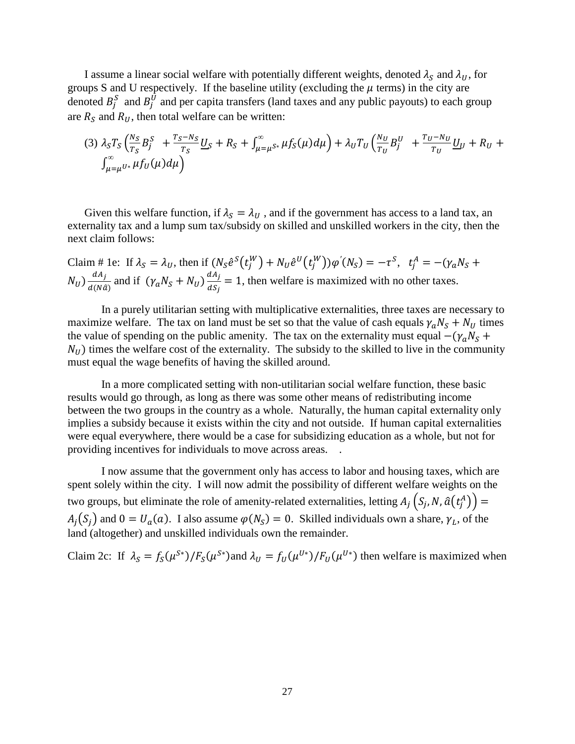I assume a linear social welfare with potentially different weights, denoted $\lambda_S$ and $\lambda_U$, for groups S and U respectively. If the baseline utility (excluding the $\mu$ terms) in the city are denoted $B_j^S$ and $B_j^U$ and per capita transfers (land taxes and any public payouts) to each group are $R_S$ and $R_U$, then total welfare can be written:

$$\text{(3) } \lambda_S T_S \left( \frac{N_S}{T_S} B_j^S + \frac{T_S - N_S}{T_S} \underline{U}_S + R_S + \int_{\mu=\mu^{S*}}^{\infty} \mu f_S(\mu) d\mu \right) + \lambda_U T_U \left( \frac{N_U}{T_U} B_j^U + \frac{T_U - N_U}{T_U} \underline{U}_U + R_U + \int_{\mu=\mu^{U*}}^{\infty} \mu f_U(\mu) d\mu \right)$$

Given this welfare function, if $\lambda_S = \lambda_U$ , and if the government has access to a land tax, an externality tax and a lump sum tax/subsidy on skilled and unskilled workers in the city, then the next claim follows:

Claim # 1e: If $\lambda_S = \lambda_U$, then if $(N_S \hat{e}^S(t_j^W) + N_U \hat{e}^U(t_j^W))\varphi'(N_S) = -\tau^S$, $t_j^A = -(\gamma_a N_S + N_U)\frac{dA_j}{d(N\hat{a})}$ and if $(\gamma_a N_S + N_U)\frac{dA_j}{dS_j} = 1$, then welfare is maximized with no other taxes.

In a purely utilitarian setting with multiplicative externalities, three taxes are necessary to maximize welfare. The tax on land must be set so that the value of cash equals $\gamma_a N_S + N_U$ times the value of spending on the public amenity. The tax on the externality must equal $-(\gamma_a N_S + N_U)$ times the welfare cost of the externality. The subsidy to the skilled to live in the community must equal the wage benefits of having the skilled around.

In a more complicated setting with non-utilitarian social welfare function, these basic results would go through, as long as there was some other means of redistributing income between the two groups in the country as a whole. Naturally, the human capital externality only implies a subsidy because it exists within the city and not outside. If human capital externalities were equal everywhere, there would be a case for subsidizing education as a whole, but not for providing incentives for individuals to move across areas. .

I now assume that the government only has access to labor and housing taxes, which are spent solely within the city. I will now admit the possibility of different welfare weights on the two groups, but eliminate the role of amenity-related externalities, letting $A_j\left(S_j, N, \hat{a}\left(t_j^A\right)\right) = A_j(S_j)$ and $0 = U_a(a)$. I also assume $\varphi(N_S) = 0$. Skilled individuals own a share, $\gamma_L$, of the land (altogether) and unskilled individuals own the remainder.

Claim 2c: If $\lambda_S = f_S(\mu^{S*})/F_S(\mu^{S*})$ and $\lambda_U = f_U(\mu^{U*})/F_U(\mu^{U*})$ then welfare is maximized when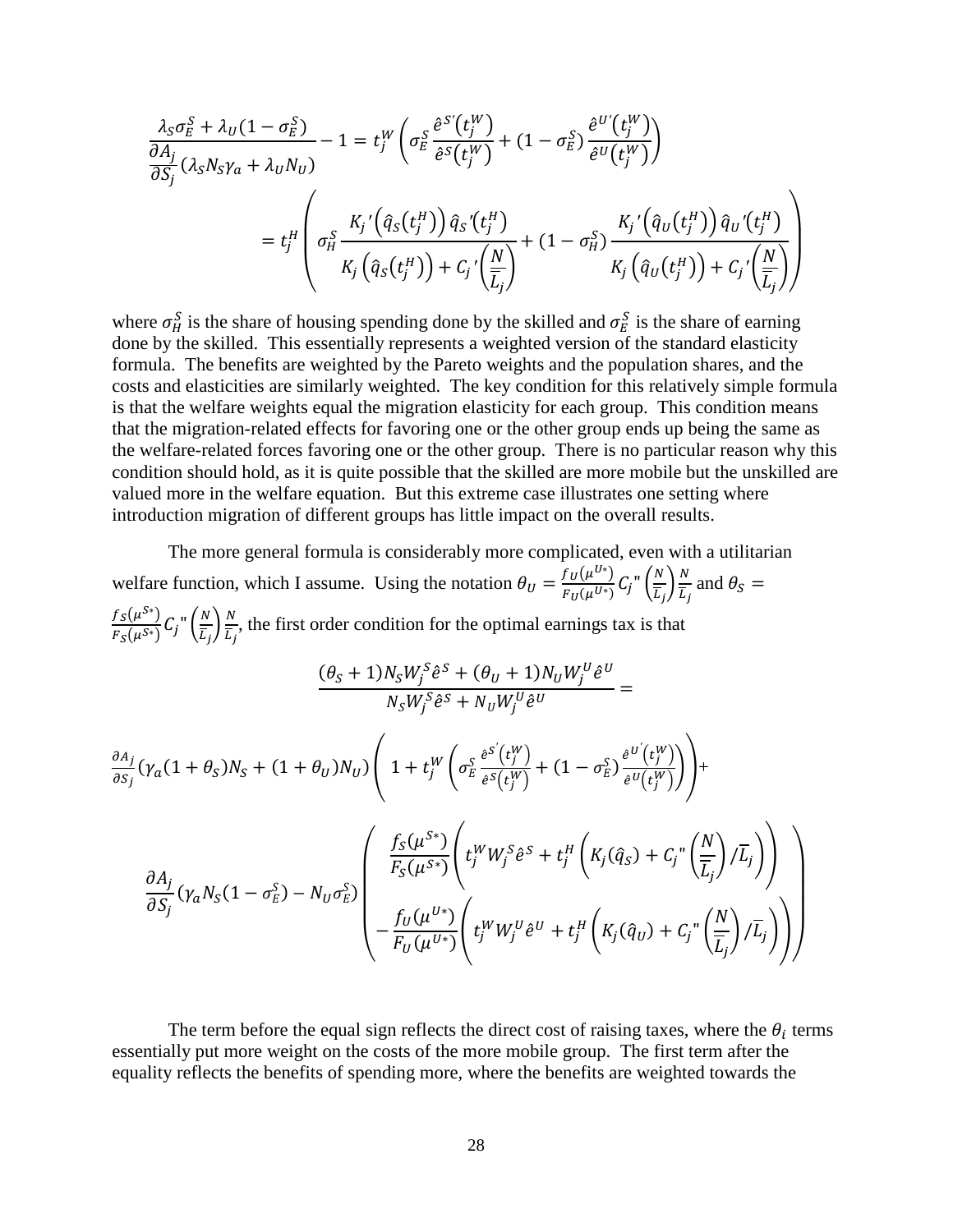$$\frac{\lambda_S \sigma_E^S + \lambda_U (1-\sigma_E^S)}{\frac{\partial A_j}{\partial S_j}(\lambda_S N_S \gamma_a + \lambda_U N_U)} - 1 = t_j^W \left( \sigma_E^S \frac{\hat{e}^{S'}(t_j^W)}{\hat{e}^S(t_j^W)} + (1-\sigma_E^S) \frac{\hat{e}^{U'}(t_j^W)}{\hat{e}^U(t_j^W)} \right)$$

$$= t_j^H \left( \sigma_H^S \frac{K_j{}'\left(\hat{q}_S(t_j^H)\right)\hat{q}_S{}'(t_j^H)}{K_j\left(\hat{q}_S(t_j^H)\right) + C_j{}'\left(\frac{N}{\overline{L}_j}\right)} + (1-\sigma_H^S) \frac{K_j{}'\left(\hat{q}_U(t_j^H)\right)\hat{q}_U{}'(t_j^H)}{K_j\left(\hat{q}_U(t_j^H)\right) + C_j{}'\left(\frac{N}{\overline{L}_j}\right)} \right)$$

where $\sigma_H^S$ is the share of housing spending done by the skilled and $\sigma_E^S$ is the share of earning done by the skilled. This essentially represents a weighted version of the standard elasticity formula. The benefits are weighted by the Pareto weights and the population shares, and the costs and elasticities are similarly weighted. The key condition for this relatively simple formula is that the welfare weights equal the migration elasticity for each group. This condition means that the migration-related effects for favoring one or the other group ends up being the same as the welfare-related forces favoring one or the other group. There is no particular reason why this condition should hold, as it is quite possible that the skilled are more mobile but the unskilled are valued more in the welfare equation. But this extreme case illustrates one setting where introduction migration of different groups has little impact on the overall results.

The more general formula is considerably more complicated, even with a utilitarian welfare function, which I assume. Using the notation $\theta_U = \frac{f_U(\mu^{U*})}{F_U(\mu^{U*})} C_j"\left(\frac{N}{\overline{L}_j}\right)\frac{N}{\overline{L}_j}$ and $\theta_S = \frac{f_S(\mu^{S*})}{F_S(\mu^{S*})} C_j"\left(\frac{N}{\overline{L}_j}\right)\frac{N}{\overline{L}_j}$, the first order condition for the optimal earnings tax is that

$$\frac{(\theta_S+1)N_S W_j^S \hat{e}^S + (\theta_U+1)N_U W_j^U \hat{e}^U}{N_S W_j^S \hat{e}^S + N_U W_j^U \hat{e}^U} =$$

$$\frac{\partial A_j}{\partial S_j}(\gamma_a(1+\theta_S)N_S + (1+\theta_U)N_U)\left( 1 + t_j^W \left( \sigma_E^S \frac{\hat{e}^{S'}(t_j^W)}{\hat{e}^S(t_j^W)} + (1-\sigma_E^S)\frac{\hat{e}^{U'}(t_j^W)}{\hat{e}^U(t_j^W)} \right) \right) +$$

$$\frac{\partial A_j}{\partial S_j}(\gamma_a N_S(1-\sigma_E^S) - N_U \sigma_E^S) \left( \begin{array}{c} \frac{f_S(\mu^{S*})}{F_S(\mu^{S*})}\left( t_j^W W_j^S \hat{e}^S + t_j^H \left( K_j(\hat{q}_S) + C_j"\left(\frac{N}{\overline{L}_j}\right)/\overline{L}_j \right) \right) \\ -\frac{f_U(\mu^{U*})}{F_U(\mu^{U*})}\left( t_j^W W_j^U \hat{e}^U + t_j^H \left( K_j(\hat{q}_U) + C_j"\left(\frac{N}{\overline{L}_j}\right)/\overline{L}_j \right) \right) \end{array} \right)$$

The term before the equal sign reflects the direct cost of raising taxes, where the $\theta_i$ terms essentially put more weight on the costs of the more mobile group. The first term after the equality reflects the benefits of spending more, where the benefits are weighted towards the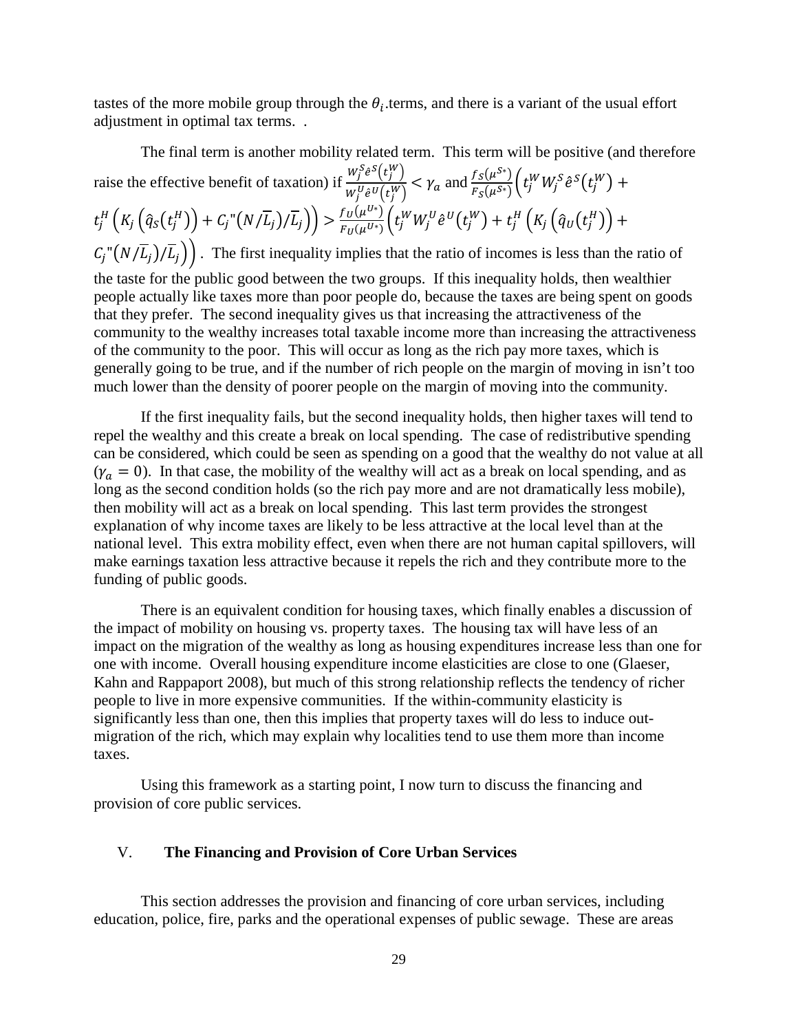tastes of the more mobile group through the $\theta_i$.terms, and there is a variant of the usual effort adjustment in optimal tax terms. .

The final term is another mobility related term. This term will be positive (and therefore raise the effective benefit of taxation) if $\frac{W_j^S \hat{e}^S(t_j^W)}{W_j^U \hat{e}^U(t_j^W)} < \gamma_a$ and $\frac{f_S(\mu^{S*})}{F_S(\mu^{S*})}\Big(t_j^W W_j^S \hat{e}^S(t_j^W) + t_j^H\left(K_j\left(\hat{q}_S(t_j^H)\right) + C_j"(N/\overline{L}_j)/\overline{L}_j\right)\Big) > \frac{f_U(\mu^{U*})}{F_U(\mu^{U*})}\Big(t_j^W W_j^U \hat{e}^U(t_j^W) + t_j^H\left(K_j\left(\hat{q}_U(t_j^H)\right) + C_j"(N/\overline{L}_j)/\overline{L}_j\right)\Big)$. The first inequality implies that the ratio of incomes is less than the ratio of the taste for the public good between the two groups. If this inequality holds, then wealthier people actually like taxes more than poor people do, because the taxes are being spent on goods that they prefer. The second inequality gives us that increasing the attractiveness of the community to the wealthy increases total taxable income more than increasing the attractiveness of the community to the poor. This will occur as long as the rich pay more taxes, which is generally going to be true, and if the number of rich people on the margin of moving in isn't too much lower than the density of poorer people on the margin of moving into the community.

If the first inequality fails, but the second inequality holds, then higher taxes will tend to repel the wealthy and this create a break on local spending. The case of redistributive spending can be considered, which could be seen as spending on a good that the wealthy do not value at all ($\gamma_a = 0$). In that case, the mobility of the wealthy will act as a break on local spending, and as long as the second condition holds (so the rich pay more and are not dramatically less mobile), then mobility will act as a break on local spending. This last term provides the strongest explanation of why income taxes are likely to be less attractive at the local level than at the national level. This extra mobility effect, even when there are not human capital spillovers, will make earnings taxation less attractive because it repels the rich and they contribute more to the funding of public goods.

There is an equivalent condition for housing taxes, which finally enables a discussion of the impact of mobility on housing vs. property taxes. The housing tax will have less of an impact on the migration of the wealthy as long as housing expenditures increase less than one for one with income. Overall housing expenditure income elasticities are close to one (Glaeser, Kahn and Rappaport 2008), but much of this strong relationship reflects the tendency of richer people to live in more expensive communities. If the within-community elasticity is significantly less than one, then this implies that property taxes will do less to induce out-migration of the rich, which may explain why localities tend to use them more than income taxes.

Using this framework as a starting point, I now turn to discuss the financing and provision of core public services.

## V. **The Financing and Provision of Core Urban Services**

This section addresses the provision and financing of core urban services, including education, police, fire, parks and the operational expenses of public sewage. These are areas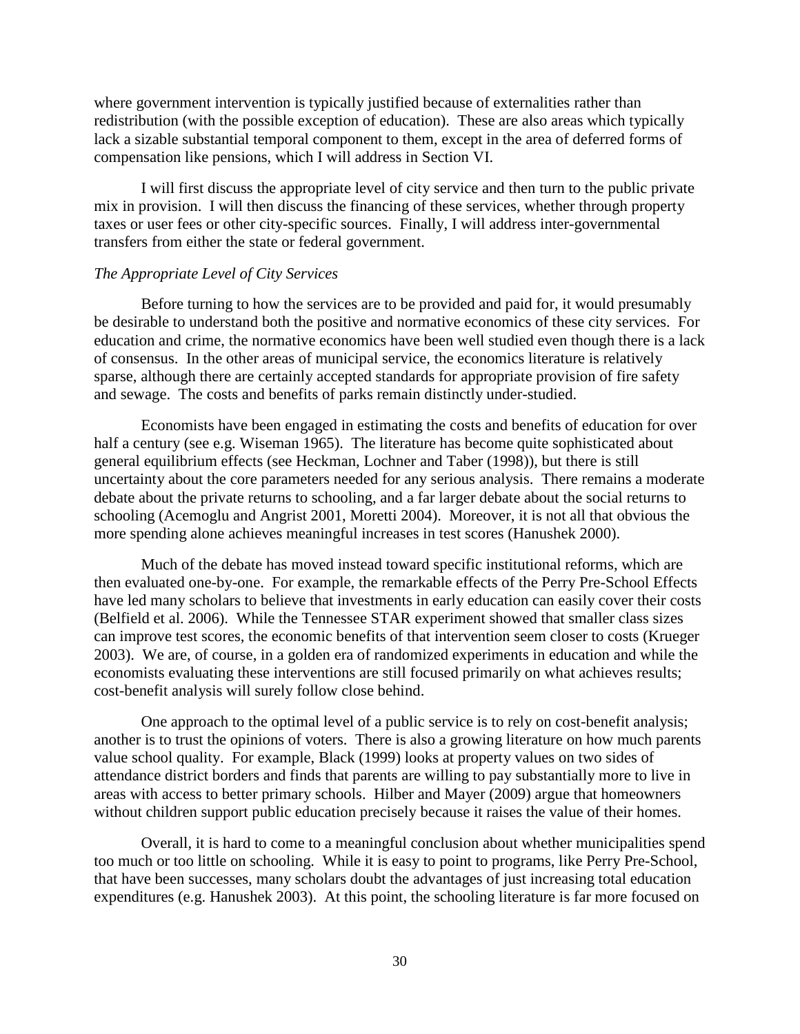where government intervention is typically justified because of externalities rather than redistribution (with the possible exception of education). These are also areas which typically lack a sizable substantial temporal component to them, except in the area of deferred forms of compensation like pensions, which I will address in Section VI.

I will first discuss the appropriate level of city service and then turn to the public private mix in provision. I will then discuss the financing of these services, whether through property taxes or user fees or other city-specific sources. Finally, I will address inter-governmental transfers from either the state or federal government.

*The Appropriate Level of City Services*

Before turning to how the services are to be provided and paid for, it would presumably be desirable to understand both the positive and normative economics of these city services. For education and crime, the normative economics have been well studied even though there is a lack of consensus. In the other areas of municipal service, the economics literature is relatively sparse, although there are certainly accepted standards for appropriate provision of fire safety and sewage. The costs and benefits of parks remain distinctly under-studied.

Economists have been engaged in estimating the costs and benefits of education for over half a century (see e.g. Wiseman 1965). The literature has become quite sophisticated about general equilibrium effects (see Heckman, Lochner and Taber (1998)), but there is still uncertainty about the core parameters needed for any serious analysis. There remains a moderate debate about the private returns to schooling, and a far larger debate about the social returns to schooling (Acemoglu and Angrist 2001, Moretti 2004). Moreover, it is not all that obvious the more spending alone achieves meaningful increases in test scores (Hanushek 2000).

Much of the debate has moved instead toward specific institutional reforms, which are then evaluated one-by-one. For example, the remarkable effects of the Perry Pre-School Effects have led many scholars to believe that investments in early education can easily cover their costs (Belfield et al. 2006). While the Tennessee STAR experiment showed that smaller class sizes can improve test scores, the economic benefits of that intervention seem closer to costs (Krueger 2003). We are, of course, in a golden era of randomized experiments in education and while the economists evaluating these interventions are still focused primarily on what achieves results; cost-benefit analysis will surely follow close behind.

One approach to the optimal level of a public service is to rely on cost-benefit analysis; another is to trust the opinions of voters. There is also a growing literature on how much parents value school quality. For example, Black (1999) looks at property values on two sides of attendance district borders and finds that parents are willing to pay substantially more to live in areas with access to better primary schools. Hilber and Mayer (2009) argue that homeowners without children support public education precisely because it raises the value of their homes.

Overall, it is hard to come to a meaningful conclusion about whether municipalities spend too much or too little on schooling. While it is easy to point to programs, like Perry Pre-School, that have been successes, many scholars doubt the advantages of just increasing total education expenditures (e.g. Hanushek 2003). At this point, the schooling literature is far more focused on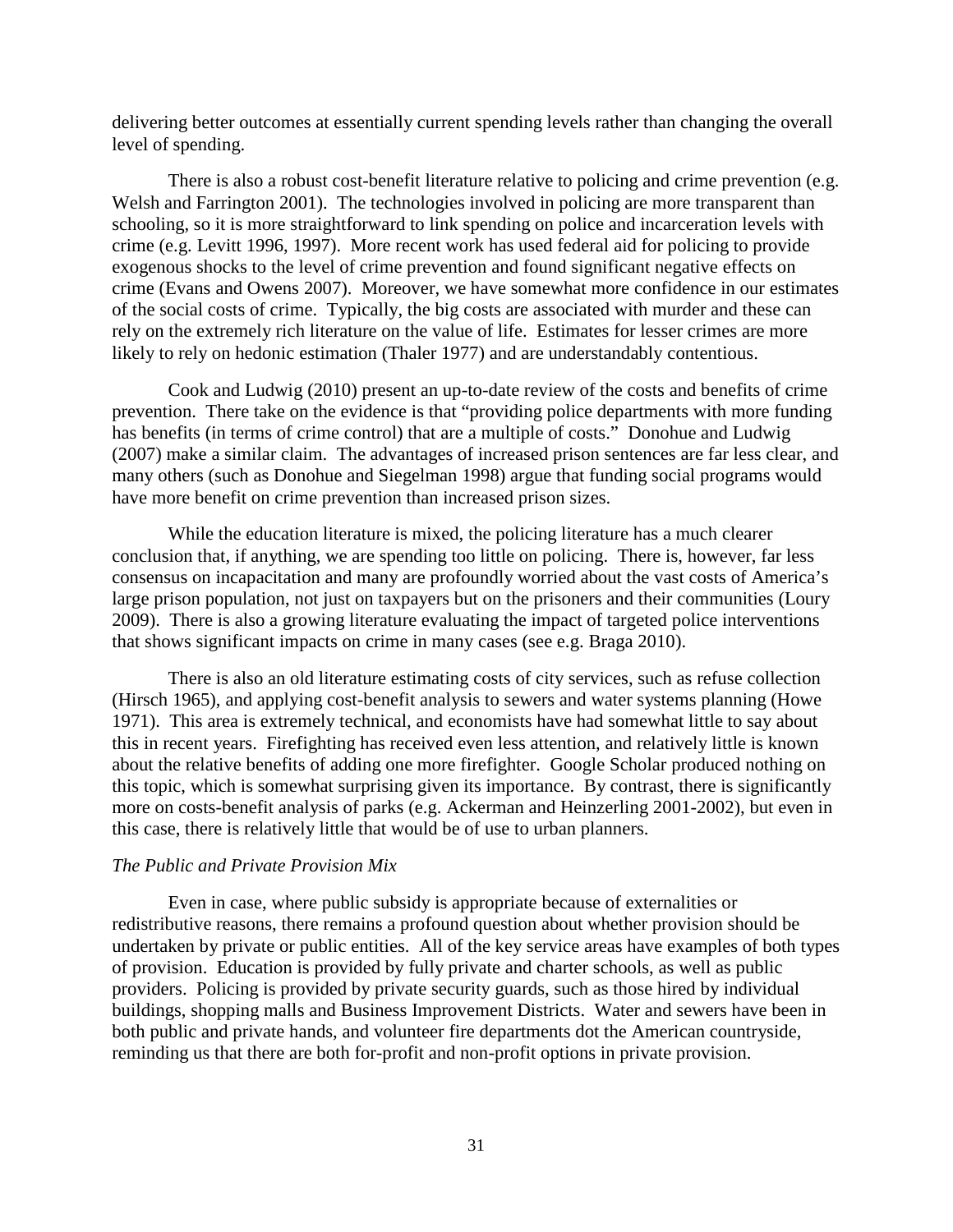delivering better outcomes at essentially current spending levels rather than changing the overall level of spending.

There is also a robust cost-benefit literature relative to policing and crime prevention (e.g. Welsh and Farrington 2001). The technologies involved in policing are more transparent than schooling, so it is more straightforward to link spending on police and incarceration levels with crime (e.g. Levitt 1996, 1997). More recent work has used federal aid for policing to provide exogenous shocks to the level of crime prevention and found significant negative effects on crime (Evans and Owens 2007). Moreover, we have somewhat more confidence in our estimates of the social costs of crime. Typically, the big costs are associated with murder and these can rely on the extremely rich literature on the value of life. Estimates for lesser crimes are more likely to rely on hedonic estimation (Thaler 1977) and are understandably contentious.

Cook and Ludwig (2010) present an up-to-date review of the costs and benefits of crime prevention. There take on the evidence is that "providing police departments with more funding has benefits (in terms of crime control) that are a multiple of costs." Donohue and Ludwig (2007) make a similar claim. The advantages of increased prison sentences are far less clear, and many others (such as Donohue and Siegelman 1998) argue that funding social programs would have more benefit on crime prevention than increased prison sizes.

While the education literature is mixed, the policing literature has a much clearer conclusion that, if anything, we are spending too little on policing. There is, however, far less consensus on incapacitation and many are profoundly worried about the vast costs of America's large prison population, not just on taxpayers but on the prisoners and their communities (Loury 2009). There is also a growing literature evaluating the impact of targeted police interventions that shows significant impacts on crime in many cases (see e.g. Braga 2010).

There is also an old literature estimating costs of city services, such as refuse collection (Hirsch 1965), and applying cost-benefit analysis to sewers and water systems planning (Howe 1971). This area is extremely technical, and economists have had somewhat little to say about this in recent years. Firefighting has received even less attention, and relatively little is known about the relative benefits of adding one more firefighter. Google Scholar produced nothing on this topic, which is somewhat surprising given its importance. By contrast, there is significantly more on costs-benefit analysis of parks (e.g. Ackerman and Heinzerling 2001-2002), but even in this case, there is relatively little that would be of use to urban planners.

*The Public and Private Provision Mix*

Even in case, where public subsidy is appropriate because of externalities or redistributive reasons, there remains a profound question about whether provision should be undertaken by private or public entities. All of the key service areas have examples of both types of provision. Education is provided by fully private and charter schools, as well as public providers. Policing is provided by private security guards, such as those hired by individual buildings, shopping malls and Business Improvement Districts. Water and sewers have been in both public and private hands, and volunteer fire departments dot the American countryside, reminding us that there are both for-profit and non-profit options in private provision.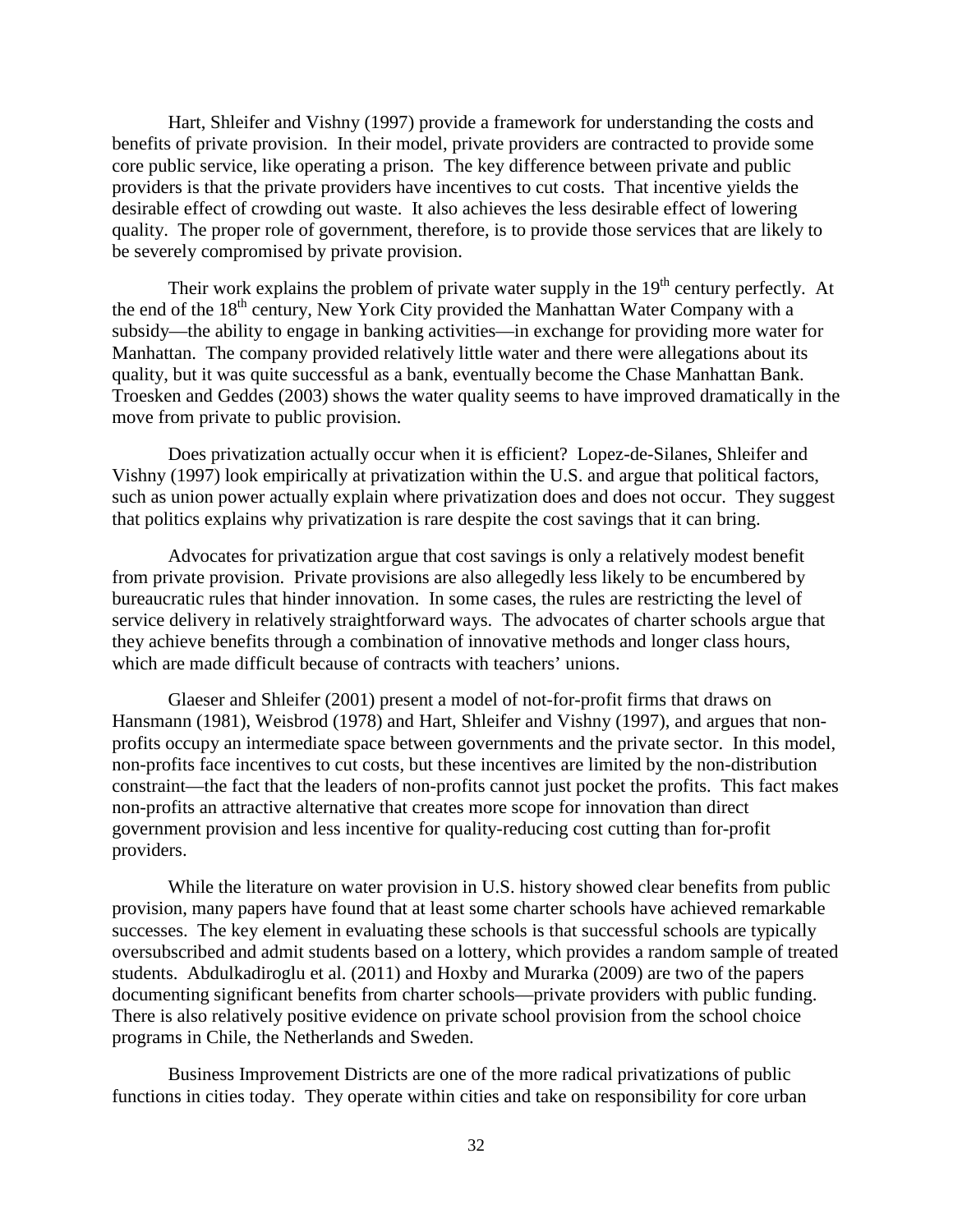Hart, Shleifer and Vishny (1997) provide a framework for understanding the costs and benefits of private provision. In their model, private providers are contracted to provide some core public service, like operating a prison. The key difference between private and public providers is that the private providers have incentives to cut costs. That incentive yields the desirable effect of crowding out waste. It also achieves the less desirable effect of lowering quality. The proper role of government, therefore, is to provide those services that are likely to be severely compromised by private provision.

Their work explains the problem of private water supply in the 19th century perfectly. At the end of the 18th century, New York City provided the Manhattan Water Company with a subsidy—the ability to engage in banking activities—in exchange for providing more water for Manhattan. The company provided relatively little water and there were allegations about its quality, but it was quite successful as a bank, eventually become the Chase Manhattan Bank. Troesken and Geddes (2003) shows the water quality seems to have improved dramatically in the move from private to public provision.

Does privatization actually occur when it is efficient? Lopez-de-Silanes, Shleifer and Vishny (1997) look empirically at privatization within the U.S. and argue that political factors, such as union power actually explain where privatization does and does not occur. They suggest that politics explains why privatization is rare despite the cost savings that it can bring.

Advocates for privatization argue that cost savings is only a relatively modest benefit from private provision. Private provisions are also allegedly less likely to be encumbered by bureaucratic rules that hinder innovation. In some cases, the rules are restricting the level of service delivery in relatively straightforward ways. The advocates of charter schools argue that they achieve benefits through a combination of innovative methods and longer class hours, which are made difficult because of contracts with teachers' unions.

Glaeser and Shleifer (2001) present a model of not-for-profit firms that draws on Hansmann (1981), Weisbrod (1978) and Hart, Shleifer and Vishny (1997), and argues that non-profits occupy an intermediate space between governments and the private sector. In this model, non-profits face incentives to cut costs, but these incentives are limited by the non-distribution constraint—the fact that the leaders of non-profits cannot just pocket the profits. This fact makes non-profits an attractive alternative that creates more scope for innovation than direct government provision and less incentive for quality-reducing cost cutting than for-profit providers.

While the literature on water provision in U.S. history showed clear benefits from public provision, many papers have found that at least some charter schools have achieved remarkable successes. The key element in evaluating these schools is that successful schools are typically oversubscribed and admit students based on a lottery, which provides a random sample of treated students. Abdulkadiroglu et al. (2011) and Hoxby and Murarka (2009) are two of the papers documenting significant benefits from charter schools—private providers with public funding. There is also relatively positive evidence on private school provision from the school choice programs in Chile, the Netherlands and Sweden.

Business Improvement Districts are one of the more radical privatizations of public functions in cities today. They operate within cities and take on responsibility for core urban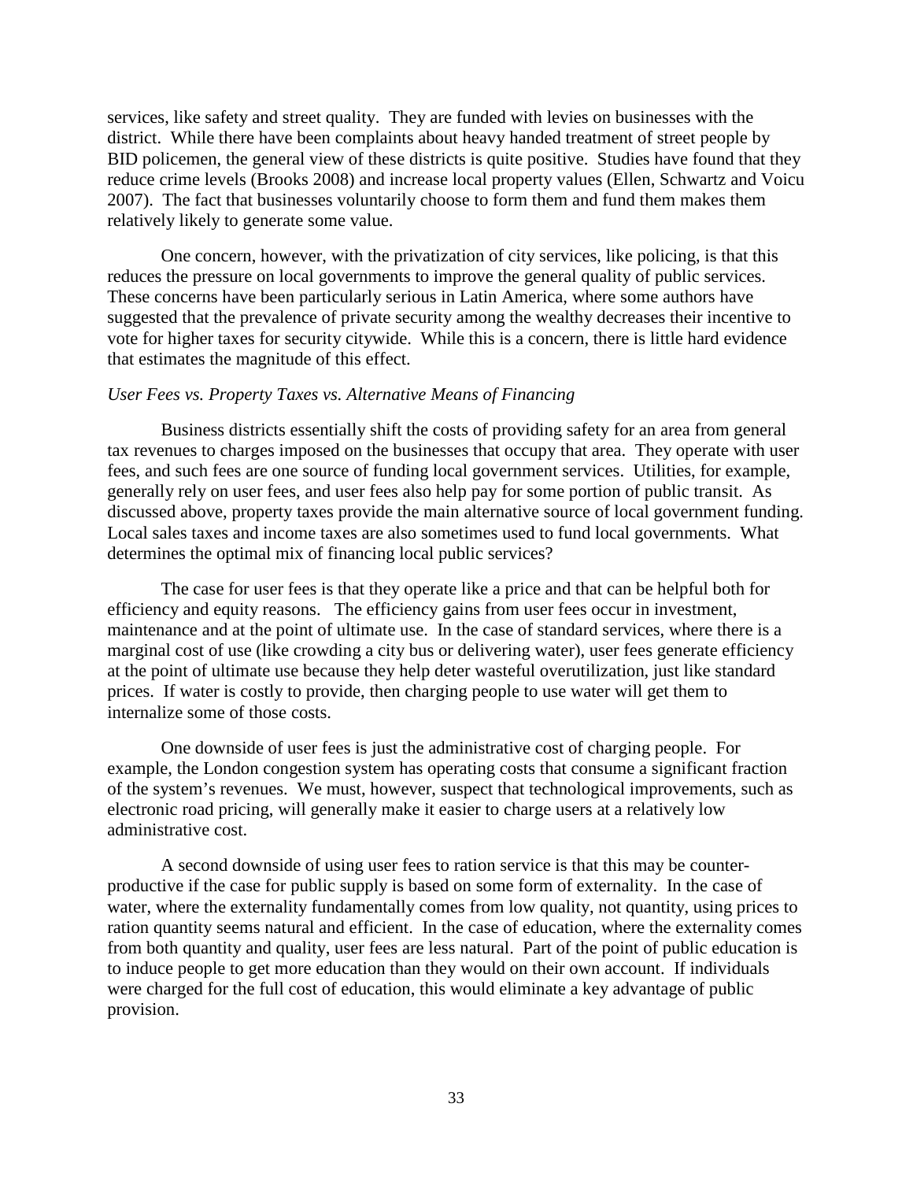services, like safety and street quality. They are funded with levies on businesses with the district. While there have been complaints about heavy handed treatment of street people by BID policemen, the general view of these districts is quite positive. Studies have found that they reduce crime levels (Brooks 2008) and increase local property values (Ellen, Schwartz and Voicu 2007). The fact that businesses voluntarily choose to form them and fund them makes them relatively likely to generate some value.

One concern, however, with the privatization of city services, like policing, is that this reduces the pressure on local governments to improve the general quality of public services. These concerns have been particularly serious in Latin America, where some authors have suggested that the prevalence of private security among the wealthy decreases their incentive to vote for higher taxes for security citywide. While this is a concern, there is little hard evidence that estimates the magnitude of this effect.

*User Fees vs. Property Taxes vs. Alternative Means of Financing*

Business districts essentially shift the costs of providing safety for an area from general tax revenues to charges imposed on the businesses that occupy that area. They operate with user fees, and such fees are one source of funding local government services. Utilities, for example, generally rely on user fees, and user fees also help pay for some portion of public transit. As discussed above, property taxes provide the main alternative source of local government funding. Local sales taxes and income taxes are also sometimes used to fund local governments. What determines the optimal mix of financing local public services?

The case for user fees is that they operate like a price and that can be helpful both for efficiency and equity reasons. The efficiency gains from user fees occur in investment, maintenance and at the point of ultimate use. In the case of standard services, where there is a marginal cost of use (like crowding a city bus or delivering water), user fees generate efficiency at the point of ultimate use because they help deter wasteful overutilization, just like standard prices. If water is costly to provide, then charging people to use water will get them to internalize some of those costs.

One downside of user fees is just the administrative cost of charging people. For example, the London congestion system has operating costs that consume a significant fraction of the system's revenues. We must, however, suspect that technological improvements, such as electronic road pricing, will generally make it easier to charge users at a relatively low administrative cost.

A second downside of using user fees to ration service is that this may be counter-productive if the case for public supply is based on some form of externality. In the case of water, where the externality fundamentally comes from low quality, not quantity, using prices to ration quantity seems natural and efficient. In the case of education, where the externality comes from both quantity and quality, user fees are less natural. Part of the point of public education is to induce people to get more education than they would on their own account. If individuals were charged for the full cost of education, this would eliminate a key advantage of public provision.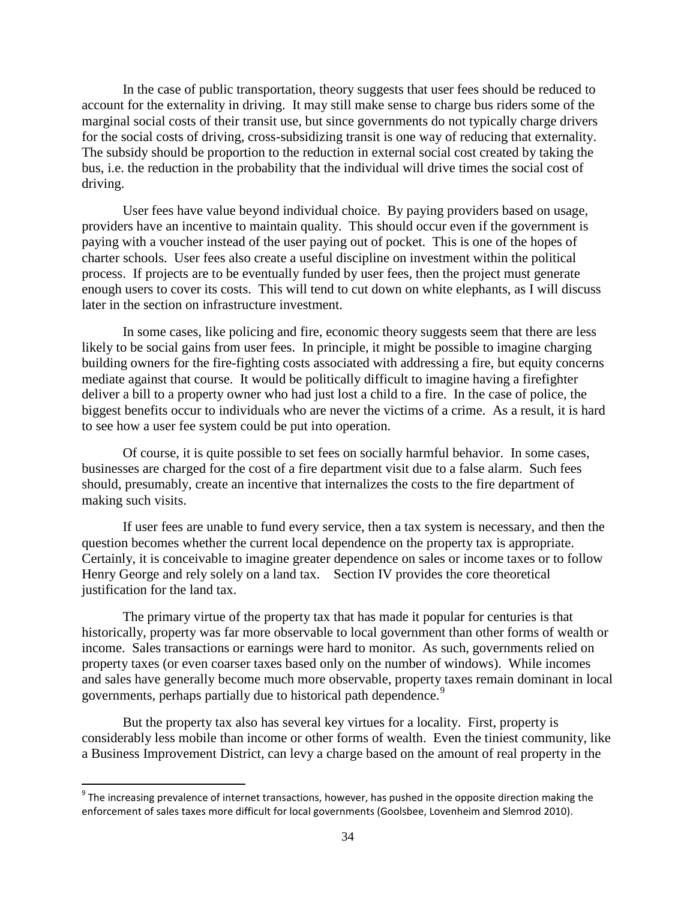In the case of public transportation, theory suggests that user fees should be reduced to account for the externality in driving. It may still make sense to charge bus riders some of the marginal social costs of their transit use, but since governments do not typically charge drivers for the social costs of driving, cross-subsidizing transit is one way of reducing that externality. The subsidy should be proportion to the reduction in external social cost created by taking the bus, i.e. the reduction in the probability that the individual will drive times the social cost of driving.

User fees have value beyond individual choice. By paying providers based on usage, providers have an incentive to maintain quality. This should occur even if the government is paying with a voucher instead of the user paying out of pocket. This is one of the hopes of charter schools. User fees also create a useful discipline on investment within the political process. If projects are to be eventually funded by user fees, then the project must generate enough users to cover its costs. This will tend to cut down on white elephants, as I will discuss later in the section on infrastructure investment.

In some cases, like policing and fire, economic theory suggests seem that there are less likely to be social gains from user fees. In principle, it might be possible to imagine charging building owners for the fire-fighting costs associated with addressing a fire, but equity concerns mediate against that course. It would be politically difficult to imagine having a firefighter deliver a bill to a property owner who had just lost a child to a fire. In the case of police, the biggest benefits occur to individuals who are never the victims of a crime. As a result, it is hard to see how a user fee system could be put into operation.

Of course, it is quite possible to set fees on socially harmful behavior. In some cases, businesses are charged for the cost of a fire department visit due to a false alarm. Such fees should, presumably, create an incentive that internalizes the costs to the fire department of making such visits.

If user fees are unable to fund every service, then a tax system is necessary, and then the question becomes whether the current local dependence on the property tax is appropriate. Certainly, it is conceivable to imagine greater dependence on sales or income taxes or to follow Henry George and rely solely on a land tax. Section IV provides the core theoretical justification for the land tax.

The primary virtue of the property tax that has made it popular for centuries is that historically, property was far more observable to local government than other forms of wealth or income. Sales transactions or earnings were hard to monitor. As such, governments relied on property taxes (or even coarser taxes based only on the number of windows). While incomes and sales have generally become much more observable, property taxes remain dominant in local governments, perhaps partially due to historical path dependence.[9]

But the property tax also has several key virtues for a locality. First, property is considerably less mobile than income or other forms of wealth. Even the tiniest community, like a Business Improvement District, can levy a charge based on the amount of real property in the

[9] The increasing prevalence of internet transactions, however, has pushed in the opposite direction making the enforcement of sales taxes more difficult for local governments (Goolsbee, Lovenheim and Slemrod 2010).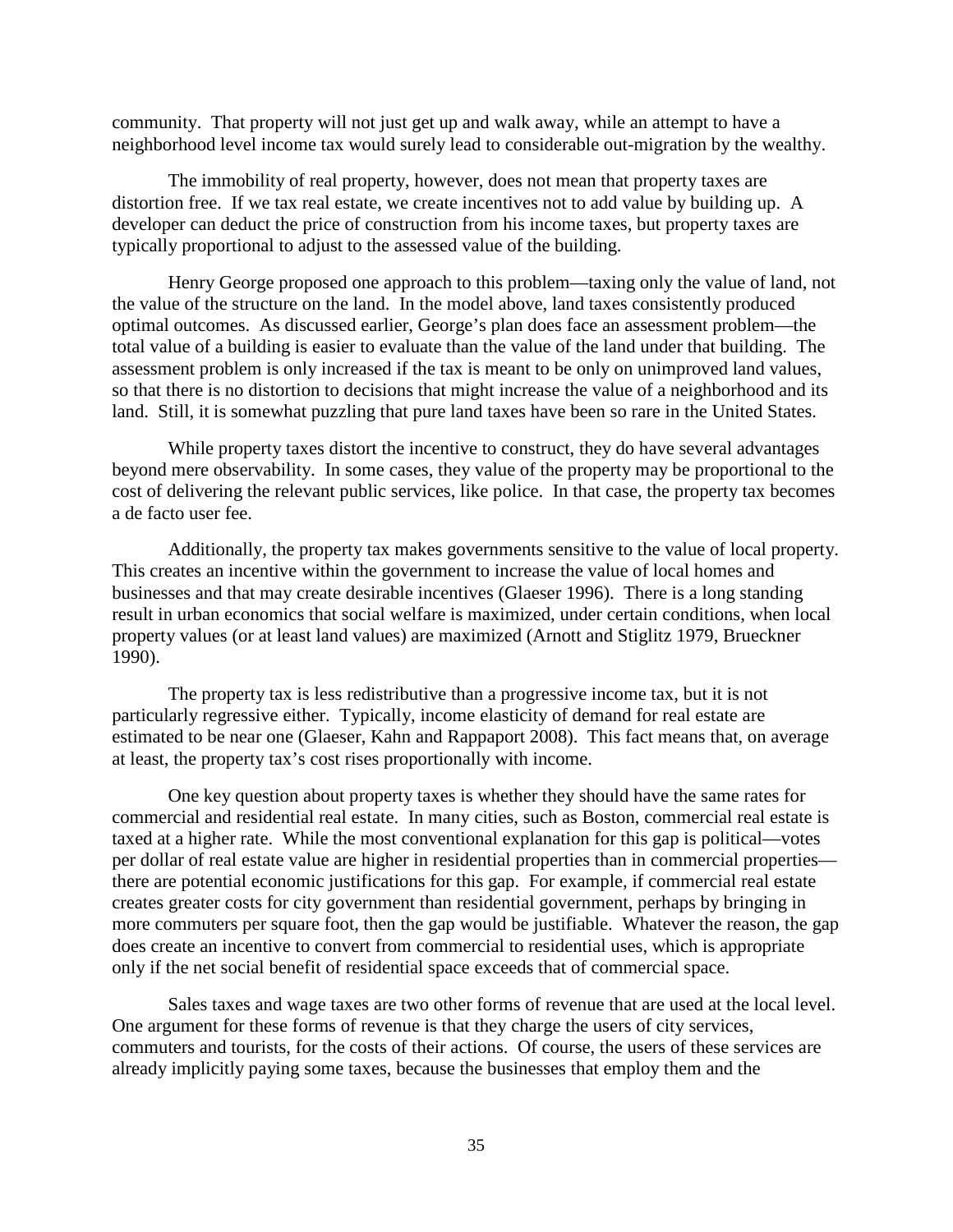community. That property will not just get up and walk away, while an attempt to have a neighborhood level income tax would surely lead to considerable out-migration by the wealthy.

The immobility of real property, however, does not mean that property taxes are distortion free. If we tax real estate, we create incentives not to add value by building up. A developer can deduct the price of construction from his income taxes, but property taxes are typically proportional to adjust to the assessed value of the building.

Henry George proposed one approach to this problem—taxing only the value of land, not the value of the structure on the land. In the model above, land taxes consistently produced optimal outcomes. As discussed earlier, George's plan does face an assessment problem—the total value of a building is easier to evaluate than the value of the land under that building. The assessment problem is only increased if the tax is meant to be only on unimproved land values, so that there is no distortion to decisions that might increase the value of a neighborhood and its land. Still, it is somewhat puzzling that pure land taxes have been so rare in the United States.

While property taxes distort the incentive to construct, they do have several advantages beyond mere observability. In some cases, they value of the property may be proportional to the cost of delivering the relevant public services, like police. In that case, the property tax becomes a de facto user fee.

Additionally, the property tax makes governments sensitive to the value of local property. This creates an incentive within the government to increase the value of local homes and businesses and that may create desirable incentives (Glaeser 1996). There is a long standing result in urban economics that social welfare is maximized, under certain conditions, when local property values (or at least land values) are maximized (Arnott and Stiglitz 1979, Brueckner 1990).

The property tax is less redistributive than a progressive income tax, but it is not particularly regressive either. Typically, income elasticity of demand for real estate are estimated to be near one (Glaeser, Kahn and Rappaport 2008). This fact means that, on average at least, the property tax's cost rises proportionally with income.

One key question about property taxes is whether they should have the same rates for commercial and residential real estate. In many cities, such as Boston, commercial real estate is taxed at a higher rate. While the most conventional explanation for this gap is political—votes per dollar of real estate value are higher in residential properties than in commercial properties—there are potential economic justifications for this gap. For example, if commercial real estate creates greater costs for city government than residential government, perhaps by bringing in more commuters per square foot, then the gap would be justifiable. Whatever the reason, the gap does create an incentive to convert from commercial to residential uses, which is appropriate only if the net social benefit of residential space exceeds that of commercial space.

Sales taxes and wage taxes are two other forms of revenue that are used at the local level. One argument for these forms of revenue is that they charge the users of city services, commuters and tourists, for the costs of their actions. Of course, the users of these services are already implicitly paying some taxes, because the businesses that employ them and the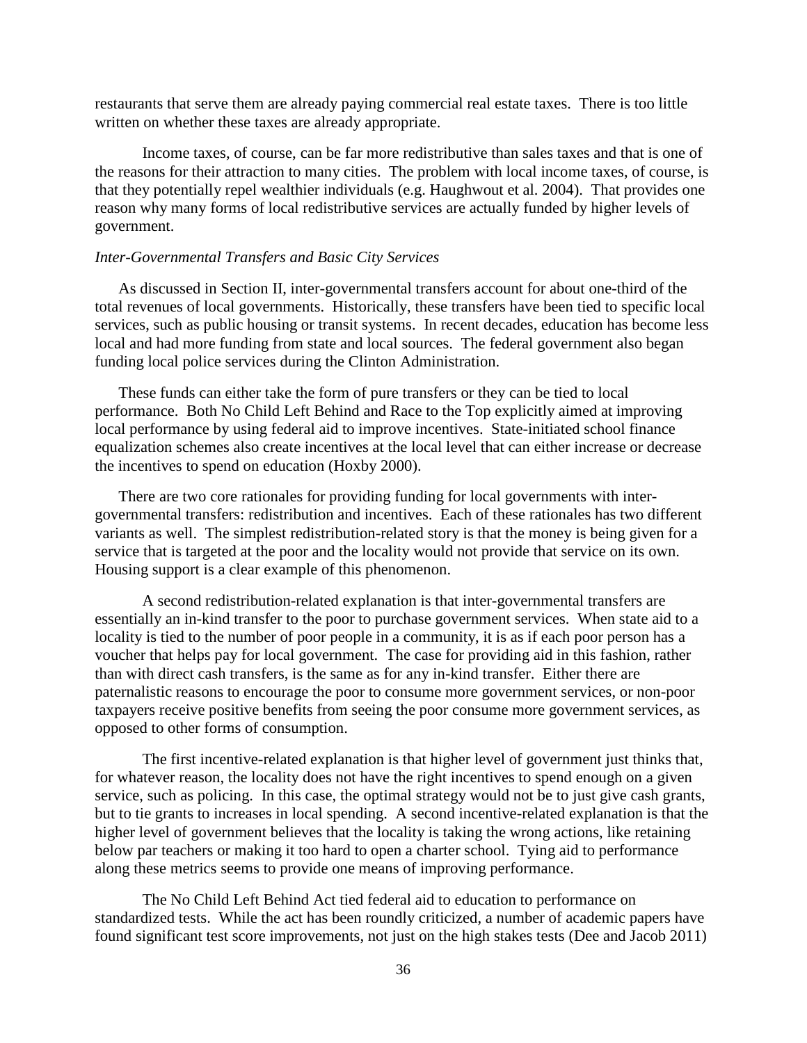restaurants that serve them are already paying commercial real estate taxes. There is too little written on whether these taxes are already appropriate.

Income taxes, of course, can be far more redistributive than sales taxes and that is one of the reasons for their attraction to many cities. The problem with local income taxes, of course, is that they potentially repel wealthier individuals (e.g. Haughwout et al. 2004). That provides one reason why many forms of local redistributive services are actually funded by higher levels of government.

*Inter-Governmental Transfers and Basic City Services*

As discussed in Section II, inter-governmental transfers account for about one-third of the total revenues of local governments. Historically, these transfers have been tied to specific local services, such as public housing or transit systems. In recent decades, education has become less local and had more funding from state and local sources. The federal government also began funding local police services during the Clinton Administration.

These funds can either take the form of pure transfers or they can be tied to local performance. Both No Child Left Behind and Race to the Top explicitly aimed at improving local performance by using federal aid to improve incentives. State-initiated school finance equalization schemes also create incentives at the local level that can either increase or decrease the incentives to spend on education (Hoxby 2000).

There are two core rationales for providing funding for local governments with inter-governmental transfers: redistribution and incentives. Each of these rationales has two different variants as well. The simplest redistribution-related story is that the money is being given for a service that is targeted at the poor and the locality would not provide that service on its own. Housing support is a clear example of this phenomenon.

A second redistribution-related explanation is that inter-governmental transfers are essentially an in-kind transfer to the poor to purchase government services. When state aid to a locality is tied to the number of poor people in a community, it is as if each poor person has a voucher that helps pay for local government. The case for providing aid in this fashion, rather than with direct cash transfers, is the same as for any in-kind transfer. Either there are paternalistic reasons to encourage the poor to consume more government services, or non-poor taxpayers receive positive benefits from seeing the poor consume more government services, as opposed to other forms of consumption.

The first incentive-related explanation is that higher level of government just thinks that, for whatever reason, the locality does not have the right incentives to spend enough on a given service, such as policing. In this case, the optimal strategy would not be to just give cash grants, but to tie grants to increases in local spending. A second incentive-related explanation is that the higher level of government believes that the locality is taking the wrong actions, like retaining below par teachers or making it too hard to open a charter school. Tying aid to performance along these metrics seems to provide one means of improving performance.

The No Child Left Behind Act tied federal aid to education to performance on standardized tests. While the act has been roundly criticized, a number of academic papers have found significant test score improvements, not just on the high stakes tests (Dee and Jacob 2011)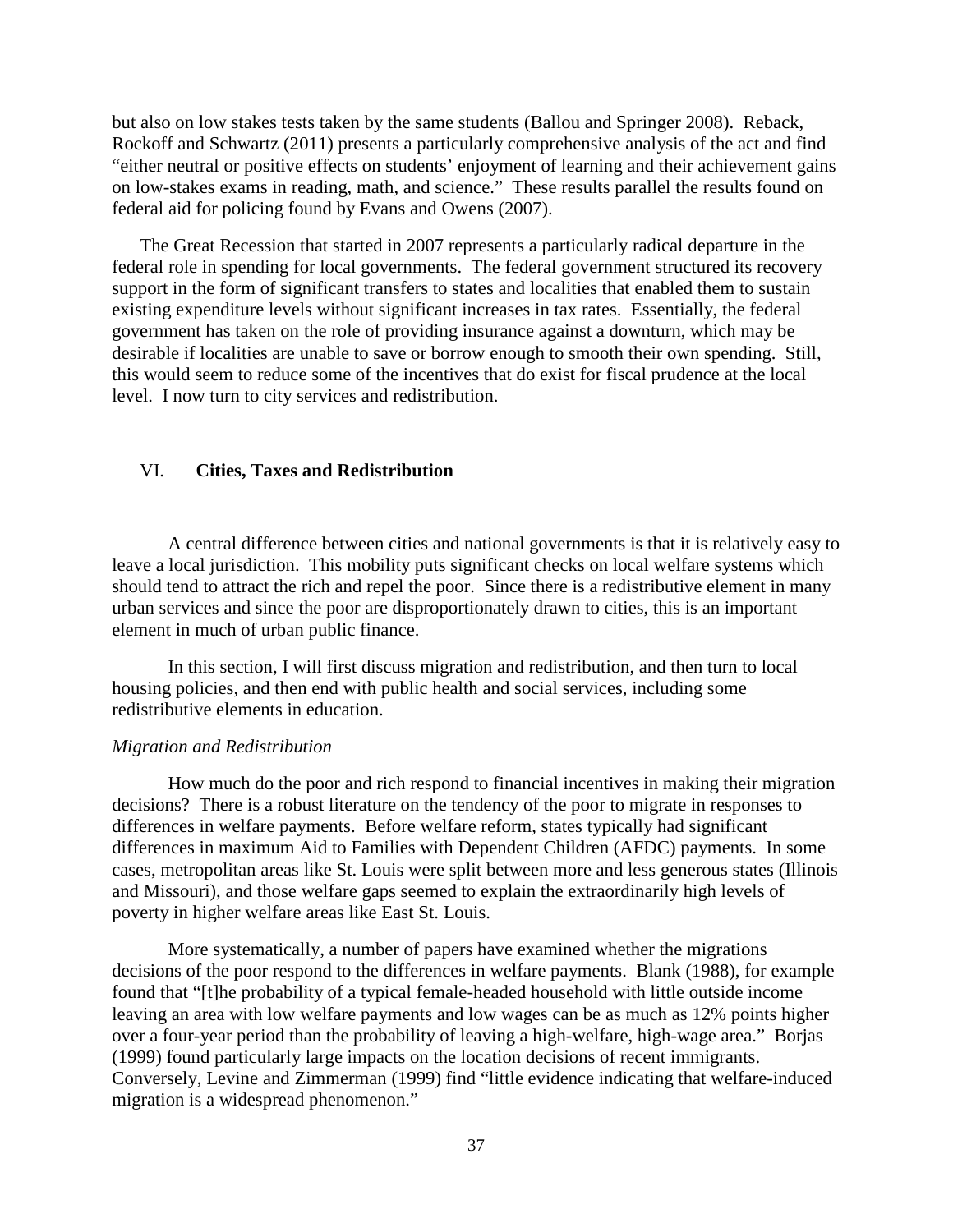but also on low stakes tests taken by the same students (Ballou and Springer 2008). Reback, Rockoff and Schwartz (2011) presents a particularly comprehensive analysis of the act and find "either neutral or positive effects on students' enjoyment of learning and their achievement gains on low-stakes exams in reading, math, and science." These results parallel the results found on federal aid for policing found by Evans and Owens (2007).

The Great Recession that started in 2007 represents a particularly radical departure in the federal role in spending for local governments. The federal government structured its recovery support in the form of significant transfers to states and localities that enabled them to sustain existing expenditure levels without significant increases in tax rates. Essentially, the federal government has taken on the role of providing insurance against a downturn, which may be desirable if localities are unable to save or borrow enough to smooth their own spending. Still, this would seem to reduce some of the incentives that do exist for fiscal prudence at the local level. I now turn to city services and redistribution.

## VI. **Cities, Taxes and Redistribution**

A central difference between cities and national governments is that it is relatively easy to leave a local jurisdiction. This mobility puts significant checks on local welfare systems which should tend to attract the rich and repel the poor. Since there is a redistributive element in many urban services and since the poor are disproportionately drawn to cities, this is an important element in much of urban public finance.

In this section, I will first discuss migration and redistribution, and then turn to local housing policies, and then end with public health and social services, including some redistributive elements in education.

### *Migration and Redistribution*

How much do the poor and rich respond to financial incentives in making their migration decisions? There is a robust literature on the tendency of the poor to migrate in responses to differences in welfare payments. Before welfare reform, states typically had significant differences in maximum Aid to Families with Dependent Children (AFDC) payments. In some cases, metropolitan areas like St. Louis were split between more and less generous states (Illinois and Missouri), and those welfare gaps seemed to explain the extraordinarily high levels of poverty in higher welfare areas like East St. Louis.

More systematically, a number of papers have examined whether the migrations decisions of the poor respond to the differences in welfare payments. Blank (1988), for example found that "[t]he probability of a typical female-headed household with little outside income leaving an area with low welfare payments and low wages can be as much as 12% points higher over a four-year period than the probability of leaving a high-welfare, high-wage area." Borjas (1999) found particularly large impacts on the location decisions of recent immigrants. Conversely, Levine and Zimmerman (1999) find "little evidence indicating that welfare-induced migration is a widespread phenomenon."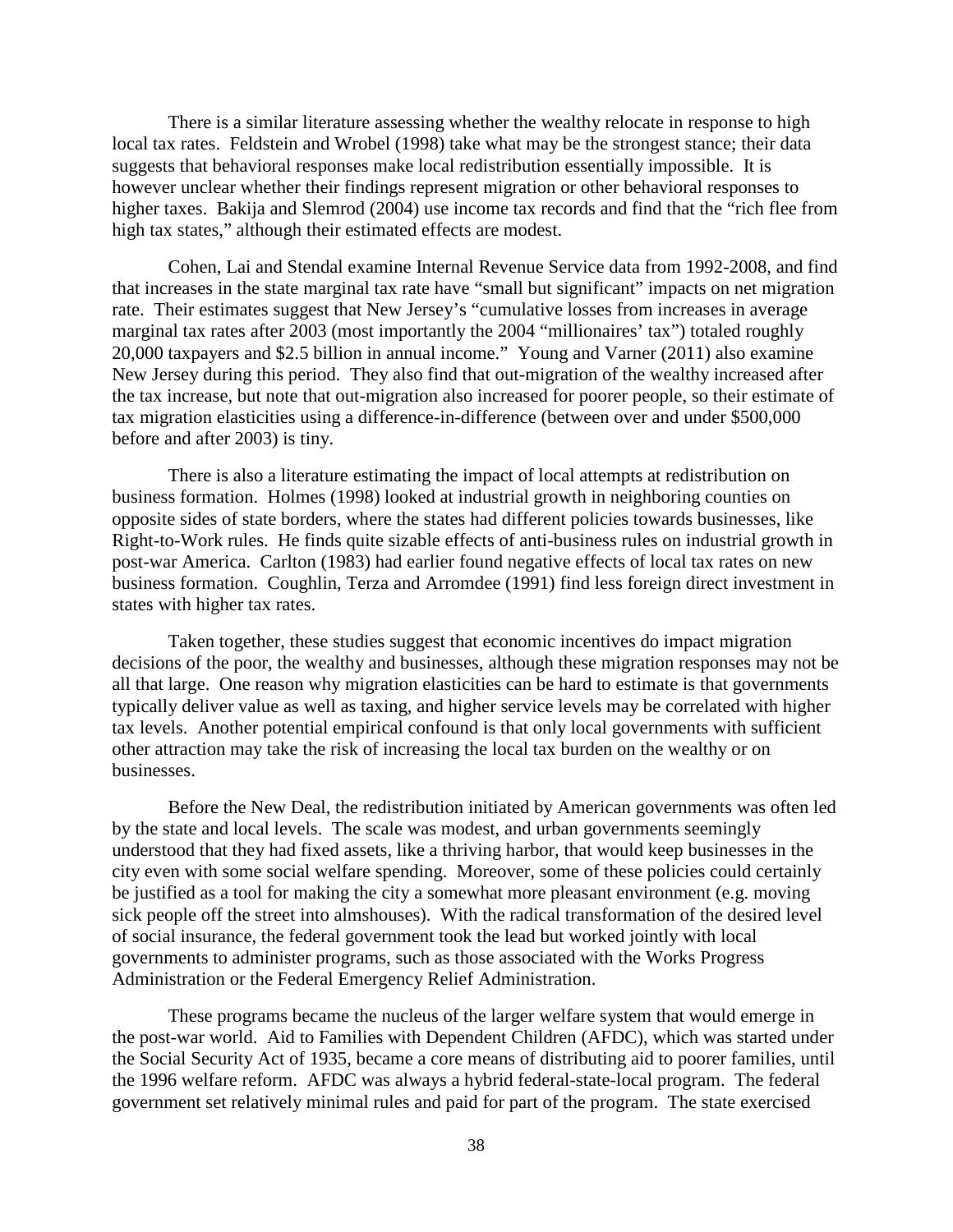There is a similar literature assessing whether the wealthy relocate in response to high local tax rates. Feldstein and Wrobel (1998) take what may be the strongest stance; their data suggests that behavioral responses make local redistribution essentially impossible. It is however unclear whether their findings represent migration or other behavioral responses to higher taxes. Bakija and Slemrod (2004) use income tax records and find that the "rich flee from high tax states," although their estimated effects are modest.

Cohen, Lai and Stendal examine Internal Revenue Service data from 1992-2008, and find that increases in the state marginal tax rate have "small but significant" impacts on net migration rate. Their estimates suggest that New Jersey's "cumulative losses from increases in average marginal tax rates after 2003 (most importantly the 2004 "millionaires' tax") totaled roughly 20,000 taxpayers and $2.5 billion in annual income." Young and Varner (2011) also examine New Jersey during this period. They also find that out-migration of the wealthy increased after the tax increase, but note that out-migration also increased for poorer people, so their estimate of tax migration elasticities using a difference-in-difference (between over and under $500,000 before and after 2003) is tiny.

There is also a literature estimating the impact of local attempts at redistribution on business formation. Holmes (1998) looked at industrial growth in neighboring counties on opposite sides of state borders, where the states had different policies towards businesses, like Right-to-Work rules. He finds quite sizable effects of anti-business rules on industrial growth in post-war America. Carlton (1983) had earlier found negative effects of local tax rates on new business formation. Coughlin, Terza and Arromdee (1991) find less foreign direct investment in states with higher tax rates.

Taken together, these studies suggest that economic incentives do impact migration decisions of the poor, the wealthy and businesses, although these migration responses may not be all that large. One reason why migration elasticities can be hard to estimate is that governments typically deliver value as well as taxing, and higher service levels may be correlated with higher tax levels. Another potential empirical confound is that only local governments with sufficient other attraction may take the risk of increasing the local tax burden on the wealthy or on businesses.

Before the New Deal, the redistribution initiated by American governments was often led by the state and local levels. The scale was modest, and urban governments seemingly understood that they had fixed assets, like a thriving harbor, that would keep businesses in the city even with some social welfare spending. Moreover, some of these policies could certainly be justified as a tool for making the city a somewhat more pleasant environment (e.g. moving sick people off the street into almshouses). With the radical transformation of the desired level of social insurance, the federal government took the lead but worked jointly with local governments to administer programs, such as those associated with the Works Progress Administration or the Federal Emergency Relief Administration.

These programs became the nucleus of the larger welfare system that would emerge in the post-war world. Aid to Families with Dependent Children (AFDC), which was started under the Social Security Act of 1935, became a core means of distributing aid to poorer families, until the 1996 welfare reform. AFDC was always a hybrid federal-state-local program. The federal government set relatively minimal rules and paid for part of the program. The state exercised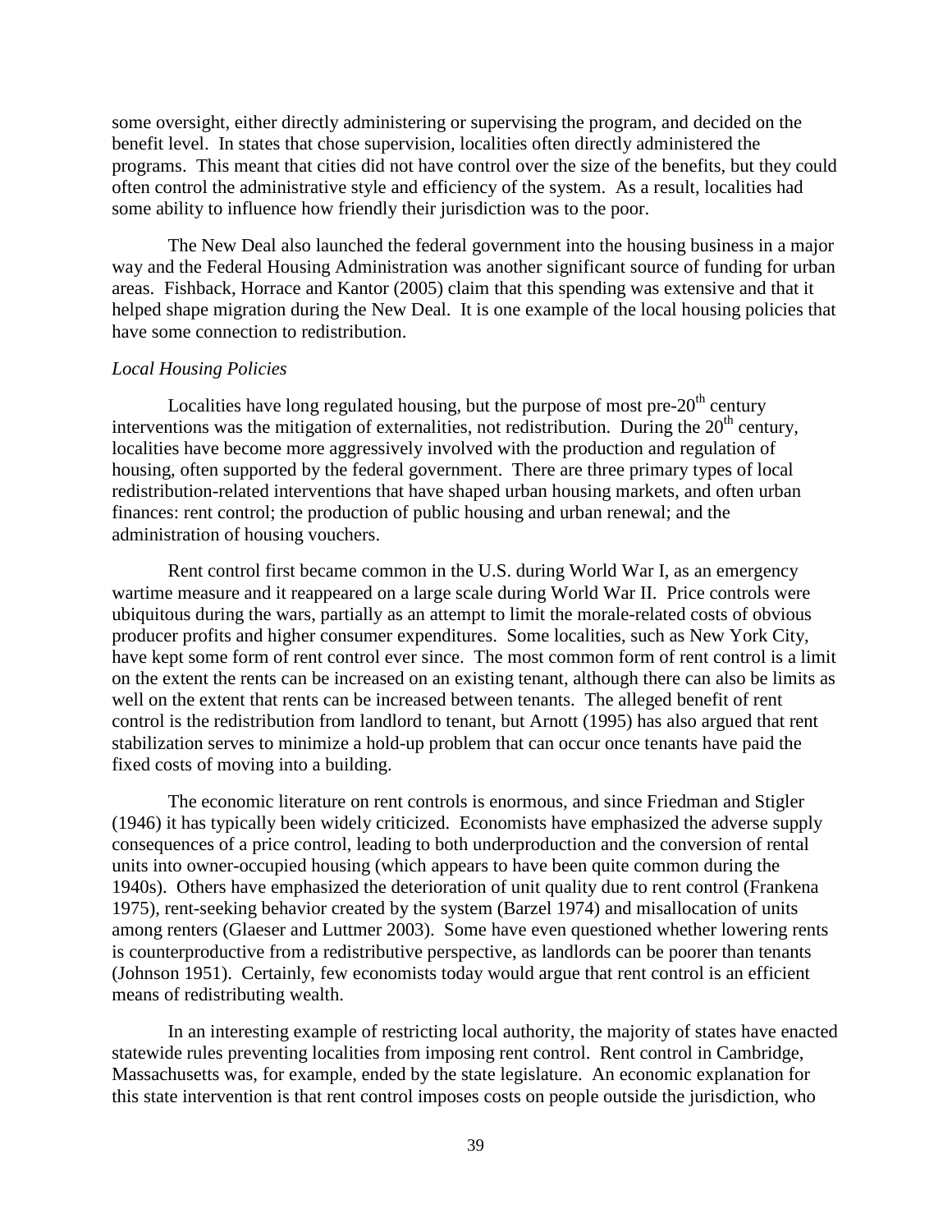some oversight, either directly administering or supervising the program, and decided on the benefit level. In states that chose supervision, localities often directly administered the programs. This meant that cities did not have control over the size of the benefits, but they could often control the administrative style and efficiency of the system. As a result, localities had some ability to influence how friendly their jurisdiction was to the poor.

The New Deal also launched the federal government into the housing business in a major way and the Federal Housing Administration was another significant source of funding for urban areas. Fishback, Horrace and Kantor (2005) claim that this spending was extensive and that it helped shape migration during the New Deal. It is one example of the local housing policies that have some connection to redistribution.

*Local Housing Policies*

Localities have long regulated housing, but the purpose of most pre-20th century interventions was the mitigation of externalities, not redistribution. During the 20th century, localities have become more aggressively involved with the production and regulation of housing, often supported by the federal government. There are three primary types of local redistribution-related interventions that have shaped urban housing markets, and often urban finances: rent control; the production of public housing and urban renewal; and the administration of housing vouchers.

Rent control first became common in the U.S. during World War I, as an emergency wartime measure and it reappeared on a large scale during World War II. Price controls were ubiquitous during the wars, partially as an attempt to limit the morale-related costs of obvious producer profits and higher consumer expenditures. Some localities, such as New York City, have kept some form of rent control ever since. The most common form of rent control is a limit on the extent the rents can be increased on an existing tenant, although there can also be limits as well on the extent that rents can be increased between tenants. The alleged benefit of rent control is the redistribution from landlord to tenant, but Arnott (1995) has also argued that rent stabilization serves to minimize a hold-up problem that can occur once tenants have paid the fixed costs of moving into a building.

The economic literature on rent controls is enormous, and since Friedman and Stigler (1946) it has typically been widely criticized. Economists have emphasized the adverse supply consequences of a price control, leading to both underproduction and the conversion of rental units into owner-occupied housing (which appears to have been quite common during the 1940s). Others have emphasized the deterioration of unit quality due to rent control (Frankena 1975), rent-seeking behavior created by the system (Barzel 1974) and misallocation of units among renters (Glaeser and Luttmer 2003). Some have even questioned whether lowering rents is counterproductive from a redistributive perspective, as landlords can be poorer than tenants (Johnson 1951). Certainly, few economists today would argue that rent control is an efficient means of redistributing wealth.

In an interesting example of restricting local authority, the majority of states have enacted statewide rules preventing localities from imposing rent control. Rent control in Cambridge, Massachusetts was, for example, ended by the state legislature. An economic explanation for this state intervention is that rent control imposes costs on people outside the jurisdiction, who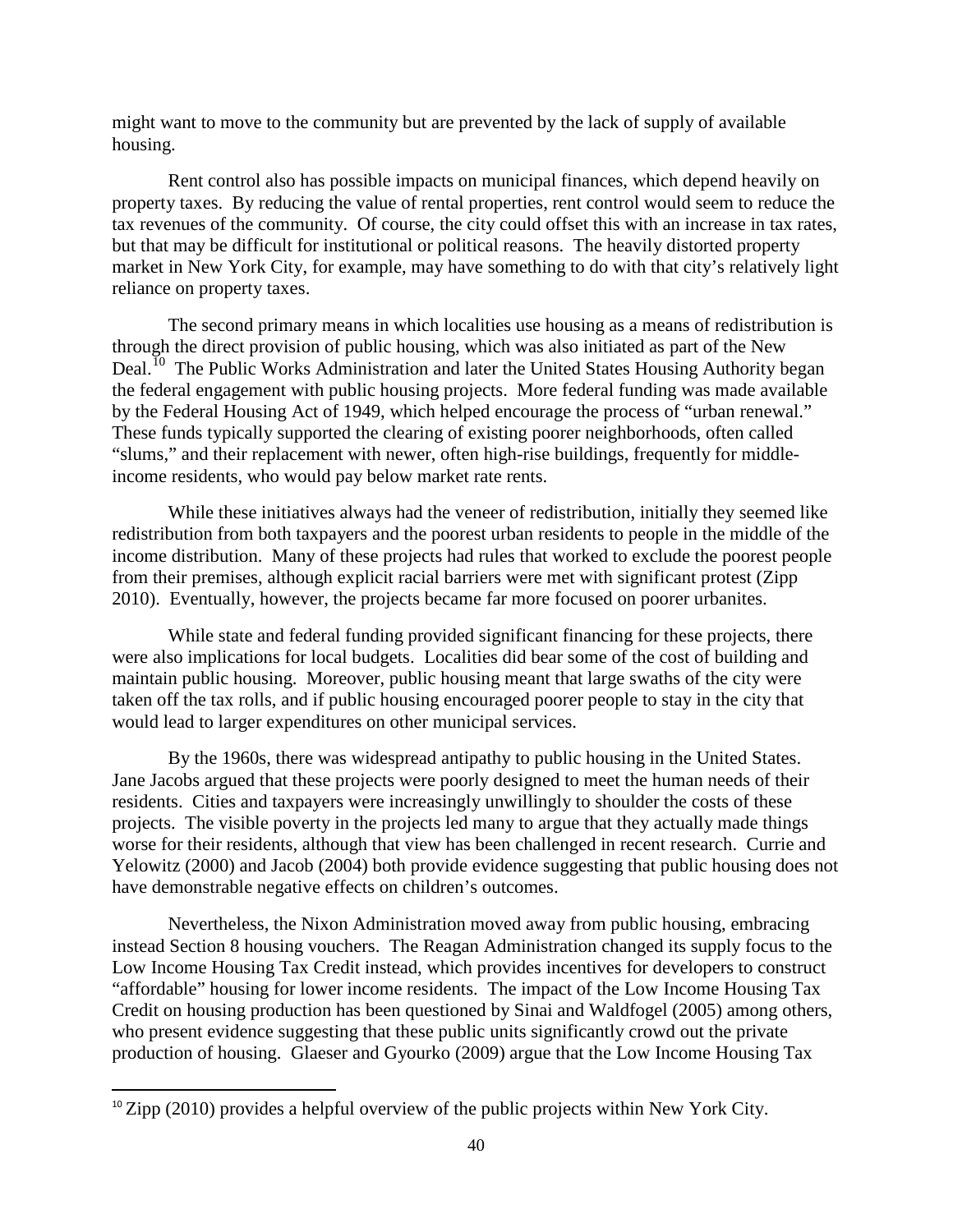might want to move to the community but are prevented by the lack of supply of available housing.

Rent control also has possible impacts on municipal finances, which depend heavily on property taxes. By reducing the value of rental properties, rent control would seem to reduce the tax revenues of the community. Of course, the city could offset this with an increase in tax rates, but that may be difficult for institutional or political reasons. The heavily distorted property market in New York City, for example, may have something to do with that city's relatively light reliance on property taxes.

The second primary means in which localities use housing as a means of redistribution is through the direct provision of public housing, which was also initiated as part of the New Deal.[10] The Public Works Administration and later the United States Housing Authority began the federal engagement with public housing projects. More federal funding was made available by the Federal Housing Act of 1949, which helped encourage the process of "urban renewal." These funds typically supported the clearing of existing poorer neighborhoods, often called "slums," and their replacement with newer, often high-rise buildings, frequently for middle-income residents, who would pay below market rate rents.

While these initiatives always had the veneer of redistribution, initially they seemed like redistribution from both taxpayers and the poorest urban residents to people in the middle of the income distribution. Many of these projects had rules that worked to exclude the poorest people from their premises, although explicit racial barriers were met with significant protest (Zipp 2010). Eventually, however, the projects became far more focused on poorer urbanites.

While state and federal funding provided significant financing for these projects, there were also implications for local budgets. Localities did bear some of the cost of building and maintain public housing. Moreover, public housing meant that large swaths of the city were taken off the tax rolls, and if public housing encouraged poorer people to stay in the city that would lead to larger expenditures on other municipal services.

By the 1960s, there was widespread antipathy to public housing in the United States. Jane Jacobs argued that these projects were poorly designed to meet the human needs of their residents. Cities and taxpayers were increasingly unwillingly to shoulder the costs of these projects. The visible poverty in the projects led many to argue that they actually made things worse for their residents, although that view has been challenged in recent research. Currie and Yelowitz (2000) and Jacob (2004) both provide evidence suggesting that public housing does not have demonstrable negative effects on children's outcomes.

Nevertheless, the Nixon Administration moved away from public housing, embracing instead Section 8 housing vouchers. The Reagan Administration changed its supply focus to the Low Income Housing Tax Credit instead, which provides incentives for developers to construct "affordable" housing for lower income residents. The impact of the Low Income Housing Tax Credit on housing production has been questioned by Sinai and Waldfogel (2005) among others, who present evidence suggesting that these public units significantly crowd out the private production of housing. Glaeser and Gyourko (2009) argue that the Low Income Housing Tax

[10] Zipp (2010) provides a helpful overview of the public projects within New York City.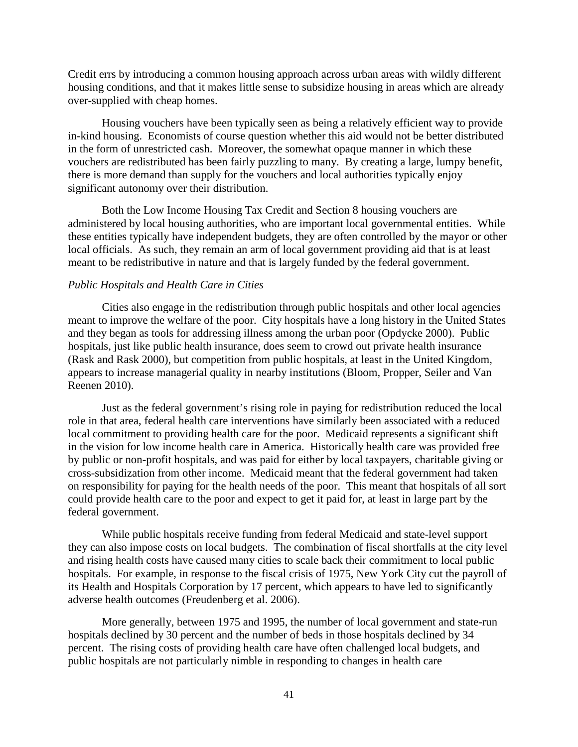Credit errs by introducing a common housing approach across urban areas with wildly different housing conditions, and that it makes little sense to subsidize housing in areas which are already over-supplied with cheap homes.

Housing vouchers have been typically seen as being a relatively efficient way to provide in-kind housing. Economists of course question whether this aid would not be better distributed in the form of unrestricted cash. Moreover, the somewhat opaque manner in which these vouchers are redistributed has been fairly puzzling to many. By creating a large, lumpy benefit, there is more demand than supply for the vouchers and local authorities typically enjoy significant autonomy over their distribution.

Both the Low Income Housing Tax Credit and Section 8 housing vouchers are administered by local housing authorities, who are important local governmental entities. While these entities typically have independent budgets, they are often controlled by the mayor or other local officials. As such, they remain an arm of local government providing aid that is at least meant to be redistributive in nature and that is largely funded by the federal government.

*Public Hospitals and Health Care in Cities*

Cities also engage in the redistribution through public hospitals and other local agencies meant to improve the welfare of the poor. City hospitals have a long history in the United States and they began as tools for addressing illness among the urban poor (Opdycke 2000). Public hospitals, just like public health insurance, does seem to crowd out private health insurance (Rask and Rask 2000), but competition from public hospitals, at least in the United Kingdom, appears to increase managerial quality in nearby institutions (Bloom, Propper, Seiler and Van Reenen 2010).

Just as the federal government's rising role in paying for redistribution reduced the local role in that area, federal health care interventions have similarly been associated with a reduced local commitment to providing health care for the poor. Medicaid represents a significant shift in the vision for low income health care in America. Historically health care was provided free by public or non-profit hospitals, and was paid for either by local taxpayers, charitable giving or cross-subsidization from other income. Medicaid meant that the federal government had taken on responsibility for paying for the health needs of the poor. This meant that hospitals of all sort could provide health care to the poor and expect to get it paid for, at least in large part by the federal government.

While public hospitals receive funding from federal Medicaid and state-level support they can also impose costs on local budgets. The combination of fiscal shortfalls at the city level and rising health costs have caused many cities to scale back their commitment to local public hospitals. For example, in response to the fiscal crisis of 1975, New York City cut the payroll of its Health and Hospitals Corporation by 17 percent, which appears to have led to significantly adverse health outcomes (Freudenberg et al. 2006).

More generally, between 1975 and 1995, the number of local government and state-run hospitals declined by 30 percent and the number of beds in those hospitals declined by 34 percent. The rising costs of providing health care have often challenged local budgets, and public hospitals are not particularly nimble in responding to changes in health care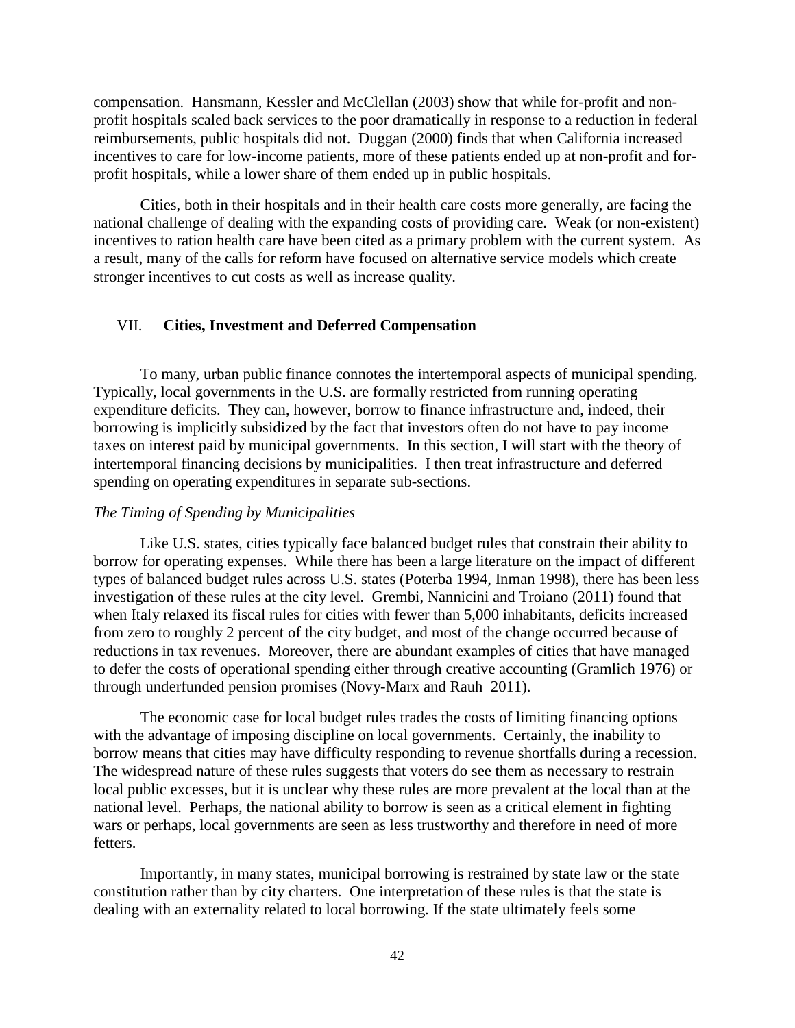compensation. Hansmann, Kessler and McClellan (2003) show that while for-profit and non-profit hospitals scaled back services to the poor dramatically in response to a reduction in federal reimbursements, public hospitals did not. Duggan (2000) finds that when California increased incentives to care for low-income patients, more of these patients ended up at non-profit and for-profit hospitals, while a lower share of them ended up in public hospitals.

Cities, both in their hospitals and in their health care costs more generally, are facing the national challenge of dealing with the expanding costs of providing care. Weak (or non-existent) incentives to ration health care have been cited as a primary problem with the current system. As a result, many of the calls for reform have focused on alternative service models which create stronger incentives to cut costs as well as increase quality.

## VII. **Cities, Investment and Deferred Compensation**

To many, urban public finance connotes the intertemporal aspects of municipal spending. Typically, local governments in the U.S. are formally restricted from running operating expenditure deficits. They can, however, borrow to finance infrastructure and, indeed, their borrowing is implicitly subsidized by the fact that investors often do not have to pay income taxes on interest paid by municipal governments. In this section, I will start with the theory of intertemporal financing decisions by municipalities. I then treat infrastructure and deferred spending on operating expenditures in separate sub-sections.

### *The Timing of Spending by Municipalities*

Like U.S. states, cities typically face balanced budget rules that constrain their ability to borrow for operating expenses. While there has been a large literature on the impact of different types of balanced budget rules across U.S. states (Poterba 1994, Inman 1998), there has been less investigation of these rules at the city level. Grembi, Nannicini and Troiano (2011) found that when Italy relaxed its fiscal rules for cities with fewer than 5,000 inhabitants, deficits increased from zero to roughly 2 percent of the city budget, and most of the change occurred because of reductions in tax revenues. Moreover, there are abundant examples of cities that have managed to defer the costs of operational spending either through creative accounting (Gramlich 1976) or through underfunded pension promises (Novy-Marx and Rauh 2011).

The economic case for local budget rules trades the costs of limiting financing options with the advantage of imposing discipline on local governments. Certainly, the inability to borrow means that cities may have difficulty responding to revenue shortfalls during a recession. The widespread nature of these rules suggests that voters do see them as necessary to restrain local public excesses, but it is unclear why these rules are more prevalent at the local than at the national level. Perhaps, the national ability to borrow is seen as a critical element in fighting wars or perhaps, local governments are seen as less trustworthy and therefore in need of more fetters.

Importantly, in many states, municipal borrowing is restrained by state law or the state constitution rather than by city charters. One interpretation of these rules is that the state is dealing with an externality related to local borrowing. If the state ultimately feels some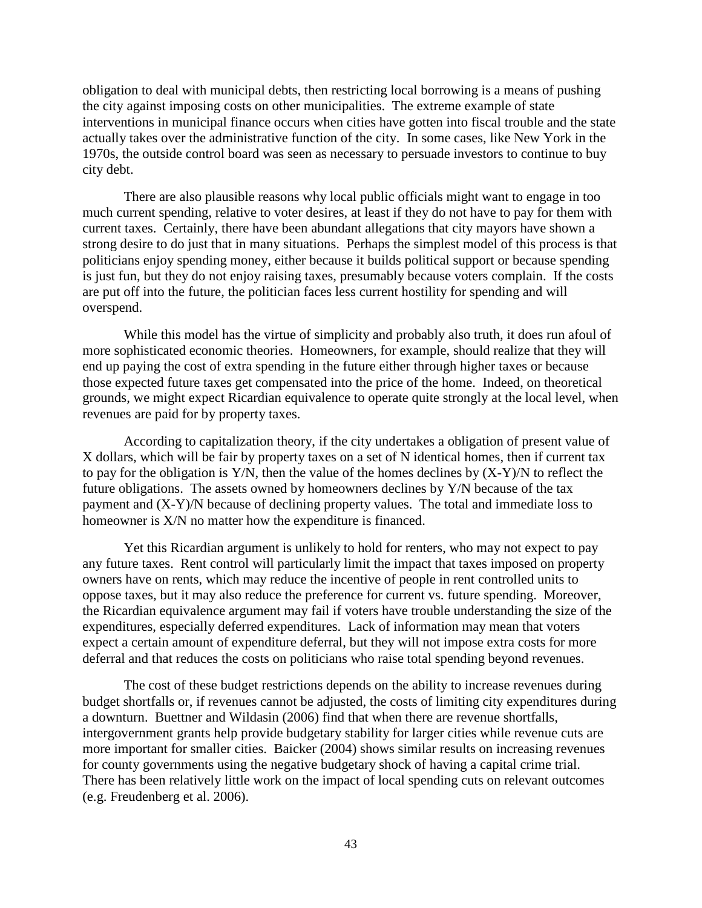obligation to deal with municipal debts, then restricting local borrowing is a means of pushing the city against imposing costs on other municipalities. The extreme example of state interventions in municipal finance occurs when cities have gotten into fiscal trouble and the state actually takes over the administrative function of the city. In some cases, like New York in the 1970s, the outside control board was seen as necessary to persuade investors to continue to buy city debt.

There are also plausible reasons why local public officials might want to engage in too much current spending, relative to voter desires, at least if they do not have to pay for them with current taxes. Certainly, there have been abundant allegations that city mayors have shown a strong desire to do just that in many situations. Perhaps the simplest model of this process is that politicians enjoy spending money, either because it builds political support or because spending is just fun, but they do not enjoy raising taxes, presumably because voters complain. If the costs are put off into the future, the politician faces less current hostility for spending and will overspend.

While this model has the virtue of simplicity and probably also truth, it does run afoul of more sophisticated economic theories. Homeowners, for example, should realize that they will end up paying the cost of extra spending in the future either through higher taxes or because those expected future taxes get compensated into the price of the home. Indeed, on theoretical grounds, we might expect Ricardian equivalence to operate quite strongly at the local level, when revenues are paid for by property taxes.

According to capitalization theory, if the city undertakes a obligation of present value of X dollars, which will be fair by property taxes on a set of N identical homes, then if current tax to pay for the obligation is $Y/N$, then the value of the homes declines by $(X-Y)/N$ to reflect the future obligations. The assets owned by homeowners declines by $Y/N$ because of the tax payment and $(X-Y)/N$ because of declining property values. The total and immediate loss to homeowner is $X/N$ no matter how the expenditure is financed.

Yet this Ricardian argument is unlikely to hold for renters, who may not expect to pay any future taxes. Rent control will particularly limit the impact that taxes imposed on property owners have on rents, which may reduce the incentive of people in rent controlled units to oppose taxes, but it may also reduce the preference for current vs. future spending. Moreover, the Ricardian equivalence argument may fail if voters have trouble understanding the size of the expenditures, especially deferred expenditures. Lack of information may mean that voters expect a certain amount of expenditure deferral, but they will not impose extra costs for more deferral and that reduces the costs on politicians who raise total spending beyond revenues.

The cost of these budget restrictions depends on the ability to increase revenues during budget shortfalls or, if revenues cannot be adjusted, the costs of limiting city expenditures during a downturn. Buettner and Wildasin (2006) find that when there are revenue shortfalls, intergovernment grants help provide budgetary stability for larger cities while revenue cuts are more important for smaller cities. Baicker (2004) shows similar results on increasing revenues for county governments using the negative budgetary shock of having a capital crime trial. There has been relatively little work on the impact of local spending cuts on relevant outcomes (e.g. Freudenberg et al. 2006).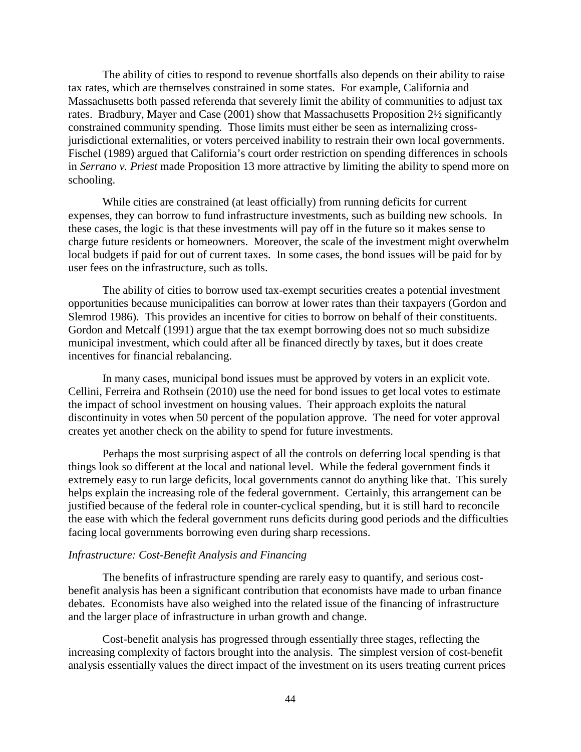The ability of cities to respond to revenue shortfalls also depends on their ability to raise tax rates, which are themselves constrained in some states. For example, California and Massachusetts both passed referenda that severely limit the ability of communities to adjust tax rates. Bradbury, Mayer and Case (2001) show that Massachusetts Proposition 2½ significantly constrained community spending. Those limits must either be seen as internalizing cross-jurisdictional externalities, or voters perceived inability to restrain their own local governments. Fischel (1989) argued that California's court order restriction on spending differences in schools in *Serrano v. Priest* made Proposition 13 more attractive by limiting the ability to spend more on schooling.

While cities are constrained (at least officially) from running deficits for current expenses, they can borrow to fund infrastructure investments, such as building new schools. In these cases, the logic is that these investments will pay off in the future so it makes sense to charge future residents or homeowners. Moreover, the scale of the investment might overwhelm local budgets if paid for out of current taxes. In some cases, the bond issues will be paid for by user fees on the infrastructure, such as tolls.

The ability of cities to borrow used tax-exempt securities creates a potential investment opportunities because municipalities can borrow at lower rates than their taxpayers (Gordon and Slemrod 1986). This provides an incentive for cities to borrow on behalf of their constituents. Gordon and Metcalf (1991) argue that the tax exempt borrowing does not so much subsidize municipal investment, which could after all be financed directly by taxes, but it does create incentives for financial rebalancing.

In many cases, municipal bond issues must be approved by voters in an explicit vote. Cellini, Ferreira and Rothsein (2010) use the need for bond issues to get local votes to estimate the impact of school investment on housing values. Their approach exploits the natural discontinuity in votes when 50 percent of the population approve. The need for voter approval creates yet another check on the ability to spend for future investments.

Perhaps the most surprising aspect of all the controls on deferring local spending is that things look so different at the local and national level. While the federal government finds it extremely easy to run large deficits, local governments cannot do anything like that. This surely helps explain the increasing role of the federal government. Certainly, this arrangement can be justified because of the federal role in counter-cyclical spending, but it is still hard to reconcile the ease with which the federal government runs deficits during good periods and the difficulties facing local governments borrowing even during sharp recessions.

*Infrastructure: Cost-Benefit Analysis and Financing*

The benefits of infrastructure spending are rarely easy to quantify, and serious cost-benefit analysis has been a significant contribution that economists have made to urban finance debates. Economists have also weighed into the related issue of the financing of infrastructure and the larger place of infrastructure in urban growth and change.

Cost-benefit analysis has progressed through essentially three stages, reflecting the increasing complexity of factors brought into the analysis. The simplest version of cost-benefit analysis essentially values the direct impact of the investment on its users treating current prices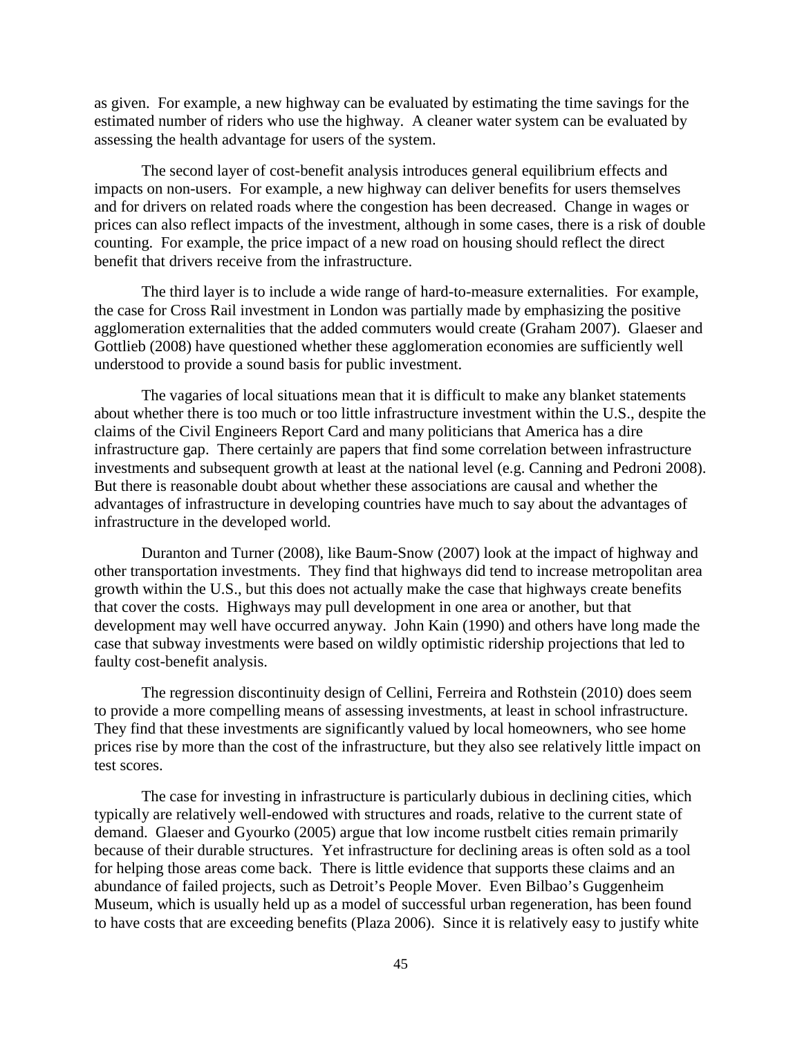as given. For example, a new highway can be evaluated by estimating the time savings for the estimated number of riders who use the highway. A cleaner water system can be evaluated by assessing the health advantage for users of the system.

The second layer of cost-benefit analysis introduces general equilibrium effects and impacts on non-users. For example, a new highway can deliver benefits for users themselves and for drivers on related roads where the congestion has been decreased. Change in wages or prices can also reflect impacts of the investment, although in some cases, there is a risk of double counting. For example, the price impact of a new road on housing should reflect the direct benefit that drivers receive from the infrastructure.

The third layer is to include a wide range of hard-to-measure externalities. For example, the case for Cross Rail investment in London was partially made by emphasizing the positive agglomeration externalities that the added commuters would create (Graham 2007). Glaeser and Gottlieb (2008) have questioned whether these agglomeration economies are sufficiently well understood to provide a sound basis for public investment.

The vagaries of local situations mean that it is difficult to make any blanket statements about whether there is too much or too little infrastructure investment within the U.S., despite the claims of the Civil Engineers Report Card and many politicians that America has a dire infrastructure gap. There certainly are papers that find some correlation between infrastructure investments and subsequent growth at least at the national level (e.g. Canning and Pedroni 2008). But there is reasonable doubt about whether these associations are causal and whether the advantages of infrastructure in developing countries have much to say about the advantages of infrastructure in the developed world.

Duranton and Turner (2008), like Baum-Snow (2007) look at the impact of highway and other transportation investments. They find that highways did tend to increase metropolitan area growth within the U.S., but this does not actually make the case that highways create benefits that cover the costs. Highways may pull development in one area or another, but that development may well have occurred anyway. John Kain (1990) and others have long made the case that subway investments were based on wildly optimistic ridership projections that led to faulty cost-benefit analysis.

The regression discontinuity design of Cellini, Ferreira and Rothstein (2010) does seem to provide a more compelling means of assessing investments, at least in school infrastructure. They find that these investments are significantly valued by local homeowners, who see home prices rise by more than the cost of the infrastructure, but they also see relatively little impact on test scores.

The case for investing in infrastructure is particularly dubious in declining cities, which typically are relatively well-endowed with structures and roads, relative to the current state of demand. Glaeser and Gyourko (2005) argue that low income rustbelt cities remain primarily because of their durable structures. Yet infrastructure for declining areas is often sold as a tool for helping those areas come back. There is little evidence that supports these claims and an abundance of failed projects, such as Detroit's People Mover. Even Bilbao's Guggenheim Museum, which is usually held up as a model of successful urban regeneration, has been found to have costs that are exceeding benefits (Plaza 2006). Since it is relatively easy to justify white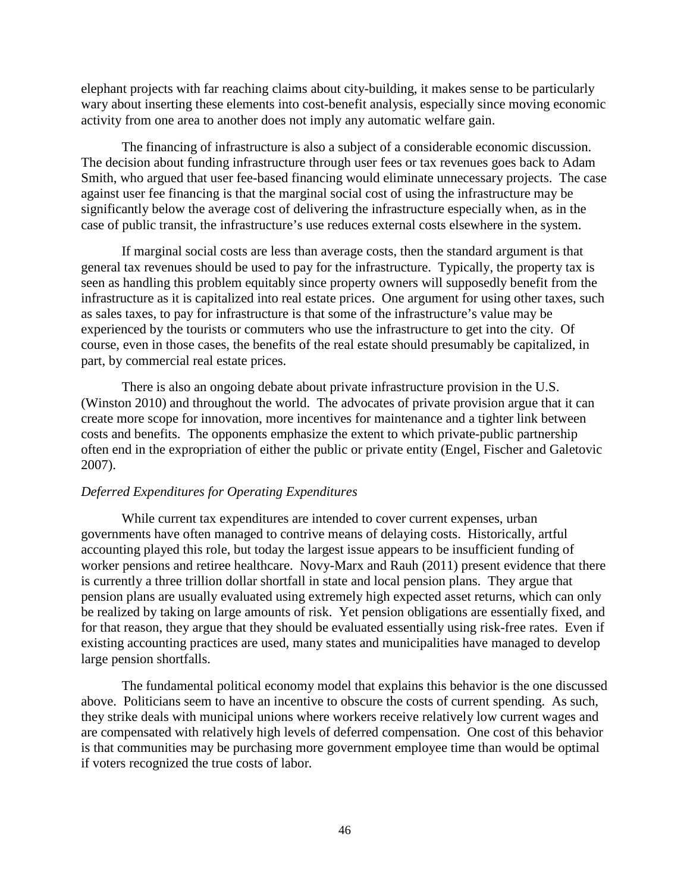elephant projects with far reaching claims about city-building, it makes sense to be particularly wary about inserting these elements into cost-benefit analysis, especially since moving economic activity from one area to another does not imply any automatic welfare gain.

The financing of infrastructure is also a subject of a considerable economic discussion. The decision about funding infrastructure through user fees or tax revenues goes back to Adam Smith, who argued that user fee-based financing would eliminate unnecessary projects. The case against user fee financing is that the marginal social cost of using the infrastructure may be significantly below the average cost of delivering the infrastructure especially when, as in the case of public transit, the infrastructure's use reduces external costs elsewhere in the system.

If marginal social costs are less than average costs, then the standard argument is that general tax revenues should be used to pay for the infrastructure. Typically, the property tax is seen as handling this problem equitably since property owners will supposedly benefit from the infrastructure as it is capitalized into real estate prices. One argument for using other taxes, such as sales taxes, to pay for infrastructure is that some of the infrastructure's value may be experienced by the tourists or commuters who use the infrastructure to get into the city. Of course, even in those cases, the benefits of the real estate should presumably be capitalized, in part, by commercial real estate prices.

There is also an ongoing debate about private infrastructure provision in the U.S. (Winston 2010) and throughout the world. The advocates of private provision argue that it can create more scope for innovation, more incentives for maintenance and a tighter link between costs and benefits. The opponents emphasize the extent to which private-public partnership often end in the expropriation of either the public or private entity (Engel, Fischer and Galetovic 2007).

*Deferred Expenditures for Operating Expenditures*

While current tax expenditures are intended to cover current expenses, urban governments have often managed to contrive means of delaying costs. Historically, artful accounting played this role, but today the largest issue appears to be insufficient funding of worker pensions and retiree healthcare. Novy-Marx and Rauh (2011) present evidence that there is currently a three trillion dollar shortfall in state and local pension plans. They argue that pension plans are usually evaluated using extremely high expected asset returns, which can only be realized by taking on large amounts of risk. Yet pension obligations are essentially fixed, and for that reason, they argue that they should be evaluated essentially using risk-free rates. Even if existing accounting practices are used, many states and municipalities have managed to develop large pension shortfalls.

The fundamental political economy model that explains this behavior is the one discussed above. Politicians seem to have an incentive to obscure the costs of current spending. As such, they strike deals with municipal unions where workers receive relatively low current wages and are compensated with relatively high levels of deferred compensation. One cost of this behavior is that communities may be purchasing more government employee time than would be optimal if voters recognized the true costs of labor.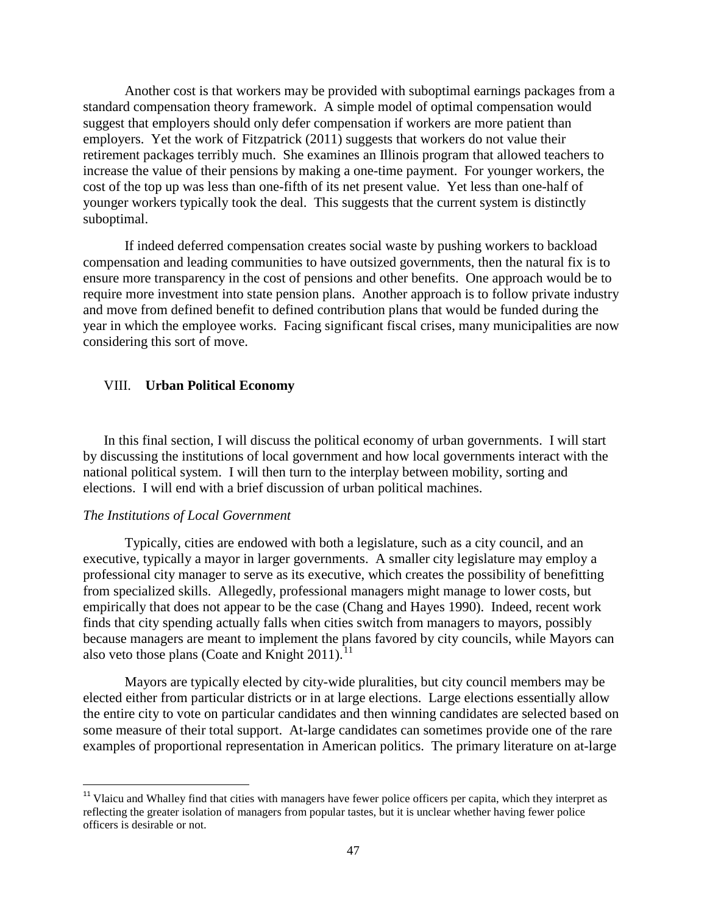Another cost is that workers may be provided with suboptimal earnings packages from a standard compensation theory framework. A simple model of optimal compensation would suggest that employers should only defer compensation if workers are more patient than employers. Yet the work of Fitzpatrick (2011) suggests that workers do not value their retirement packages terribly much. She examines an Illinois program that allowed teachers to increase the value of their pensions by making a one-time payment. For younger workers, the cost of the top up was less than one-fifth of its net present value. Yet less than one-half of younger workers typically took the deal. This suggests that the current system is distinctly suboptimal.

If indeed deferred compensation creates social waste by pushing workers to backload compensation and leading communities to have outsized governments, then the natural fix is to ensure more transparency in the cost of pensions and other benefits. One approach would be to require more investment into state pension plans. Another approach is to follow private industry and move from defined benefit to defined contribution plans that would be funded during the year in which the employee works. Facing significant fiscal crises, many municipalities are now considering this sort of move.

## VIII. **Urban Political Economy**

In this final section, I will discuss the political economy of urban governments. I will start by discussing the institutions of local government and how local governments interact with the national political system. I will then turn to the interplay between mobility, sorting and elections. I will end with a brief discussion of urban political machines.

### *The Institutions of Local Government*

Typically, cities are endowed with both a legislature, such as a city council, and an executive, typically a mayor in larger governments. A smaller city legislature may employ a professional city manager to serve as its executive, which creates the possibility of benefitting from specialized skills. Allegedly, professional managers might manage to lower costs, but empirically that does not appear to be the case (Chang and Hayes 1990). Indeed, recent work finds that city spending actually falls when cities switch from managers to mayors, possibly because managers are meant to implement the plans favored by city councils, while Mayors can also veto those plans (Coate and Knight 2011).[11]

Mayors are typically elected by city-wide pluralities, but city council members may be elected either from particular districts or in at large elections. Large elections essentially allow the entire city to vote on particular candidates and then winning candidates are selected based on some measure of their total support. At-large candidates can sometimes provide one of the rare examples of proportional representation in American politics. The primary literature on at-large

[11] Vlaicu and Whalley find that cities with managers have fewer police officers per capita, which they interpret as reflecting the greater isolation of managers from popular tastes, but it is unclear whether having fewer police officers is desirable or not.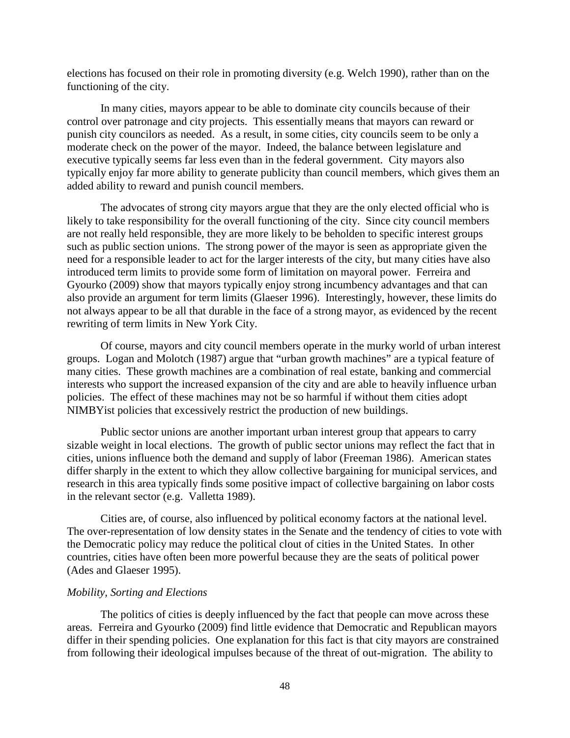elections has focused on their role in promoting diversity (e.g. Welch 1990), rather than on the functioning of the city.

In many cities, mayors appear to be able to dominate city councils because of their control over patronage and city projects. This essentially means that mayors can reward or punish city councilors as needed. As a result, in some cities, city councils seem to be only a moderate check on the power of the mayor. Indeed, the balance between legislature and executive typically seems far less even than in the federal government. City mayors also typically enjoy far more ability to generate publicity than council members, which gives them an added ability to reward and punish council members.

The advocates of strong city mayors argue that they are the only elected official who is likely to take responsibility for the overall functioning of the city. Since city council members are not really held responsible, they are more likely to be beholden to specific interest groups such as public section unions. The strong power of the mayor is seen as appropriate given the need for a responsible leader to act for the larger interests of the city, but many cities have also introduced term limits to provide some form of limitation on mayoral power. Ferreira and Gyourko (2009) show that mayors typically enjoy strong incumbency advantages and that can also provide an argument for term limits (Glaeser 1996). Interestingly, however, these limits do not always appear to be all that durable in the face of a strong mayor, as evidenced by the recent rewriting of term limits in New York City.

Of course, mayors and city council members operate in the murky world of urban interest groups. Logan and Molotch (1987) argue that "urban growth machines" are a typical feature of many cities. These growth machines are a combination of real estate, banking and commercial interests who support the increased expansion of the city and are able to heavily influence urban policies. The effect of these machines may not be so harmful if without them cities adopt NIMBYist policies that excessively restrict the production of new buildings.

Public sector unions are another important urban interest group that appears to carry sizable weight in local elections. The growth of public sector unions may reflect the fact that in cities, unions influence both the demand and supply of labor (Freeman 1986). American states differ sharply in the extent to which they allow collective bargaining for municipal services, and research in this area typically finds some positive impact of collective bargaining on labor costs in the relevant sector (e.g. Valletta 1989).

Cities are, of course, also influenced by political economy factors at the national level. The over-representation of low density states in the Senate and the tendency of cities to vote with the Democratic policy may reduce the political clout of cities in the United States. In other countries, cities have often been more powerful because they are the seats of political power (Ades and Glaeser 1995).

*Mobility, Sorting and Elections*

The politics of cities is deeply influenced by the fact that people can move across these areas. Ferreira and Gyourko (2009) find little evidence that Democratic and Republican mayors differ in their spending policies. One explanation for this fact is that city mayors are constrained from following their ideological impulses because of the threat of out-migration. The ability to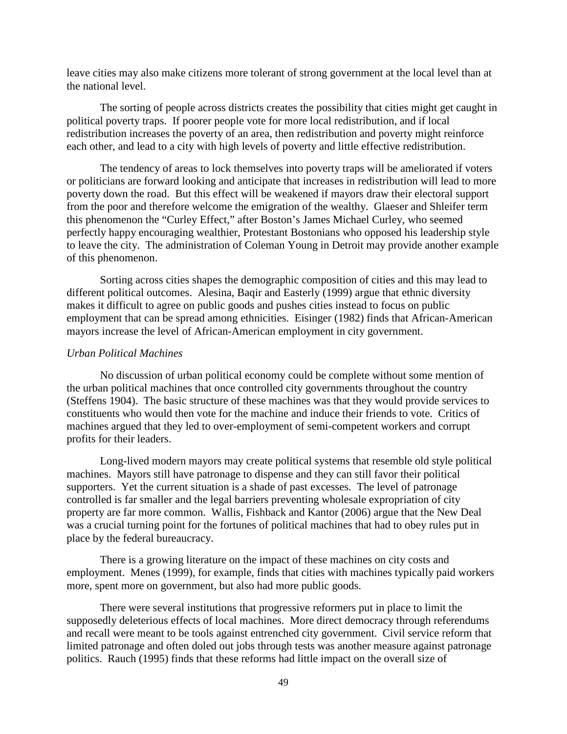leave cities may also make citizens more tolerant of strong government at the local level than at the national level.

The sorting of people across districts creates the possibility that cities might get caught in political poverty traps. If poorer people vote for more local redistribution, and if local redistribution increases the poverty of an area, then redistribution and poverty might reinforce each other, and lead to a city with high levels of poverty and little effective redistribution.

The tendency of areas to lock themselves into poverty traps will be ameliorated if voters or politicians are forward looking and anticipate that increases in redistribution will lead to more poverty down the road. But this effect will be weakened if mayors draw their electoral support from the poor and therefore welcome the emigration of the wealthy. Glaeser and Shleifer term this phenomenon the "Curley Effect," after Boston's James Michael Curley, who seemed perfectly happy encouraging wealthier, Protestant Bostonians who opposed his leadership style to leave the city. The administration of Coleman Young in Detroit may provide another example of this phenomenon.

Sorting across cities shapes the demographic composition of cities and this may lead to different political outcomes. Alesina, Baqir and Easterly (1999) argue that ethnic diversity makes it difficult to agree on public goods and pushes cities instead to focus on public employment that can be spread among ethnicities. Eisinger (1982) finds that African-American mayors increase the level of African-American employment in city government.

*Urban Political Machines*

No discussion of urban political economy could be complete without some mention of the urban political machines that once controlled city governments throughout the country (Steffens 1904). The basic structure of these machines was that they would provide services to constituents who would then vote for the machine and induce their friends to vote. Critics of machines argued that they led to over-employment of semi-competent workers and corrupt profits for their leaders.

Long-lived modern mayors may create political systems that resemble old style political machines. Mayors still have patronage to dispense and they can still favor their political supporters. Yet the current situation is a shade of past excesses. The level of patronage controlled is far smaller and the legal barriers preventing wholesale expropriation of city property are far more common. Wallis, Fishback and Kantor (2006) argue that the New Deal was a crucial turning point for the fortunes of political machines that had to obey rules put in place by the federal bureaucracy.

There is a growing literature on the impact of these machines on city costs and employment. Menes (1999), for example, finds that cities with machines typically paid workers more, spent more on government, but also had more public goods.

There were several institutions that progressive reformers put in place to limit the supposedly deleterious effects of local machines. More direct democracy through referendums and recall were meant to be tools against entrenched city government. Civil service reform that limited patronage and often doled out jobs through tests was another measure against patronage politics. Rauch (1995) finds that these reforms had little impact on the overall size of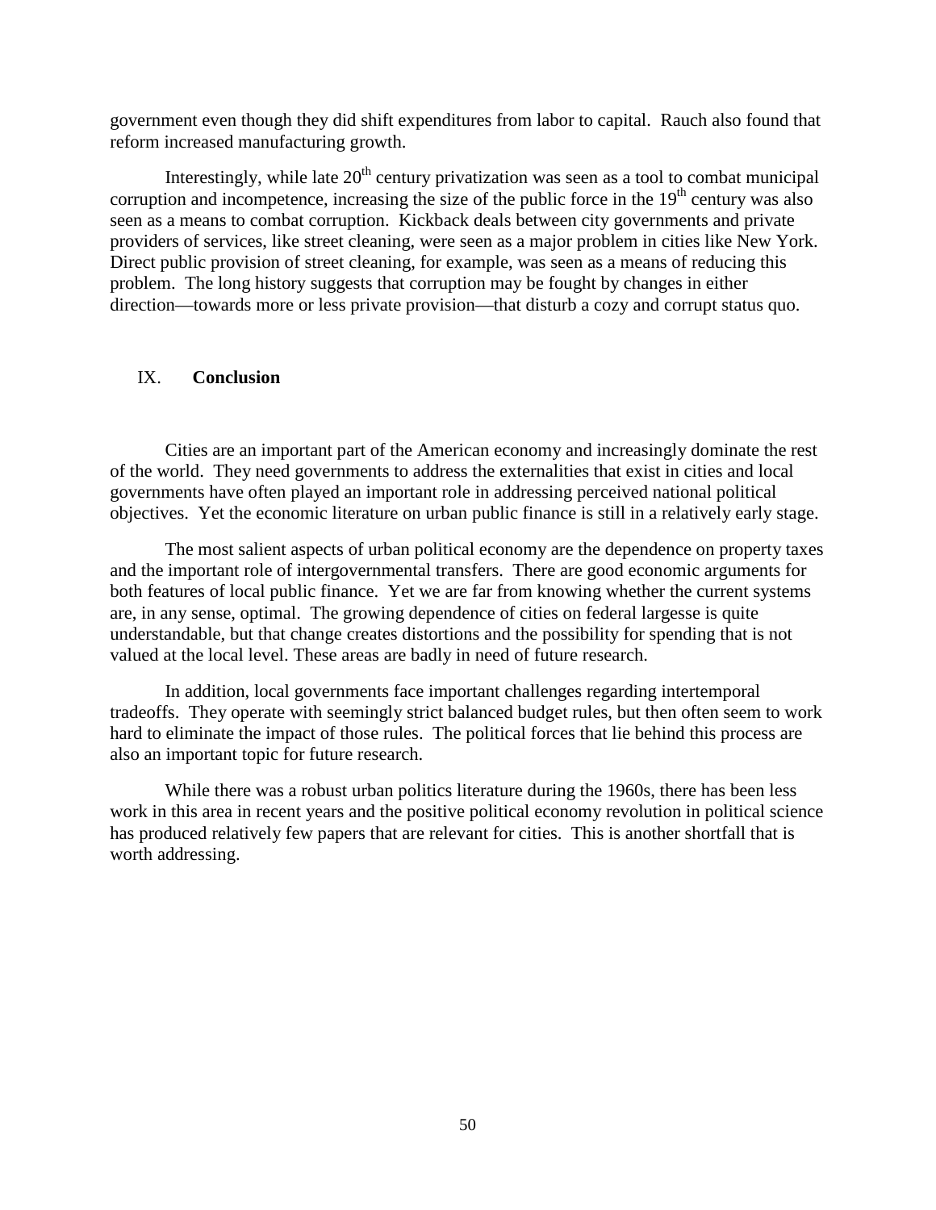government even though they did shift expenditures from labor to capital. Rauch also found that reform increased manufacturing growth.

Interestingly, while late 20th century privatization was seen as a tool to combat municipal corruption and incompetence, increasing the size of the public force in the 19th century was also seen as a means to combat corruption. Kickback deals between city governments and private providers of services, like street cleaning, were seen as a major problem in cities like New York. Direct public provision of street cleaning, for example, was seen as a means of reducing this problem. The long history suggests that corruption may be fought by changes in either direction—towards more or less private provision—that disturb a cozy and corrupt status quo.

## IX. Conclusion

Cities are an important part of the American economy and increasingly dominate the rest of the world. They need governments to address the externalities that exist in cities and local governments have often played an important role in addressing perceived national political objectives. Yet the economic literature on urban public finance is still in a relatively early stage.

The most salient aspects of urban political economy are the dependence on property taxes and the important role of intergovernmental transfers. There are good economic arguments for both features of local public finance. Yet we are far from knowing whether the current systems are, in any sense, optimal. The growing dependence of cities on federal largesse is quite understandable, but that change creates distortions and the possibility for spending that is not valued at the local level. These areas are badly in need of future research.

In addition, local governments face important challenges regarding intertemporal tradeoffs. They operate with seemingly strict balanced budget rules, but then often seem to work hard to eliminate the impact of those rules. The political forces that lie behind this process are also an important topic for future research.

While there was a robust urban politics literature during the 1960s, there has been less work in this area in recent years and the positive political economy revolution in political science has produced relatively few papers that are relevant for cities. This is another shortfall that is worth addressing.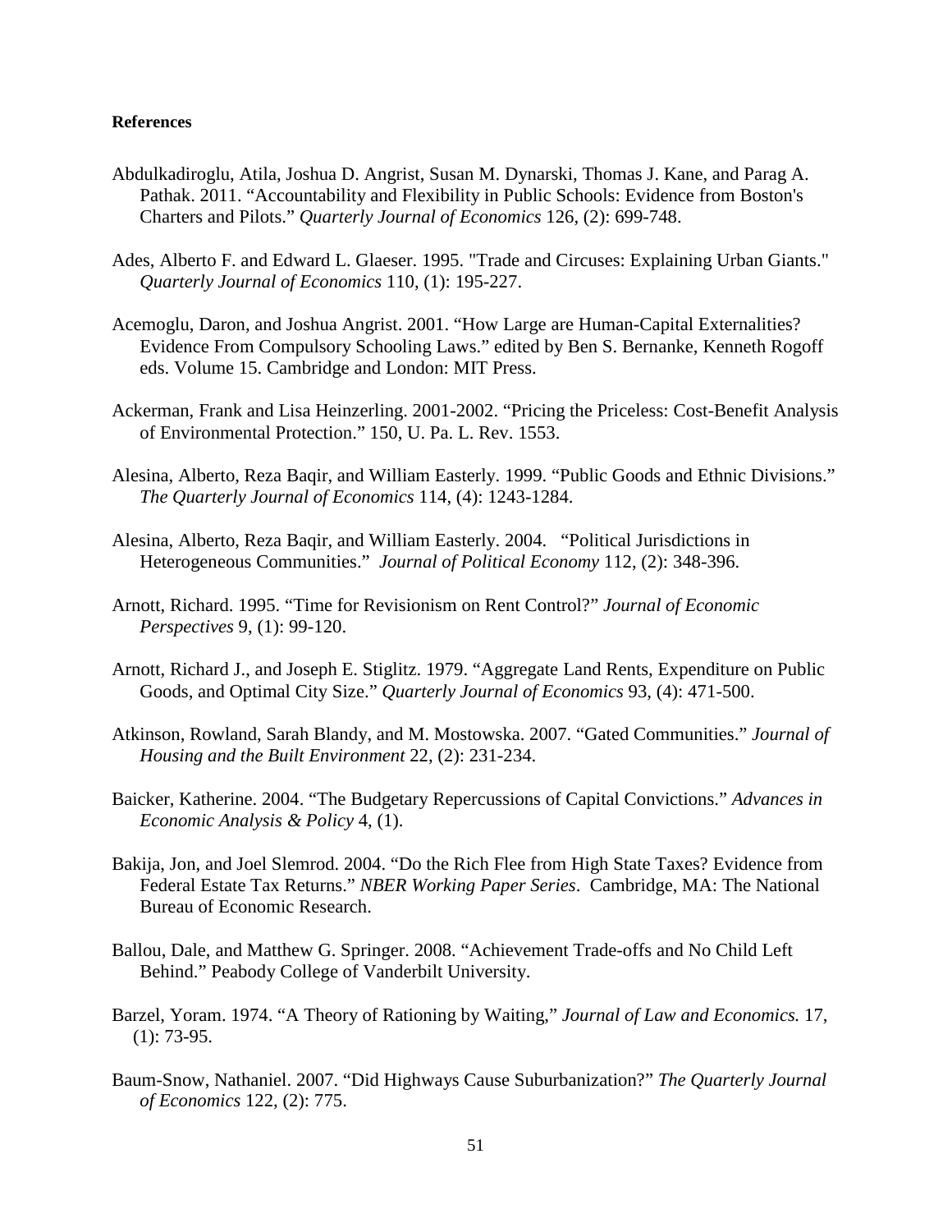**References**

Abdulkadiroglu, Atila, Joshua D. Angrist, Susan M. Dynarski, Thomas J. Kane, and Parag A. Pathak. 2011. "Accountability and Flexibility in Public Schools: Evidence from Boston's Charters and Pilots." *Quarterly Journal of Economics* 126, (2): 699-748.

Ades, Alberto F. and Edward L. Glaeser. 1995. "Trade and Circuses: Explaining Urban Giants." *Quarterly Journal of Economics* 110, (1): 195-227.

Acemoglu, Daron, and Joshua Angrist. 2001. "How Large are Human-Capital Externalities? Evidence From Compulsory Schooling Laws." edited by Ben S. Bernanke, Kenneth Rogoff eds. Volume 15. Cambridge and London: MIT Press.

Ackerman, Frank and Lisa Heinzerling. 2001-2002. "Pricing the Priceless: Cost-Benefit Analysis of Environmental Protection." 150, U. Pa. L. Rev. 1553.

Alesina, Alberto, Reza Baqir, and William Easterly. 1999. "Public Goods and Ethnic Divisions." *The Quarterly Journal of Economics* 114, (4): 1243-1284.

Alesina, Alberto, Reza Baqir, and William Easterly. 2004. "Political Jurisdictions in Heterogeneous Communities." *Journal of Political Economy* 112, (2): 348-396.

Arnott, Richard. 1995. "Time for Revisionism on Rent Control?" *Journal of Economic Perspectives* 9, (1): 99-120.

Arnott, Richard J., and Joseph E. Stiglitz. 1979. "Aggregate Land Rents, Expenditure on Public Goods, and Optimal City Size." *Quarterly Journal of Economics* 93, (4): 471-500.

Atkinson, Rowland, Sarah Blandy, and M. Mostowska. 2007. "Gated Communities." *Journal of Housing and the Built Environment* 22, (2): 231-234.

Baicker, Katherine. 2004. "The Budgetary Repercussions of Capital Convictions." *Advances in Economic Analysis & Policy* 4, (1).

Bakija, Jon, and Joel Slemrod. 2004. "Do the Rich Flee from High State Taxes? Evidence from Federal Estate Tax Returns." *NBER Working Paper Series*. Cambridge, MA: The National Bureau of Economic Research.

Ballou, Dale, and Matthew G. Springer. 2008. "Achievement Trade-offs and No Child Left Behind." Peabody College of Vanderbilt University.

Barzel, Yoram. 1974. "A Theory of Rationing by Waiting," *Journal of Law and Economics.* 17, (1): 73-95.

Baum-Snow, Nathaniel. 2007. "Did Highways Cause Suburbanization?" *The Quarterly Journal of Economics* 122, (2): 775.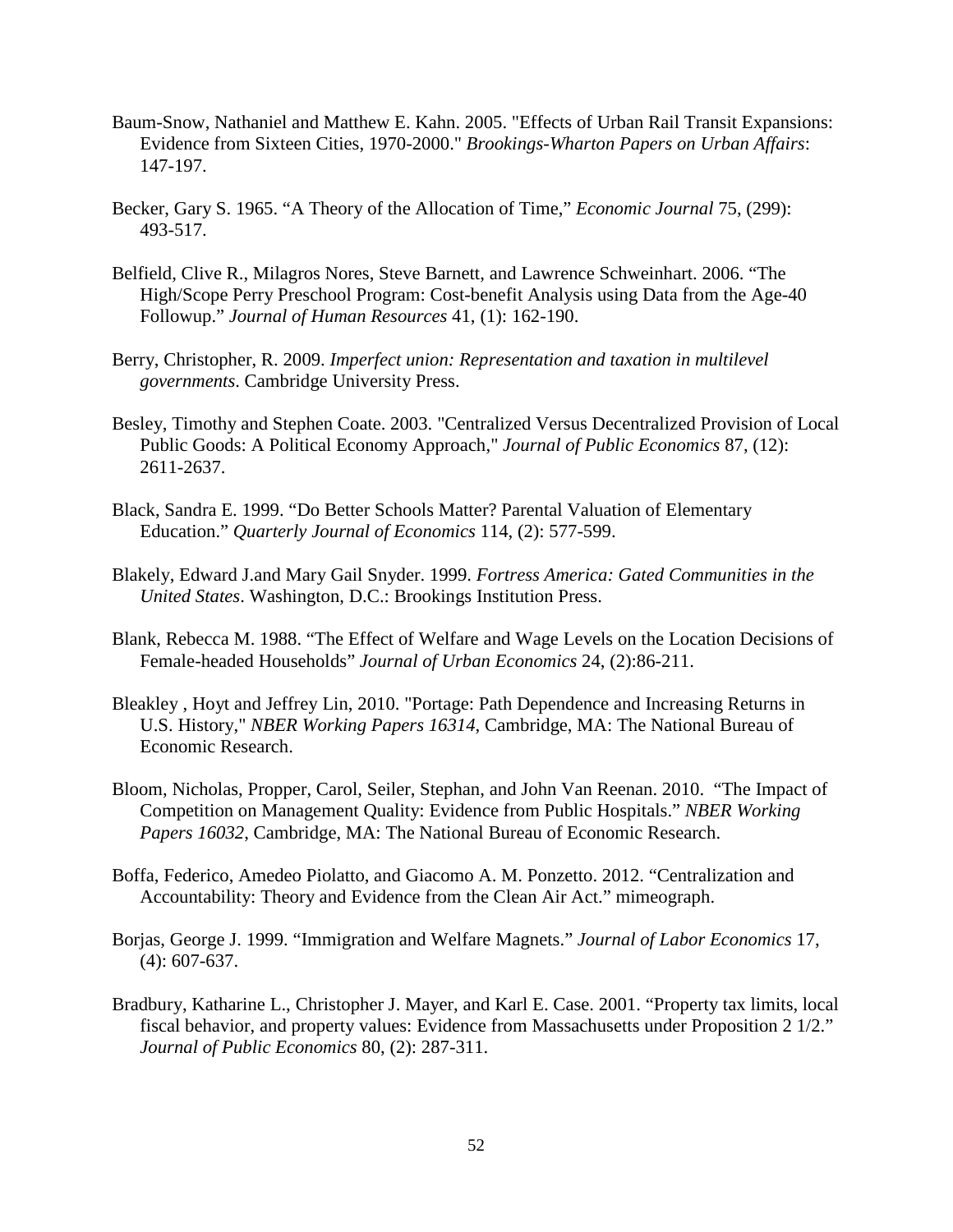Baum-Snow, Nathaniel and Matthew E. Kahn. 2005. "Effects of Urban Rail Transit Expansions: Evidence from Sixteen Cities, 1970-2000." *Brookings-Wharton Papers on Urban Affairs*: 147-197.

Becker, Gary S. 1965. "A Theory of the Allocation of Time," *Economic Journal* 75, (299): 493-517.

Belfield, Clive R., Milagros Nores, Steve Barnett, and Lawrence Schweinhart. 2006. "The High/Scope Perry Preschool Program: Cost-benefit Analysis using Data from the Age-40 Followup." *Journal of Human Resources* 41, (1): 162-190.

Berry, Christopher, R. 2009. *Imperfect union: Representation and taxation in multilevel governments*. Cambridge University Press.

Besley, Timothy and Stephen Coate. 2003. "Centralized Versus Decentralized Provision of Local Public Goods: A Political Economy Approach," *Journal of Public Economics* 87, (12): 2611-2637.

Black, Sandra E. 1999. "Do Better Schools Matter? Parental Valuation of Elementary Education." *Quarterly Journal of Economics* 114, (2): 577-599.

Blakely, Edward J.and Mary Gail Snyder. 1999. *Fortress America: Gated Communities in the United States*. Washington, D.C.: Brookings Institution Press.

Blank, Rebecca M. 1988. "The Effect of Welfare and Wage Levels on the Location Decisions of Female-headed Households" *Journal of Urban Economics* 24, (2):86-211.

Bleakley , Hoyt and Jeffrey Lin, 2010. "Portage: Path Dependence and Increasing Returns in U.S. History," *NBER Working Papers 16314*, Cambridge, MA: The National Bureau of Economic Research.

Bloom, Nicholas, Propper, Carol, Seiler, Stephan, and John Van Reenan. 2010. "The Impact of Competition on Management Quality: Evidence from Public Hospitals." *NBER Working Papers 16032*, Cambridge, MA: The National Bureau of Economic Research.

Boffa, Federico, Amedeo Piolatto, and Giacomo A. M. Ponzetto. 2012. "Centralization and Accountability: Theory and Evidence from the Clean Air Act." mimeograph.

Borjas, George J. 1999. "Immigration and Welfare Magnets." *Journal of Labor Economics* 17, (4): 607-637.

Bradbury, Katharine L., Christopher J. Mayer, and Karl E. Case. 2001. "Property tax limits, local fiscal behavior, and property values: Evidence from Massachusetts under Proposition 2 1/2." *Journal of Public Economics* 80, (2): 287-311.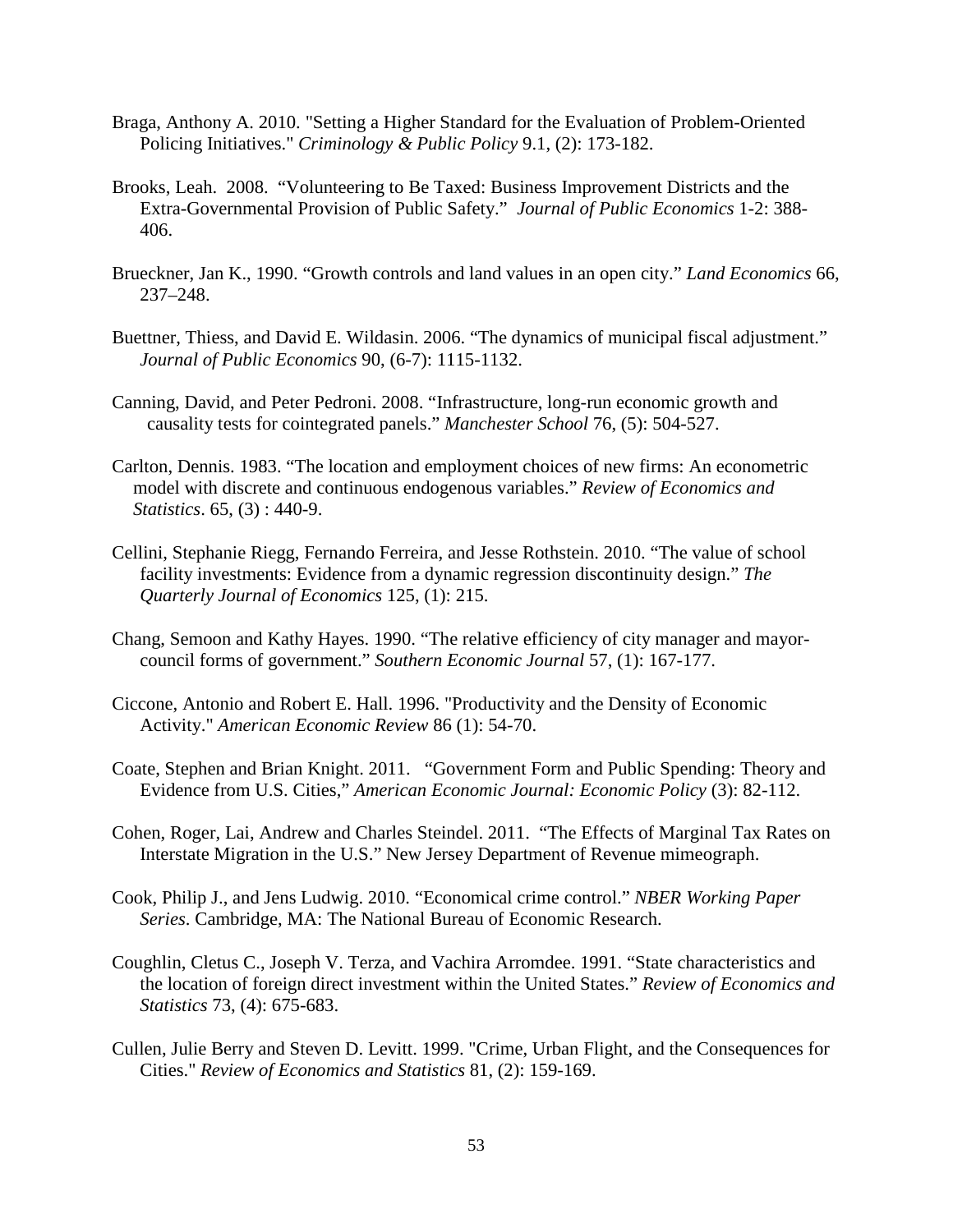Braga, Anthony A. 2010. "Setting a Higher Standard for the Evaluation of Problem-Oriented Policing Initiatives." *Criminology & Public Policy* 9.1, (2): 173-182.

Brooks, Leah. 2008. "Volunteering to Be Taxed: Business Improvement Districts and the Extra-Governmental Provision of Public Safety." *Journal of Public Economics* 1-2: 388-406.

Brueckner, Jan K., 1990. "Growth controls and land values in an open city." *Land Economics* 66, 237–248.

Buettner, Thiess, and David E. Wildasin. 2006. "The dynamics of municipal fiscal adjustment." *Journal of Public Economics* 90, (6-7): 1115-1132.

Canning, David, and Peter Pedroni. 2008. "Infrastructure, long-run economic growth and causality tests for cointegrated panels." *Manchester School* 76, (5): 504-527.

Carlton, Dennis. 1983. "The location and employment choices of new firms: An econometric model with discrete and continuous endogenous variables." *Review of Economics and Statistics*. 65, (3) : 440-9.

Cellini, Stephanie Riegg, Fernando Ferreira, and Jesse Rothstein. 2010. "The value of school facility investments: Evidence from a dynamic regression discontinuity design." *The Quarterly Journal of Economics* 125, (1): 215.

Chang, Semoon and Kathy Hayes. 1990. "The relative efficiency of city manager and mayor-council forms of government." *Southern Economic Journal* 57, (1): 167-177.

Ciccone, Antonio and Robert E. Hall. 1996. "Productivity and the Density of Economic Activity." *American Economic Review* 86 (1): 54-70.

Coate, Stephen and Brian Knight. 2011. "Government Form and Public Spending: Theory and Evidence from U.S. Cities," *American Economic Journal: Economic Policy* (3): 82-112.

Cohen, Roger, Lai, Andrew and Charles Steindel. 2011. "The Effects of Marginal Tax Rates on Interstate Migration in the U.S." New Jersey Department of Revenue mimeograph.

Cook, Philip J., and Jens Ludwig. 2010. "Economical crime control." *NBER Working Paper Series*. Cambridge, MA: The National Bureau of Economic Research.

Coughlin, Cletus C., Joseph V. Terza, and Vachira Arromdee. 1991. "State characteristics and the location of foreign direct investment within the United States." *Review of Economics and Statistics* 73, (4): 675-683.

Cullen, Julie Berry and Steven D. Levitt. 1999. "Crime, Urban Flight, and the Consequences for Cities." *Review of Economics and Statistics* 81, (2): 159-169.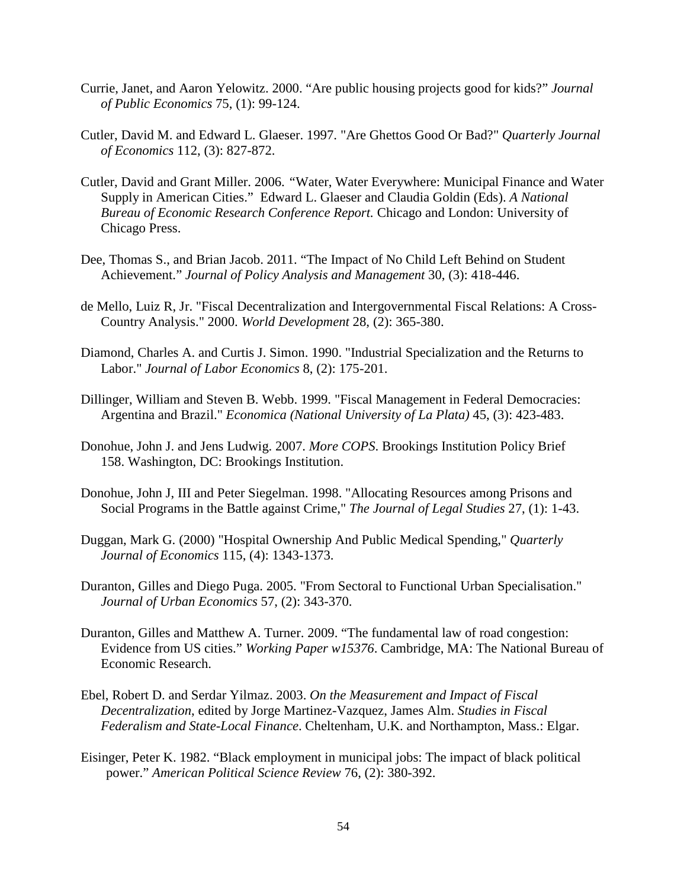Currie, Janet, and Aaron Yelowitz. 2000. "Are public housing projects good for kids?" *Journal of Public Economics* 75, (1): 99-124.

Cutler, David M. and Edward L. Glaeser. 1997. "Are Ghettos Good Or Bad?" *Quarterly Journal of Economics* 112, (3): 827-872.

Cutler, David and Grant Miller. 2006. "Water, Water Everywhere: Municipal Finance and Water Supply in American Cities." Edward L. Glaeser and Claudia Goldin (Eds). *A National Bureau of Economic Research Conference Report.* Chicago and London: University of Chicago Press.

Dee, Thomas S., and Brian Jacob. 2011. "The Impact of No Child Left Behind on Student Achievement." *Journal of Policy Analysis and Management* 30, (3): 418-446.

de Mello, Luiz R, Jr. "Fiscal Decentralization and Intergovernmental Fiscal Relations: A Cross-Country Analysis." 2000. *World Development* 28, (2): 365-380.

Diamond, Charles A. and Curtis J. Simon. 1990. "Industrial Specialization and the Returns to Labor." *Journal of Labor Economics* 8, (2): 175-201.

Dillinger, William and Steven B. Webb. 1999. "Fiscal Management in Federal Democracies: Argentina and Brazil." *Economica (National University of La Plata)* 45, (3): 423-483.

Donohue, John J. and Jens Ludwig. 2007. *More COPS*. Brookings Institution Policy Brief 158. Washington, DC: Brookings Institution.

Donohue, John J, III and Peter Siegelman. 1998. "Allocating Resources among Prisons and Social Programs in the Battle against Crime," *The Journal of Legal Studies* 27, (1): 1-43.

Duggan, Mark G. (2000) "Hospital Ownership And Public Medical Spending," *Quarterly Journal of Economics* 115, (4): 1343-1373.

Duranton, Gilles and Diego Puga. 2005. "From Sectoral to Functional Urban Specialisation." *Journal of Urban Economics* 57, (2): 343-370.

Duranton, Gilles and Matthew A. Turner. 2009. "The fundamental law of road congestion: Evidence from US cities." *Working Paper w15376*. Cambridge, MA: The National Bureau of Economic Research.

Ebel, Robert D. and Serdar Yilmaz. 2003. *On the Measurement and Impact of Fiscal Decentralization*, edited by Jorge Martinez-Vazquez, James Alm. *Studies in Fiscal Federalism and State-Local Finance*. Cheltenham, U.K. and Northampton, Mass.: Elgar.

Eisinger, Peter K. 1982. "Black employment in municipal jobs: The impact of black political power." *American Political Science Review* 76, (2): 380-392.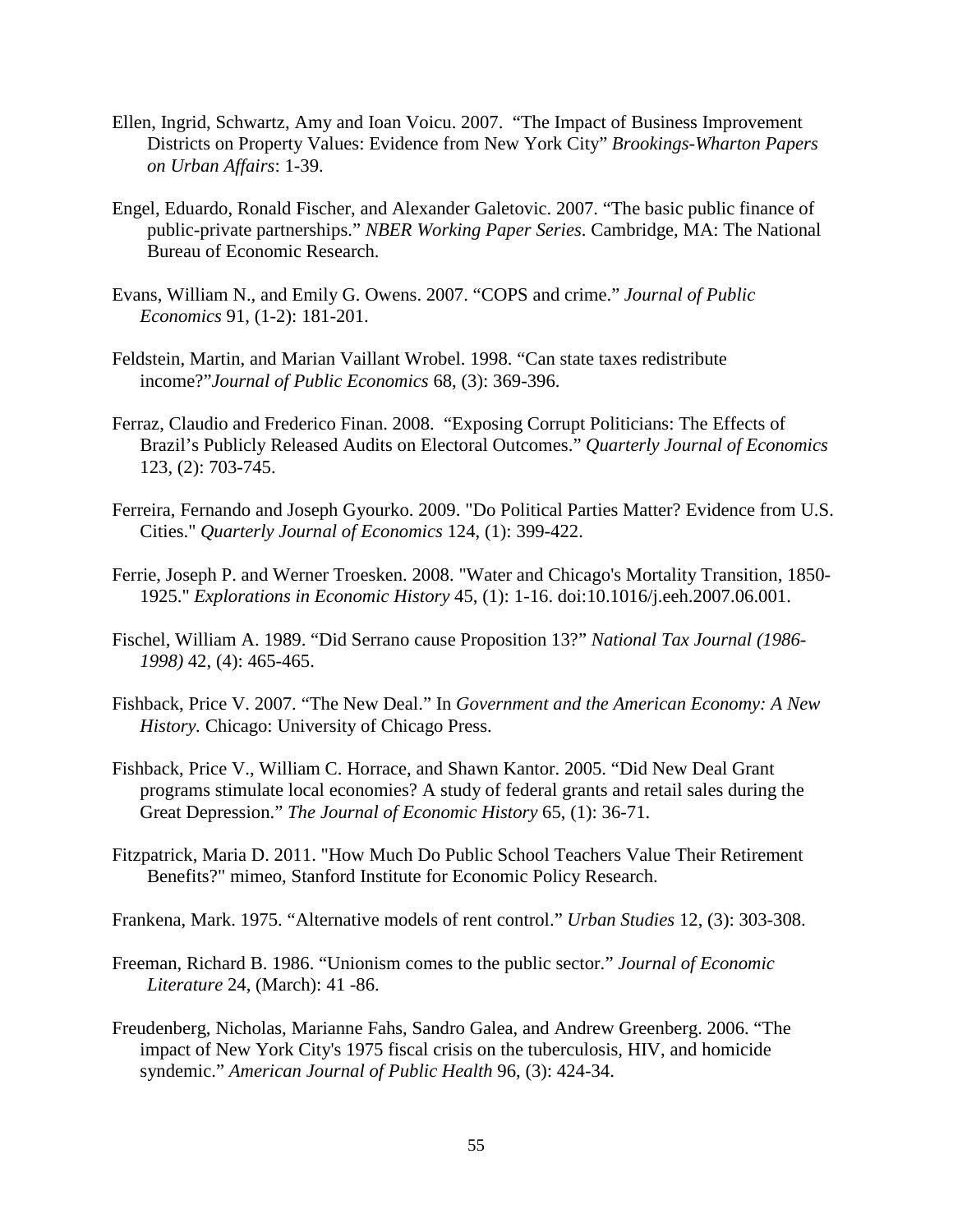Ellen, Ingrid, Schwartz, Amy and Ioan Voicu. 2007. "The Impact of Business Improvement Districts on Property Values: Evidence from New York City" *Brookings-Wharton Papers on Urban Affairs*: 1-39.

Engel, Eduardo, Ronald Fischer, and Alexander Galetovic. 2007. "The basic public finance of public-private partnerships." *NBER Working Paper Series*. Cambridge, MA: The National Bureau of Economic Research.

Evans, William N., and Emily G. Owens. 2007. "COPS and crime." *Journal of Public Economics* 91, (1-2): 181-201.

Feldstein, Martin, and Marian Vaillant Wrobel. 1998. "Can state taxes redistribute income?"*Journal of Public Economics* 68, (3): 369-396.

Ferraz, Claudio and Frederico Finan. 2008. "Exposing Corrupt Politicians: The Effects of Brazil's Publicly Released Audits on Electoral Outcomes." *Quarterly Journal of Economics* 123, (2): 703-745.

Ferreira, Fernando and Joseph Gyourko. 2009. "Do Political Parties Matter? Evidence from U.S. Cities." *Quarterly Journal of Economics* 124, (1): 399-422.

Ferrie, Joseph P. and Werner Troesken. 2008. "Water and Chicago's Mortality Transition, 1850-1925." *Explorations in Economic History* 45, (1): 1-16. doi:10.1016/j.eeh.2007.06.001.

Fischel, William A. 1989. "Did Serrano cause Proposition 13?" *National Tax Journal (1986-1998)* 42, (4): 465-465.

Fishback, Price V. 2007. "The New Deal." In *Government and the American Economy: A New History.* Chicago: University of Chicago Press.

Fishback, Price V., William C. Horrace, and Shawn Kantor. 2005. "Did New Deal Grant programs stimulate local economies? A study of federal grants and retail sales during the Great Depression." *The Journal of Economic History* 65, (1): 36-71.

Fitzpatrick, Maria D. 2011. "How Much Do Public School Teachers Value Their Retirement Benefits?" mimeo, Stanford Institute for Economic Policy Research.

Frankena, Mark. 1975. "Alternative models of rent control." *Urban Studies* 12, (3): 303-308.

Freeman, Richard B. 1986. "Unionism comes to the public sector." *Journal of Economic Literature* 24, (March): 41 -86.

Freudenberg, Nicholas, Marianne Fahs, Sandro Galea, and Andrew Greenberg. 2006. "The impact of New York City's 1975 fiscal crisis on the tuberculosis, HIV, and homicide syndemic." *American Journal of Public Health* 96, (3): 424-34.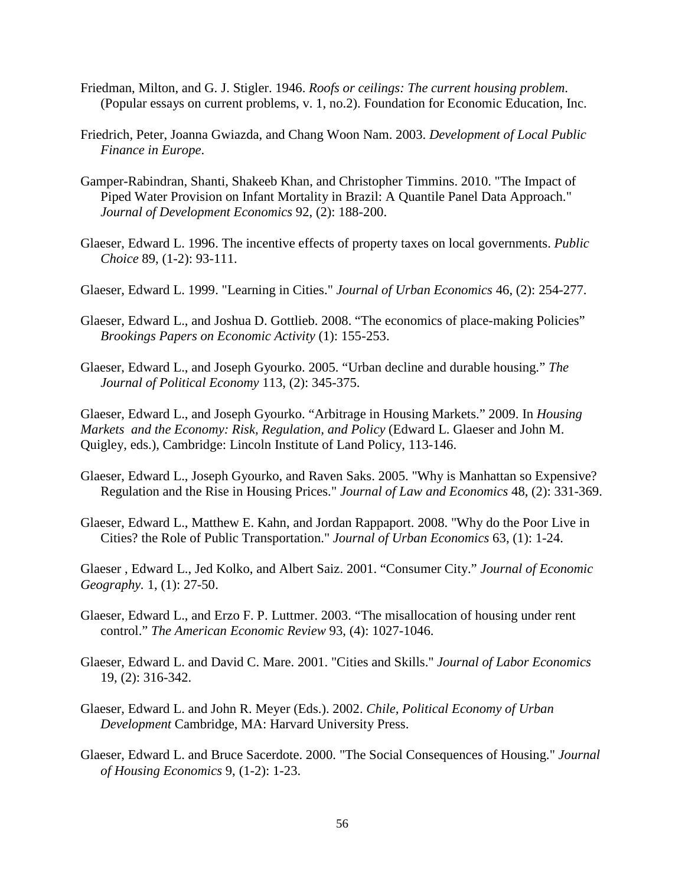Friedman, Milton, and G. J. Stigler. 1946. *Roofs or ceilings: The current housing problem*. (Popular essays on current problems, v. 1, no.2). Foundation for Economic Education, Inc.

Friedrich, Peter, Joanna Gwiazda, and Chang Woon Nam. 2003. *Development of Local Public Finance in Europe*.

Gamper-Rabindran, Shanti, Shakeeb Khan, and Christopher Timmins. 2010. "The Impact of Piped Water Provision on Infant Mortality in Brazil: A Quantile Panel Data Approach." *Journal of Development Economics* 92, (2): 188-200.

Glaeser, Edward L. 1996. The incentive effects of property taxes on local governments. *Public Choice* 89, (1-2): 93-111.

Glaeser, Edward L. 1999. "Learning in Cities." *Journal of Urban Economics* 46, (2): 254-277.

Glaeser, Edward L., and Joshua D. Gottlieb. 2008. "The economics of place-making Policies" *Brookings Papers on Economic Activity* (1): 155-253.

Glaeser, Edward L., and Joseph Gyourko. 2005. "Urban decline and durable housing." *The Journal of Political Economy* 113, (2): 345-375.

Glaeser, Edward L., and Joseph Gyourko. "Arbitrage in Housing Markets." 2009. In *Housing Markets and the Economy: Risk, Regulation, and Policy* (Edward L. Glaeser and John M. Quigley, eds.), Cambridge: Lincoln Institute of Land Policy, 113-146.

Glaeser, Edward L., Joseph Gyourko, and Raven Saks. 2005. "Why is Manhattan so Expensive? Regulation and the Rise in Housing Prices." *Journal of Law and Economics* 48, (2): 331-369.

Glaeser, Edward L., Matthew E. Kahn, and Jordan Rappaport. 2008. "Why do the Poor Live in Cities? the Role of Public Transportation." *Journal of Urban Economics* 63, (1): 1-24.

Glaeser , Edward L., Jed Kolko, and Albert Saiz. 2001. "Consumer City." *Journal of Economic Geography.* 1, (1): 27-50.

Glaeser, Edward L., and Erzo F. P. Luttmer. 2003. "The misallocation of housing under rent control." *The American Economic Review* 93, (4): 1027-1046.

Glaeser, Edward L. and David C. Mare. 2001. "Cities and Skills." *Journal of Labor Economics* 19, (2): 316-342.

Glaeser, Edward L. and John R. Meyer (Eds.). 2002. *Chile, Political Economy of Urban Development* Cambridge, MA: Harvard University Press.

Glaeser, Edward L. and Bruce Sacerdote. 2000. "The Social Consequences of Housing." *Journal of Housing Economics* 9, (1-2): 1-23.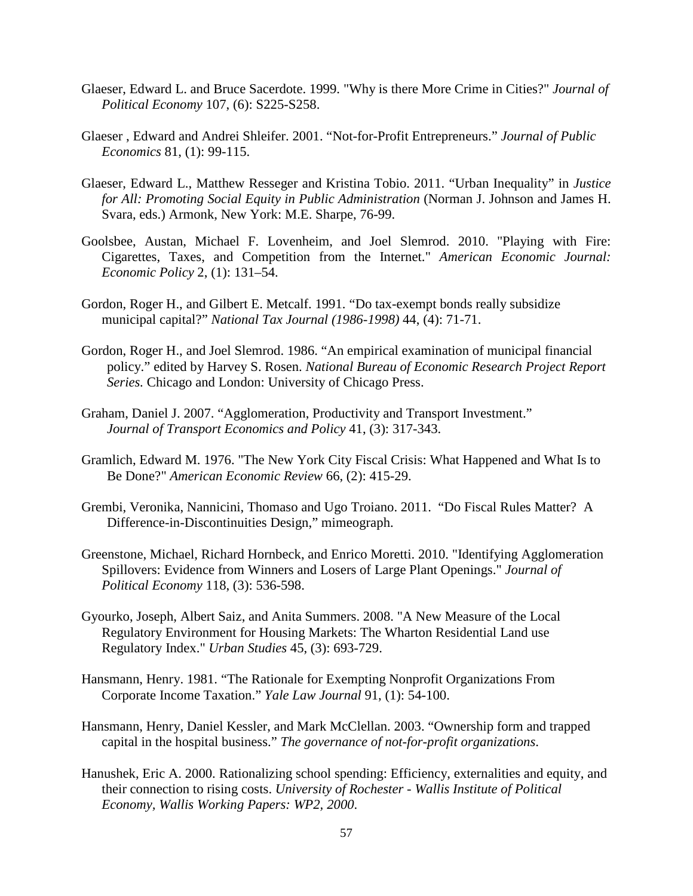Glaeser, Edward L. and Bruce Sacerdote. 1999. "Why is there More Crime in Cities?" *Journal of Political Economy* 107, (6): S225-S258.

Glaeser , Edward and Andrei Shleifer. 2001. "Not-for-Profit Entrepreneurs." *Journal of Public Economics* 81, (1): 99-115.

Glaeser, Edward L., Matthew Resseger and Kristina Tobio. 2011. "Urban Inequality" in *Justice for All: Promoting Social Equity in Public Administration* (Norman J. Johnson and James H. Svara, eds.) Armonk, New York: M.E. Sharpe, 76-99.

Goolsbee, Austan, Michael F. Lovenheim, and Joel Slemrod. 2010. "Playing with Fire: Cigarettes, Taxes, and Competition from the Internet." *American Economic Journal: Economic Policy* 2, (1): 131–54.

Gordon, Roger H., and Gilbert E. Metcalf. 1991. "Do tax-exempt bonds really subsidize municipal capital?" *National Tax Journal (1986-1998)* 44, (4): 71-71.

Gordon, Roger H., and Joel Slemrod. 1986. "An empirical examination of municipal financial policy." edited by Harvey S. Rosen. *National Bureau of Economic Research Project Report Series.* Chicago and London: University of Chicago Press.

Graham, Daniel J. 2007. "Agglomeration, Productivity and Transport Investment." *Journal of Transport Economics and Policy* 41, (3): 317-343.

Gramlich, Edward M. 1976. "The New York City Fiscal Crisis: What Happened and What Is to Be Done?" *American Economic Review* 66, (2): 415-29.

Grembi, Veronika, Nannicini, Thomaso and Ugo Troiano. 2011. "Do Fiscal Rules Matter? A Difference-in-Discontinuities Design," mimeograph.

Greenstone, Michael, Richard Hornbeck, and Enrico Moretti. 2010. "Identifying Agglomeration Spillovers: Evidence from Winners and Losers of Large Plant Openings." *Journal of Political Economy* 118, (3): 536-598.

Gyourko, Joseph, Albert Saiz, and Anita Summers. 2008. "A New Measure of the Local Regulatory Environment for Housing Markets: The Wharton Residential Land use Regulatory Index." *Urban Studies* 45, (3): 693-729.

Hansmann, Henry. 1981. "The Rationale for Exempting Nonprofit Organizations From Corporate Income Taxation." *Yale Law Journal* 91, (1): 54-100.

Hansmann, Henry, Daniel Kessler, and Mark McClellan. 2003. "Ownership form and trapped capital in the hospital business." *The governance of not-for-profit organizations*.

Hanushek, Eric A. 2000. Rationalizing school spending: Efficiency, externalities and equity, and their connection to rising costs. *University of Rochester - Wallis Institute of Political Economy, Wallis Working Papers: WP2, 2000*.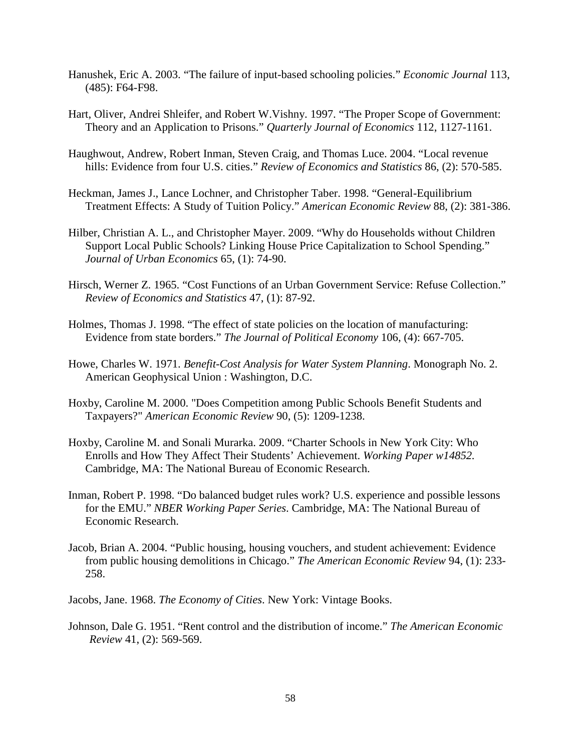Hanushek, Eric A. 2003. “The failure of input-based schooling policies.” *Economic Journal* 113, (485): F64-F98.

Hart, Oliver, Andrei Shleifer, and Robert W.Vishny. 1997. “The Proper Scope of Government: Theory and an Application to Prisons.” *Quarterly Journal of Economics* 112, 1127-1161.

Haughwout, Andrew, Robert Inman, Steven Craig, and Thomas Luce. 2004. “Local revenue hills: Evidence from four U.S. cities.” *Review of Economics and Statistics* 86, (2): 570-585.

Heckman, James J., Lance Lochner, and Christopher Taber. 1998. “General-Equilibrium Treatment Effects: A Study of Tuition Policy.” *American Economic Review* 88, (2): 381-386.

Hilber, Christian A. L., and Christopher Mayer. 2009. “Why do Households without Children Support Local Public Schools? Linking House Price Capitalization to School Spending.” *Journal of Urban Economics* 65, (1): 74-90.

Hirsch, Werner Z. 1965. “Cost Functions of an Urban Government Service: Refuse Collection.” *Review of Economics and Statistics* 47, (1): 87-92.

Holmes, Thomas J. 1998. “The effect of state policies on the location of manufacturing: Evidence from state borders.” *The Journal of Political Economy* 106, (4): 667-705.

Howe, Charles W. 1971. *Benefit-Cost Analysis for Water System Planning*. Monograph No. 2. American Geophysical Union : Washington, D.C.

Hoxby, Caroline M. 2000. "Does Competition among Public Schools Benefit Students and Taxpayers?" *American Economic Review* 90, (5): 1209-1238.

Hoxby, Caroline M. and Sonali Murarka. 2009. “Charter Schools in New York City: Who Enrolls and How They Affect Their Students’ Achievement. *Working Paper w14852.* Cambridge, MA: The National Bureau of Economic Research.

Inman, Robert P. 1998. “Do balanced budget rules work? U.S. experience and possible lessons for the EMU.” *NBER Working Paper Series*. Cambridge, MA: The National Bureau of Economic Research.

Jacob, Brian A. 2004. “Public housing, housing vouchers, and student achievement: Evidence from public housing demolitions in Chicago.” *The American Economic Review* 94, (1): 233-258.

Jacobs, Jane. 1968. *The Economy of Cities*. New York: Vintage Books.

Johnson, Dale G. 1951. “Rent control and the distribution of income.” *The American Economic Review* 41, (2): 569-569.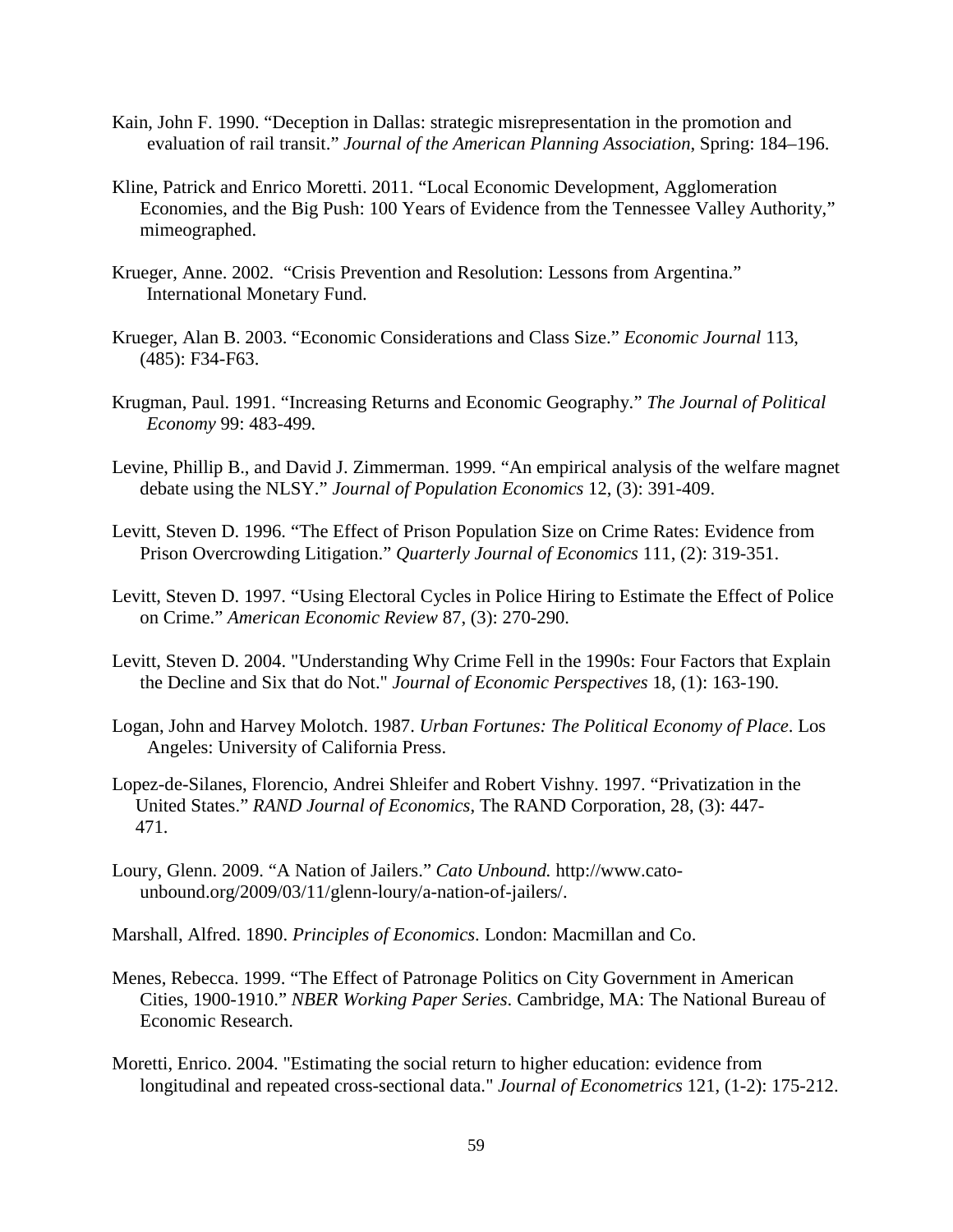Kain, John F. 1990. “Deception in Dallas: strategic misrepresentation in the promotion and evaluation of rail transit.” *Journal of the American Planning Association*, Spring: 184–196.

Kline, Patrick and Enrico Moretti. 2011. “Local Economic Development, Agglomeration Economies, and the Big Push: 100 Years of Evidence from the Tennessee Valley Authority,” mimeographed.

Krueger, Anne. 2002. “Crisis Prevention and Resolution: Lessons from Argentina.” International Monetary Fund.

Krueger, Alan B. 2003. “Economic Considerations and Class Size.” *Economic Journal* 113, (485): F34-F63.

Krugman, Paul. 1991. “Increasing Returns and Economic Geography.” *The Journal of Political Economy* 99: 483-499.

Levine, Phillip B., and David J. Zimmerman. 1999. “An empirical analysis of the welfare magnet debate using the NLSY.” *Journal of Population Economics* 12, (3): 391-409.

Levitt, Steven D. 1996. “The Effect of Prison Population Size on Crime Rates: Evidence from Prison Overcrowding Litigation.” *Quarterly Journal of Economics* 111, (2): 319-351.

Levitt, Steven D. 1997. “Using Electoral Cycles in Police Hiring to Estimate the Effect of Police on Crime.” *American Economic Review* 87, (3): 270-290.

Levitt, Steven D. 2004. "Understanding Why Crime Fell in the 1990s: Four Factors that Explain the Decline and Six that do Not." *Journal of Economic Perspectives* 18, (1): 163-190.

Logan, John and Harvey Molotch. 1987. *Urban Fortunes: The Political Economy of Place*. Los Angeles: University of California Press.

Lopez-de-Silanes, Florencio, Andrei Shleifer and Robert Vishny. 1997. “Privatization in the United States.” *RAND Journal of Economics*, The RAND Corporation, 28, (3): 447-471.

Loury, Glenn. 2009. “A Nation of Jailers.” *Cato Unbound.* http://www.cato-unbound.org/2009/03/11/glenn-loury/a-nation-of-jailers/.

Marshall, Alfred. 1890. *Principles of Economics*. London: Macmillan and Co.

Menes, Rebecca. 1999. “The Effect of Patronage Politics on City Government in American Cities, 1900-1910.” *NBER Working Paper Series*. Cambridge, MA: The National Bureau of Economic Research.

Moretti, Enrico. 2004. "Estimating the social return to higher education: evidence from longitudinal and repeated cross-sectional data." *Journal of Econometrics* 121, (1-2): 175-212.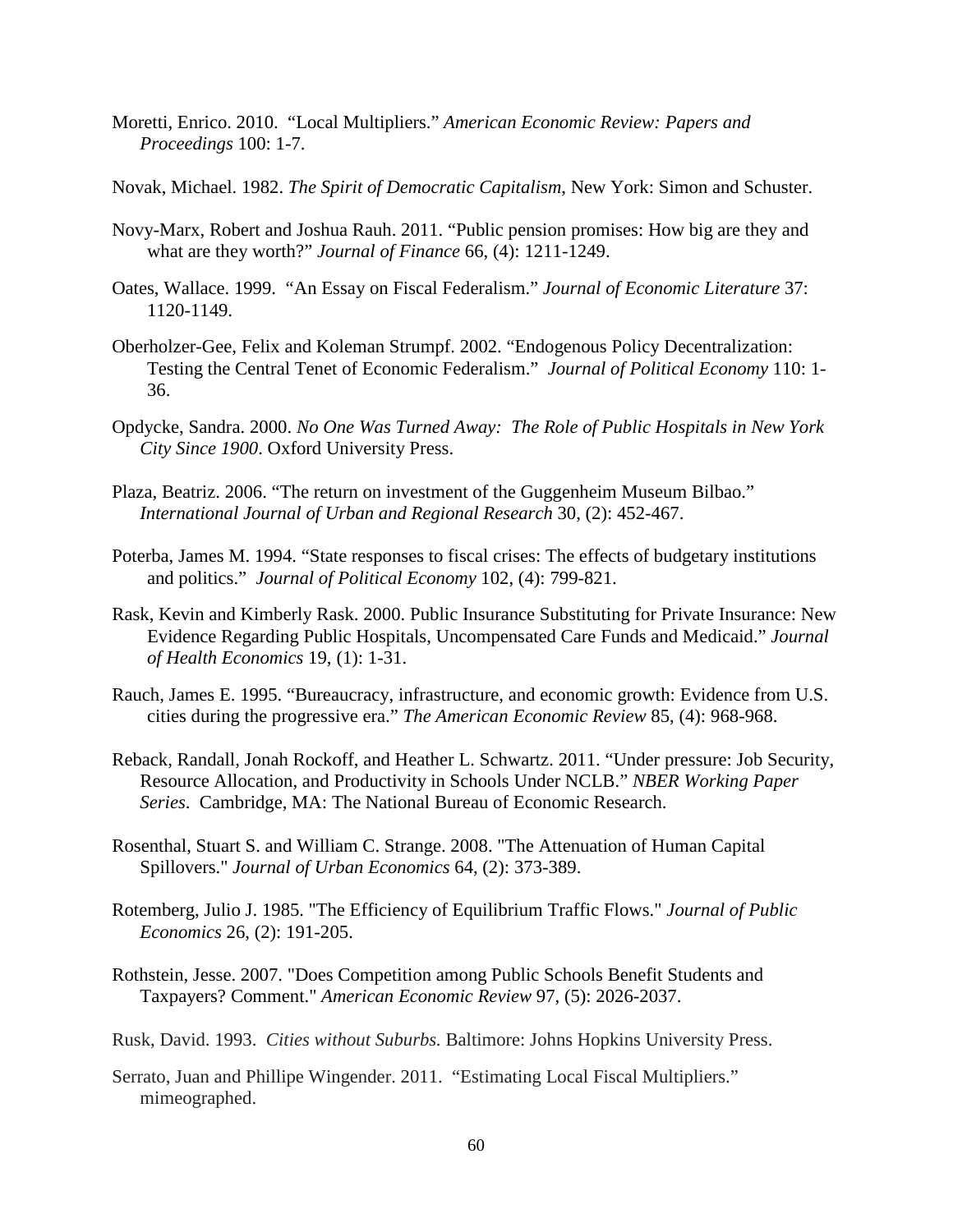Moretti, Enrico. 2010. "Local Multipliers." *American Economic Review: Papers and Proceedings* 100: 1-7.

Novak, Michael. 1982. *The Spirit of Democratic Capitalism*, New York: Simon and Schuster.

Novy-Marx, Robert and Joshua Rauh. 2011. "Public pension promises: How big are they and what are they worth?" *Journal of Finance* 66, (4): 1211-1249.

Oates, Wallace. 1999. "An Essay on Fiscal Federalism." *Journal of Economic Literature* 37: 1120-1149.

Oberholzer-Gee, Felix and Koleman Strumpf. 2002. "Endogenous Policy Decentralization: Testing the Central Tenet of Economic Federalism." *Journal of Political Economy* 110: 1-36.

Opdycke, Sandra. 2000. *No One Was Turned Away: The Role of Public Hospitals in New York City Since 1900*. Oxford University Press.

Plaza, Beatriz. 2006. "The return on investment of the Guggenheim Museum Bilbao." *International Journal of Urban and Regional Research* 30, (2): 452-467.

Poterba, James M. 1994. "State responses to fiscal crises: The effects of budgetary institutions and politics." *Journal of Political Economy* 102, (4): 799-821.

Rask, Kevin and Kimberly Rask. 2000. Public Insurance Substituting for Private Insurance: New Evidence Regarding Public Hospitals, Uncompensated Care Funds and Medicaid." *Journal of Health Economics* 19, (1): 1-31.

Rauch, James E. 1995. "Bureaucracy, infrastructure, and economic growth: Evidence from U.S. cities during the progressive era." *The American Economic Review* 85, (4): 968-968.

Reback, Randall, Jonah Rockoff, and Heather L. Schwartz. 2011. "Under pressure: Job Security, Resource Allocation, and Productivity in Schools Under NCLB." *NBER Working Paper Series*. Cambridge, MA: The National Bureau of Economic Research.

Rosenthal, Stuart S. and William C. Strange. 2008. "The Attenuation of Human Capital Spillovers." *Journal of Urban Economics* 64, (2): 373-389.

Rotemberg, Julio J. 1985. "The Efficiency of Equilibrium Traffic Flows." *Journal of Public Economics* 26, (2): 191-205.

Rothstein, Jesse. 2007. "Does Competition among Public Schools Benefit Students and Taxpayers? Comment." *American Economic Review* 97, (5): 2026-2037.

Rusk, David. 1993. *Cities without Suburbs.* Baltimore: Johns Hopkins University Press.

Serrato, Juan and Phillipe Wingender. 2011. "Estimating Local Fiscal Multipliers." mimeographed.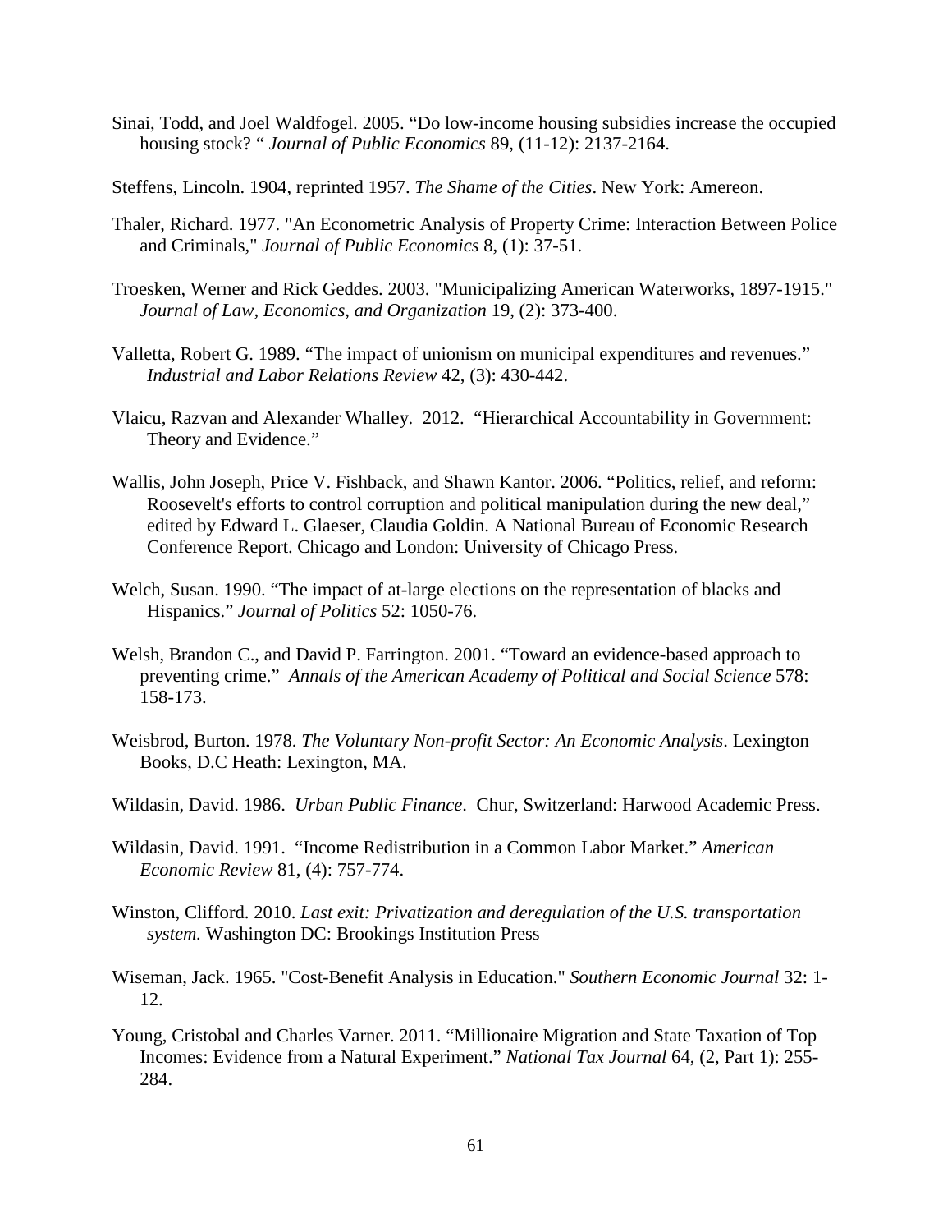Sinai, Todd, and Joel Waldfogel. 2005. "Do low-income housing subsidies increase the occupied housing stock? " *Journal of Public Economics* 89, (11-12): 2137-2164.

Steffens, Lincoln. 1904, reprinted 1957. *The Shame of the Cities*. New York: Amereon.

Thaler, Richard. 1977. "An Econometric Analysis of Property Crime: Interaction Between Police and Criminals," *Journal of Public Economics* 8, (1): 37-51.

Troesken, Werner and Rick Geddes. 2003. "Municipalizing American Waterworks, 1897-1915." *Journal of Law, Economics, and Organization* 19, (2): 373-400.

Valletta, Robert G. 1989. "The impact of unionism on municipal expenditures and revenues." *Industrial and Labor Relations Review* 42, (3): 430-442.

Vlaicu, Razvan and Alexander Whalley. 2012. "Hierarchical Accountability in Government: Theory and Evidence."

Wallis, John Joseph, Price V. Fishback, and Shawn Kantor. 2006. "Politics, relief, and reform: Roosevelt's efforts to control corruption and political manipulation during the new deal," edited by Edward L. Glaeser, Claudia Goldin. A National Bureau of Economic Research Conference Report. Chicago and London: University of Chicago Press.

Welch, Susan. 1990. "The impact of at-large elections on the representation of blacks and Hispanics." *Journal of Politics* 52: 1050-76.

Welsh, Brandon C., and David P. Farrington. 2001. "Toward an evidence-based approach to preventing crime." *Annals of the American Academy of Political and Social Science* 578: 158-173.

Weisbrod, Burton. 1978. *The Voluntary Non-profit Sector: An Economic Analysis*. Lexington Books, D.C Heath: Lexington, MA.

Wildasin, David. 1986. *Urban Public Finance*. Chur, Switzerland: Harwood Academic Press.

Wildasin, David. 1991. "Income Redistribution in a Common Labor Market." *American Economic Review* 81, (4): 757-774.

Winston, Clifford. 2010. *Last exit: Privatization and deregulation of the U.S. transportation system.* Washington DC: Brookings Institution Press

Wiseman, Jack. 1965. "Cost-Benefit Analysis in Education." *Southern Economic Journal* 32: 1-12.

Young, Cristobal and Charles Varner. 2011. "Millionaire Migration and State Taxation of Top Incomes: Evidence from a Natural Experiment." *National Tax Journal* 64, (2, Part 1): 255-284.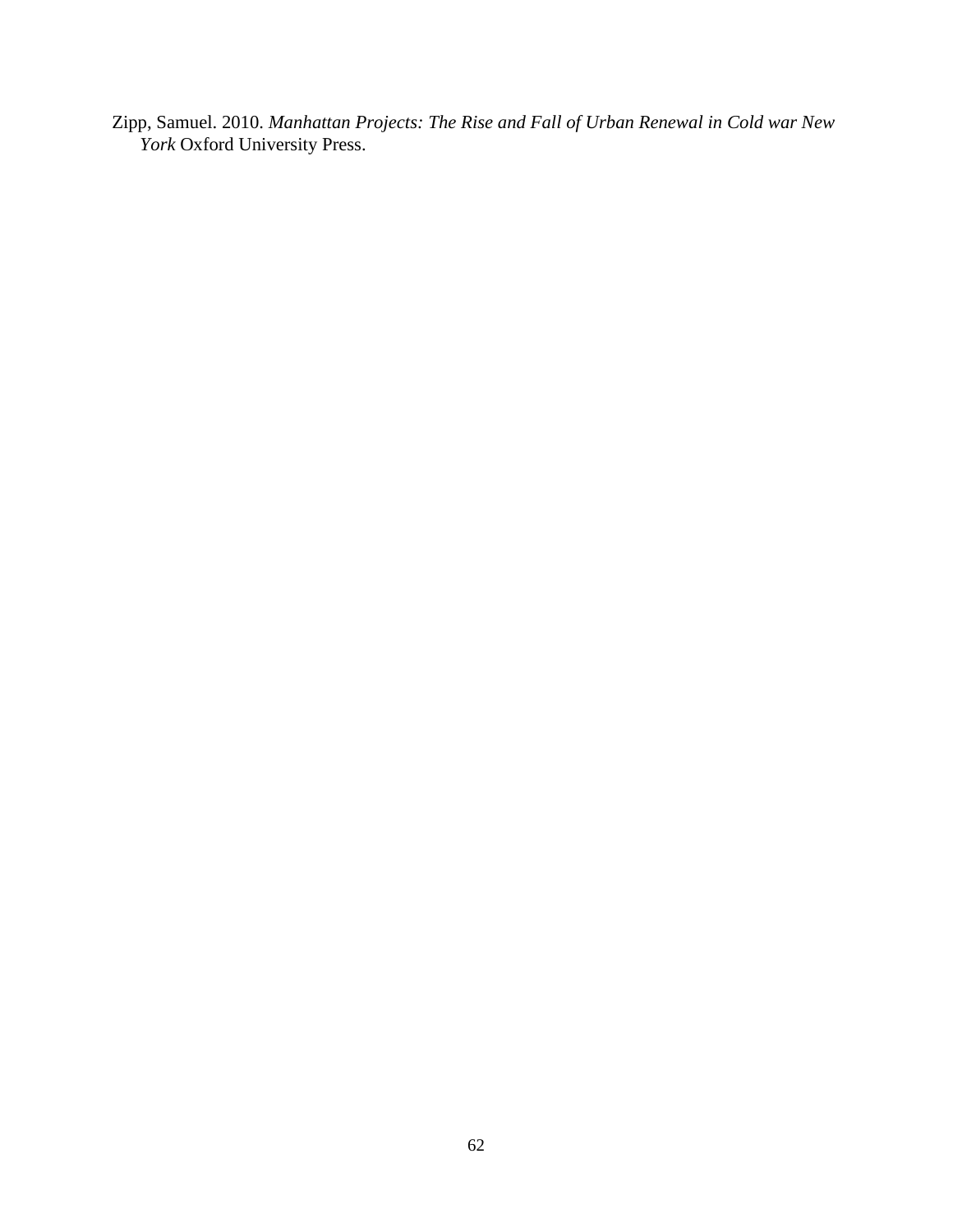Zipp, Samuel. 2010. *Manhattan Projects: The Rise and Fall of Urban Renewal in Cold war New York* Oxford University Press.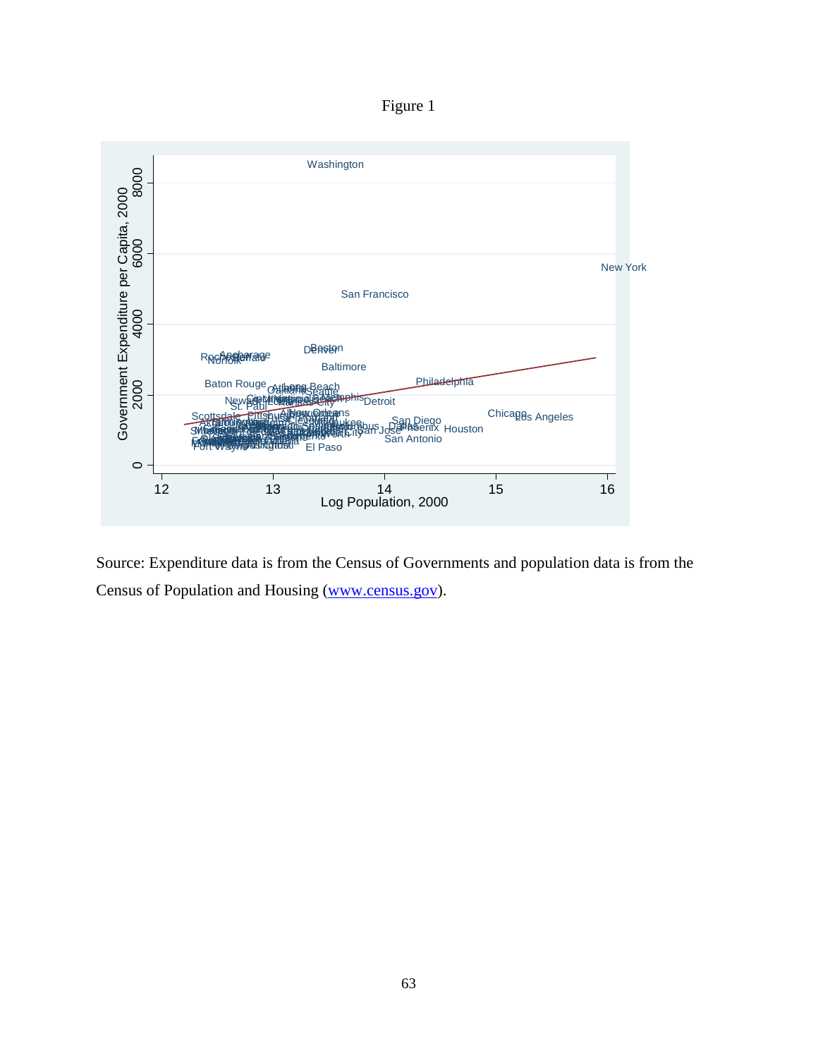Figure 1

Source: Expenditure data is from the Census of Governments and population data is from the Census of Population and Housing ([www.census.gov](http://www.census.gov)).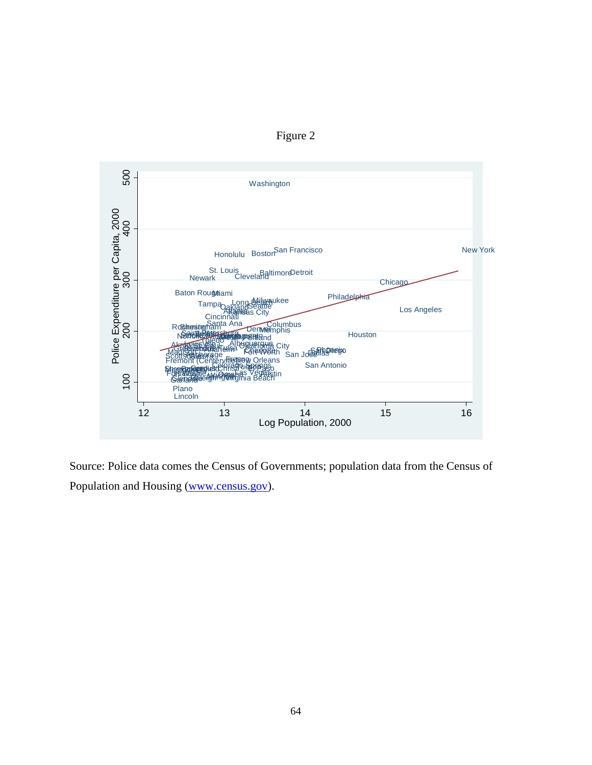Figure 2

Source: Police data comes the Census of Governments; population data from the Census of Population and Housing ([www.census.gov](http://www.census.gov)).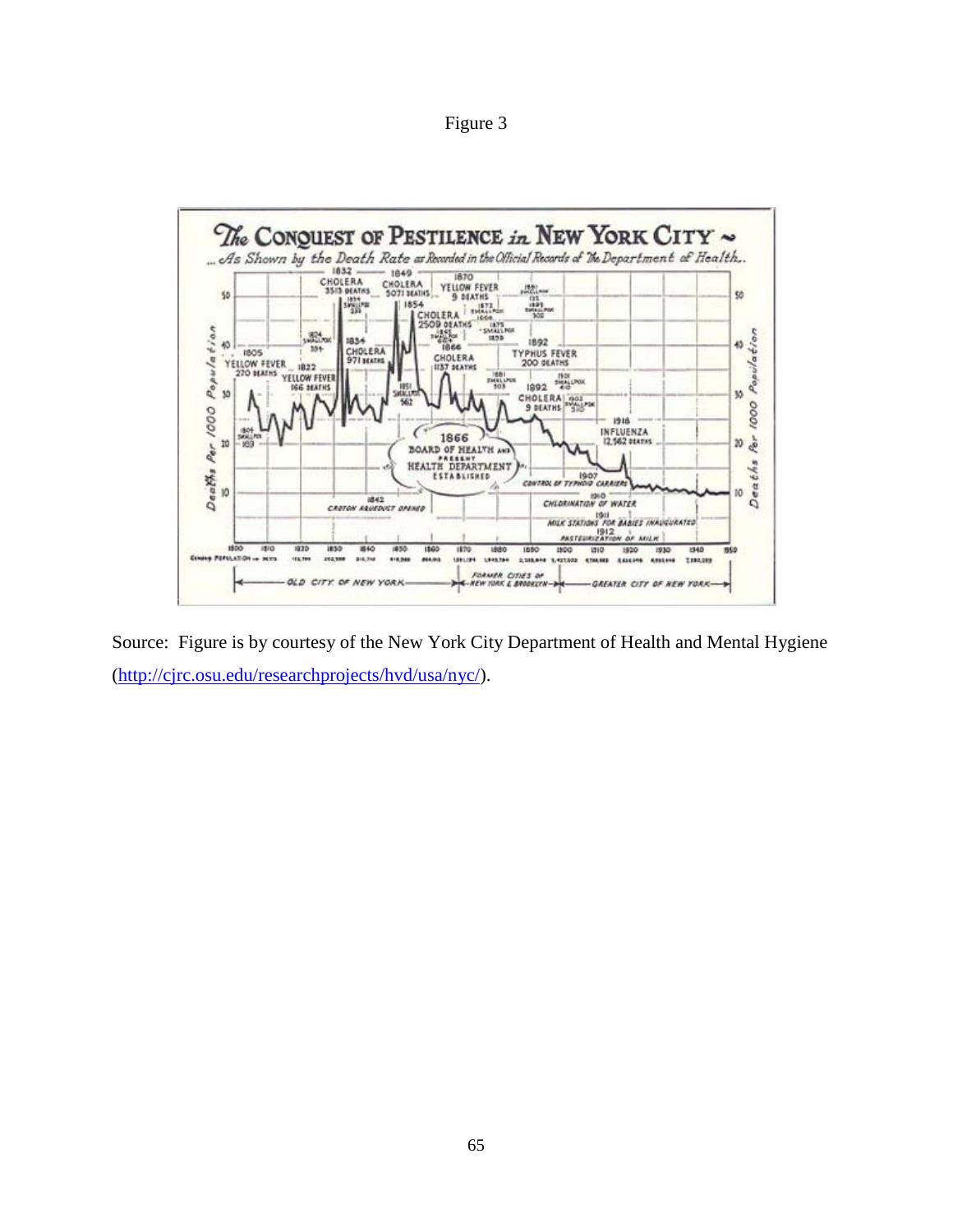Figure 3

Source: Figure is by courtesy of the New York City Department of Health and Mental Hygiene (http://cjrc.osu.edu/researchprojects/hvd/usa/nyc/).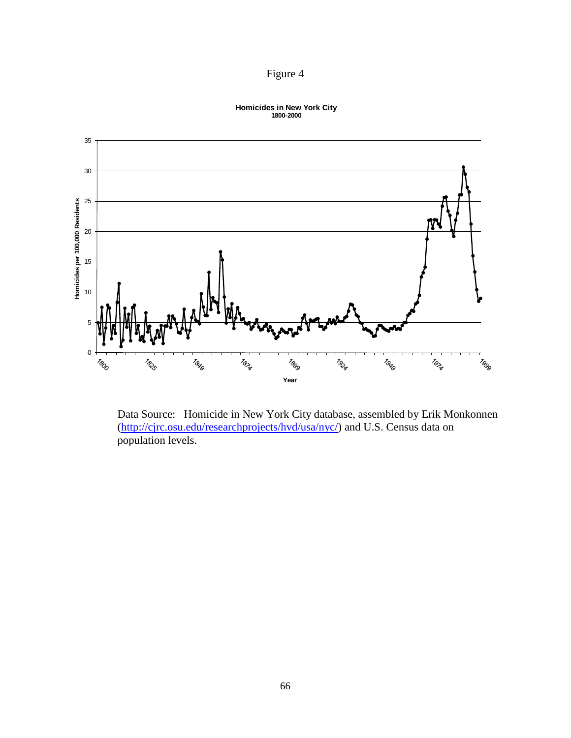Figure 4

Homicides in New York City
1800-2000

Homicides per 100,000 Residents

0
5
10
15
20
25
30
35

1800
1825
1849
1874
1899
1924
1949
1974
1999

Year

Data Source: Homicide in New York City database, assembled by Erik Monkonnen (http://cjrc.osu.edu/researchprojects/hvd/usa/nyc/) and U.S. Census data on population levels.